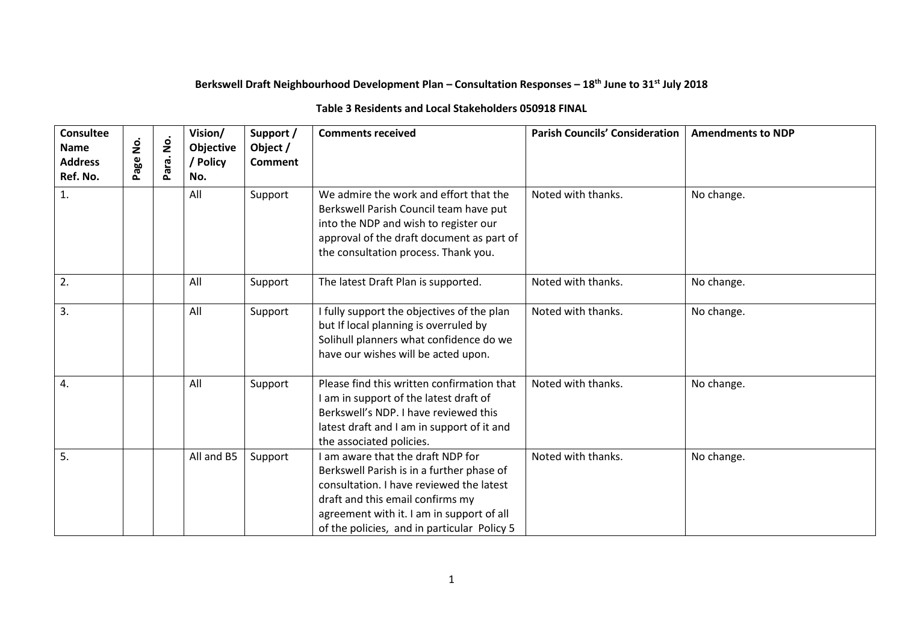**Berkswell Draft Neighbourhood Development Plan – Consultation Responses – 18th June to 31st July 2018**

**Table 3 Residents and Local Stakeholders 050918 FINAL**

| Consultee Name Address Ref. No. | Page No. | Para. No. | Vision/ Objective / Policy No. | Support / Object / Comment | Comments received | Parish Councils' Consideration | Amendments to NDP |
|---|---|---|---|---|---|---|---|
| 1. | | | All | Support | We admire the work and effort that the Berkswell Parish Council team have put into the NDP and wish to register our approval of the draft document as part of the consultation process. Thank you. | Noted with thanks. | No change. |
| 2. | | | All | Support | The latest Draft Plan is supported. | Noted with thanks. | No change. |
| 3. | | | All | Support | I fully support the objectives of the plan but If local planning is overruled by Solihull planners what confidence do we have our wishes will be acted upon. | Noted with thanks. | No change. |
| 4. | | | All | Support | Please find this written confirmation that I am in support of the latest draft of Berkswell's NDP. I have reviewed this latest draft and I am in support of it and the associated policies. | Noted with thanks. | No change. |
| 5. | | | All and B5 | Support | I am aware that the draft NDP for Berkswell Parish is in a further phase of consultation. I have reviewed the latest draft and this email confirms my agreement with it. I am in support of all of the policies, and in particular Policy 5 | Noted with thanks. | No change. |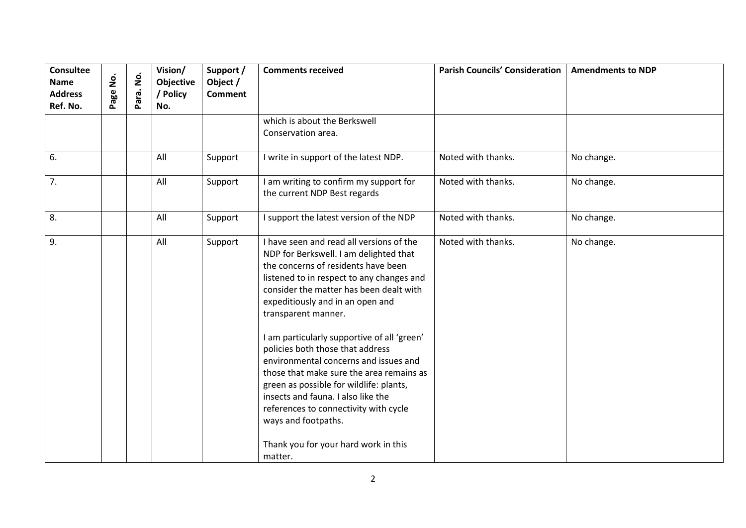| Consultee Name Address Ref. No. | Page No. | Para. No. | Vision/ Objective / Policy No. | Support / Object / Comment | Comments received | Parish Councils' Consideration | Amendments to NDP |
|---|---|---|---|---|---|---|---|
| | | | | | which is about the Berkswell Conservation area. | | |
| 6. | | | All | Support | I write in support of the latest NDP. | Noted with thanks. | No change. |
| 7. | | | All | Support | I am writing to confirm my support for the current NDP Best regards | Noted with thanks. | No change. |
| 8. | | | All | Support | I support the latest version of the NDP | Noted with thanks. | No change. |
| 9. | | | All | Support | I have seen and read all versions of the NDP for Berkswell. I am delighted that the concerns of residents have been listened to in respect to any changes and consider the matter has been dealt with expeditiously and in an open and transparent manner.<br><br>I am particularly supportive of all 'green' policies both those that address environmental concerns and issues and those that make sure the area remains as green as possible for wildlife: plants, insects and fauna. I also like the references to connectivity with cycle ways and footpaths.<br><br>Thank you for your hard work in this matter. | Noted with thanks. | No change. |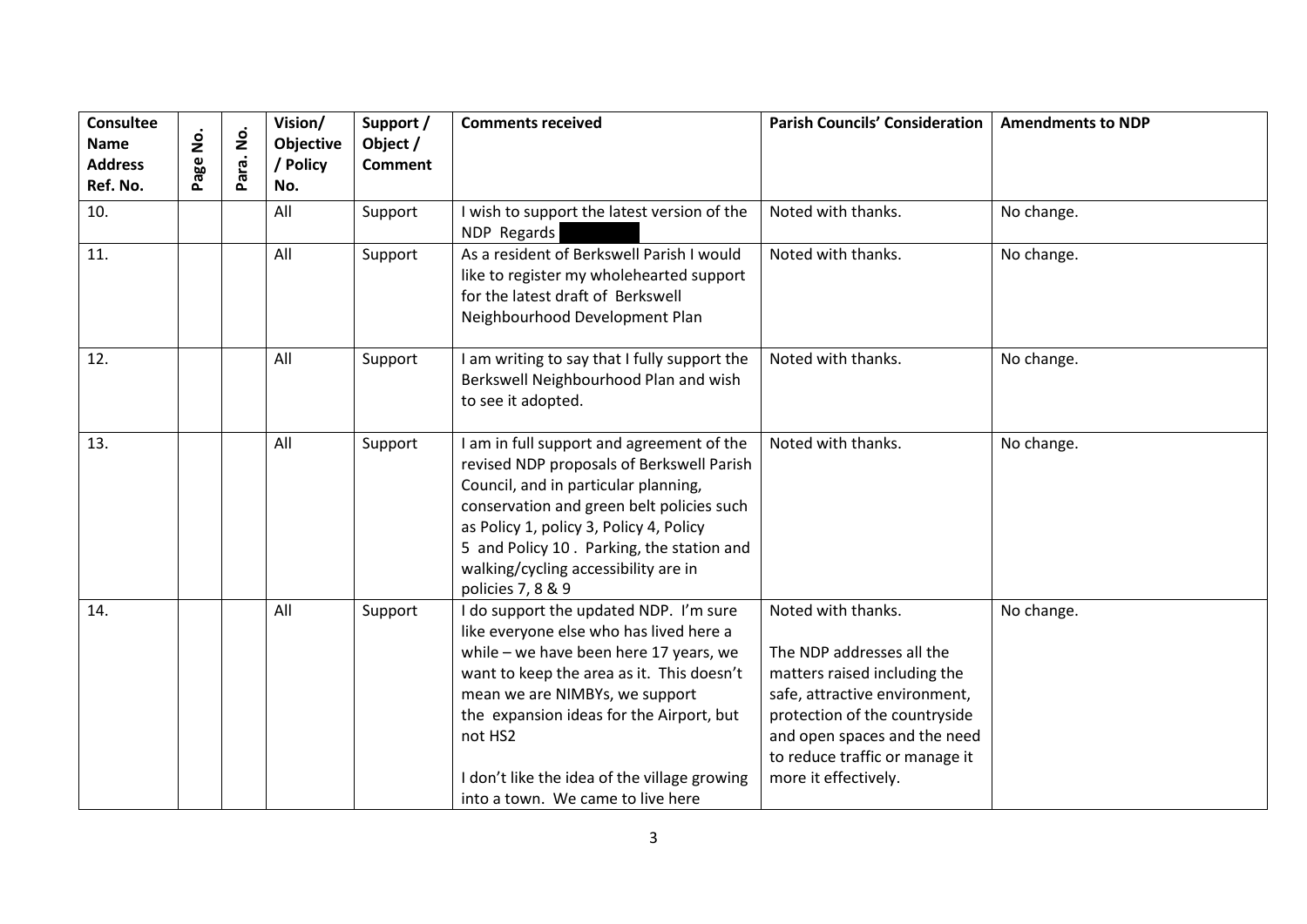| Consultee Name Address Ref. No. | Page No. | Para. No. | Vision/ Objective / Policy No. | Support / Object / Comment | Comments received | Parish Councils' Consideration | Amendments to NDP |
|---|---|---|---|---|---|---|---|
| 10. | | | All | Support | I wish to support the latest version of the NDP Regards | Noted with thanks. | No change. |
| 11. | | | All | Support | As a resident of Berkswell Parish I would like to register my wholehearted support for the latest draft of Berkswell Neighbourhood Development Plan | Noted with thanks. | No change. |
| 12. | | | All | Support | I am writing to say that I fully support the Berkswell Neighbourhood Plan and wish to see it adopted. | Noted with thanks. | No change. |
| 13. | | | All | Support | I am in full support and agreement of the revised NDP proposals of Berkswell Parish Council, and in particular planning, conservation and green belt policies such as Policy 1, policy 3, Policy 4, Policy 5 and Policy 10 . Parking, the station and walking/cycling accessibility are in policies 7, 8 & 9 | Noted with thanks. | No change. |
| 14. | | | All | Support | I do support the updated NDP. I'm sure like everyone else who has lived here a while – we have been here 17 years, we want to keep the area as it. This doesn't mean we are NIMBYs, we support the expansion ideas for the Airport, but not HS2<br><br>I don't like the idea of the village growing into a town. We came to live here | Noted with thanks.<br><br>The NDP addresses all the matters raised including the safe, attractive environment, protection of the countryside and open spaces and the need to reduce traffic or manage it more it effectively. | No change. |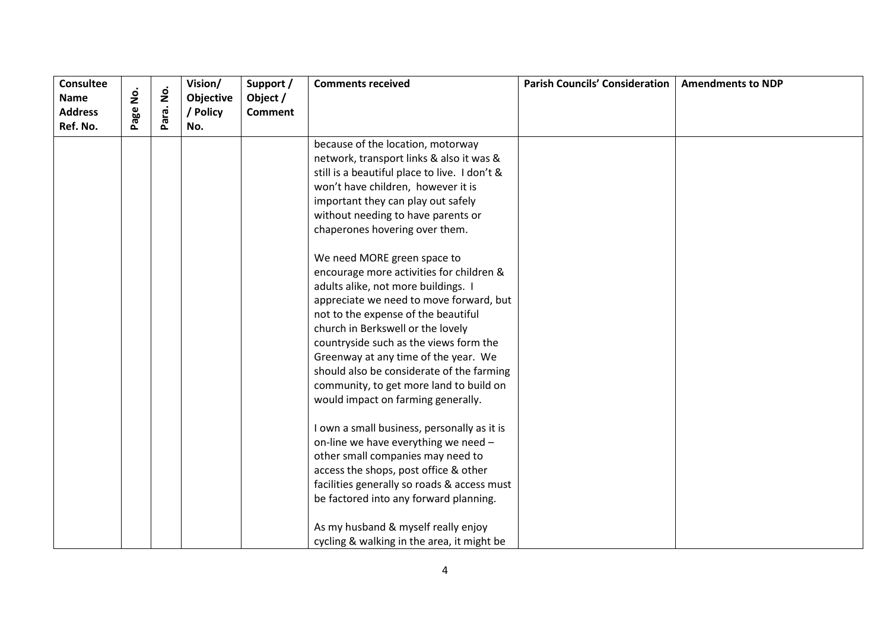| Consultee Name Address Ref. No. | Page No. | Para. No. | Vision/ Objective / Policy No. | Support / Object / Comment | Comments received | Parish Councils' Consideration | Amendments to NDP |
|---|---|---|---|---|---|---|---|
| | | | | | because of the location, motorway network, transport links & also it was & still is a beautiful place to live. I don't & won't have children, however it is important they can play out safely without needing to have parents or chaperones hovering over them.<br><br>We need MORE green space to encourage more activities for children & adults alike, not more buildings. I appreciate we need to move forward, but not to the expense of the beautiful church in Berkswell or the lovely countryside such as the views form the Greenway at any time of the year. We should also be considerate of the farming community, to get more land to build on would impact on farming generally.<br><br>I own a small business, personally as it is on-line we have everything we need – other small companies may need to access the shops, post office & other facilities generally so roads & access must be factored into any forward planning.<br><br>As my husband & myself really enjoy cycling & walking in the area, it might be | | |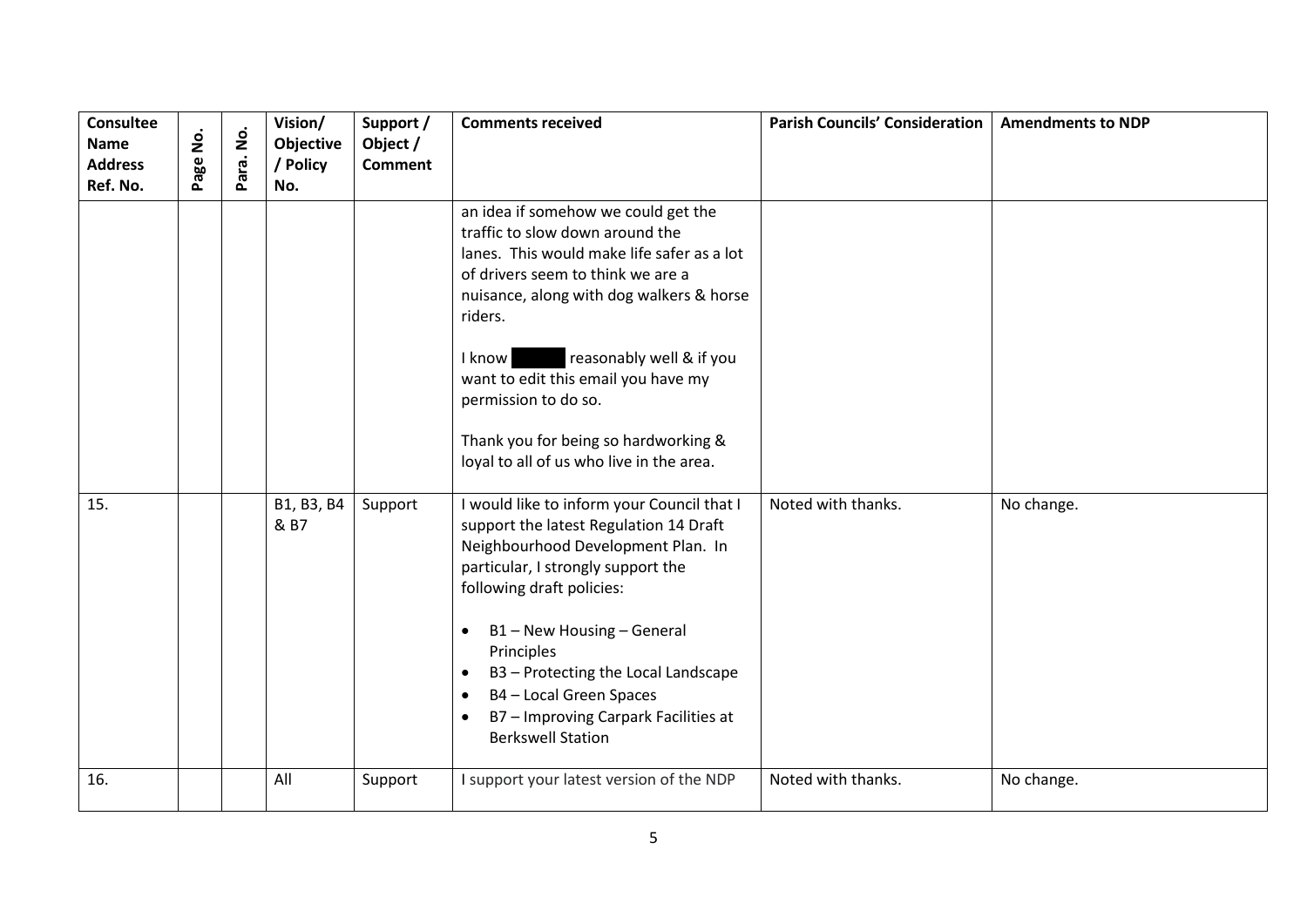| Consultee Name Address Ref. No. | Page No. | Para. No. | Vision/ Objective / Policy No. | Support / Object / Comment | Comments received | Parish Councils' Consideration | Amendments to NDP |
|---|---|---|---|---|---|---|---|
| | | | | | an idea if somehow we could get the traffic to slow down around the lanes. This would make life safer as a lot of drivers seem to think we are a nuisance, along with dog walkers & horse riders.<br><br>I know [redacted] reasonably well & if you want to edit this email you have my permission to do so.<br><br>Thank you for being so hardworking & loyal to all of us who live in the area. | | |
| 15. | | | B1, B3, B4 & B7 | Support | I would like to inform your Council that I support the latest Regulation 14 Draft Neighbourhood Development Plan. In particular, I strongly support the following draft policies:<br><br>• B1 – New Housing – General Principles<br>• B3 – Protecting the Local Landscape<br>• B4 – Local Green Spaces<br>• B7 – Improving Carpark Facilities at Berkswell Station | Noted with thanks. | No change. |
| 16. | | | All | Support | I support your latest version of the NDP | Noted with thanks. | No change. |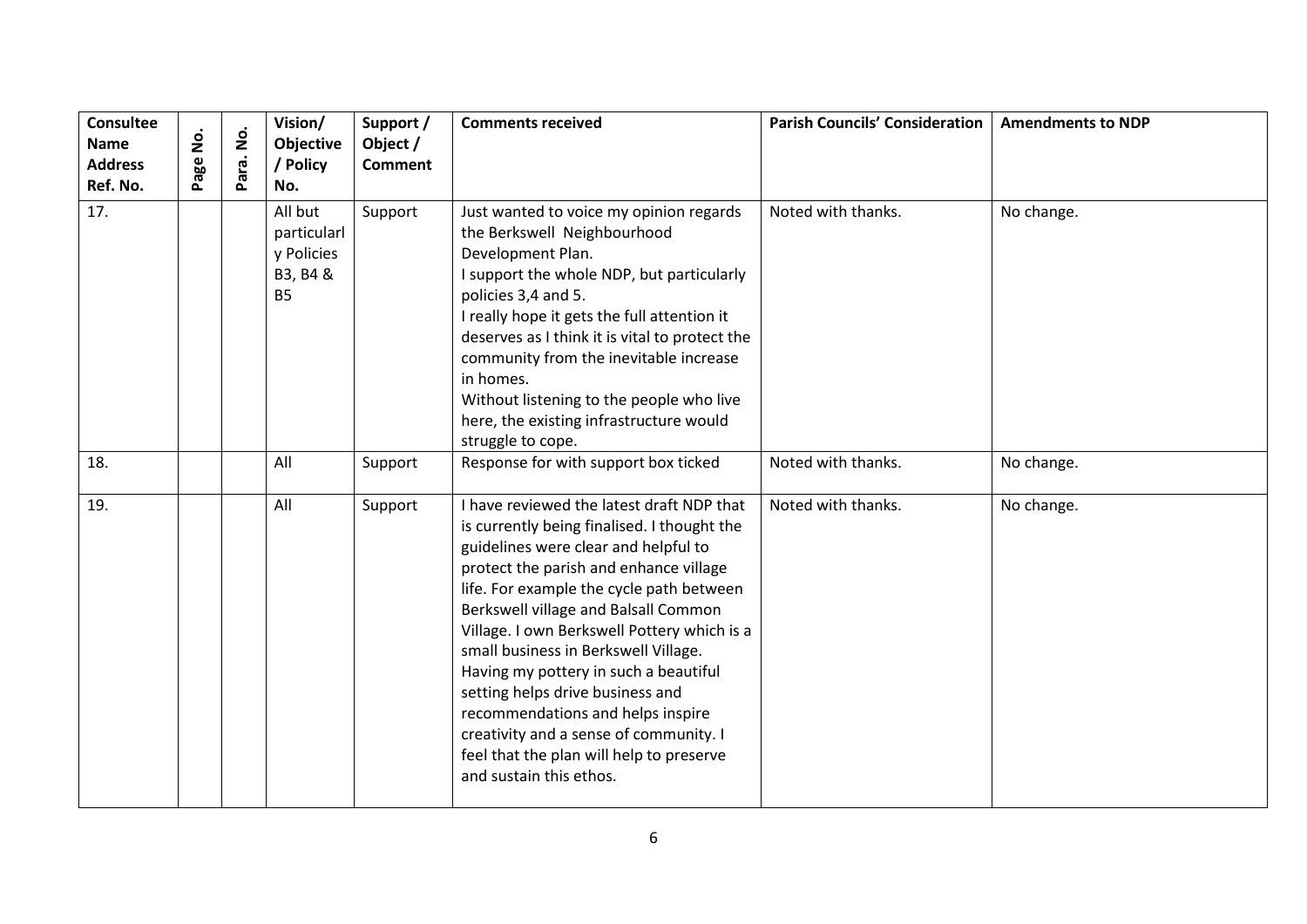| Consultee Name Address Ref. No. | Page No. | Para. No. | Vision/ Objective / Policy No. | Support / Object / Comment | Comments received | Parish Councils' Consideration | Amendments to NDP |
|---|---|---|---|---|---|---|---|
| 17. | | | All but particularly Policies B3, B4 & B5 | Support | Just wanted to voice my opinion regards the Berkswell Neighbourhood Development Plan.<br>I support the whole NDP, but particularly policies 3,4 and 5.<br>I really hope it gets the full attention it deserves as I think it is vital to protect the community from the inevitable increase in homes.<br>Without listening to the people who live here, the existing infrastructure would struggle to cope. | Noted with thanks. | No change. |
| 18. | | | All | Support | Response for with support box ticked | Noted with thanks. | No change. |
| 19. | | | All | Support | I have reviewed the latest draft NDP that is currently being finalised. I thought the guidelines were clear and helpful to protect the parish and enhance village life. For example the cycle path between Berkswell village and Balsall Common Village. I own Berkswell Pottery which is a small business in Berkswell Village. Having my pottery in such a beautiful setting helps drive business and recommendations and helps inspire creativity and a sense of community. I feel that the plan will help to preserve and sustain this ethos. | Noted with thanks. | No change. |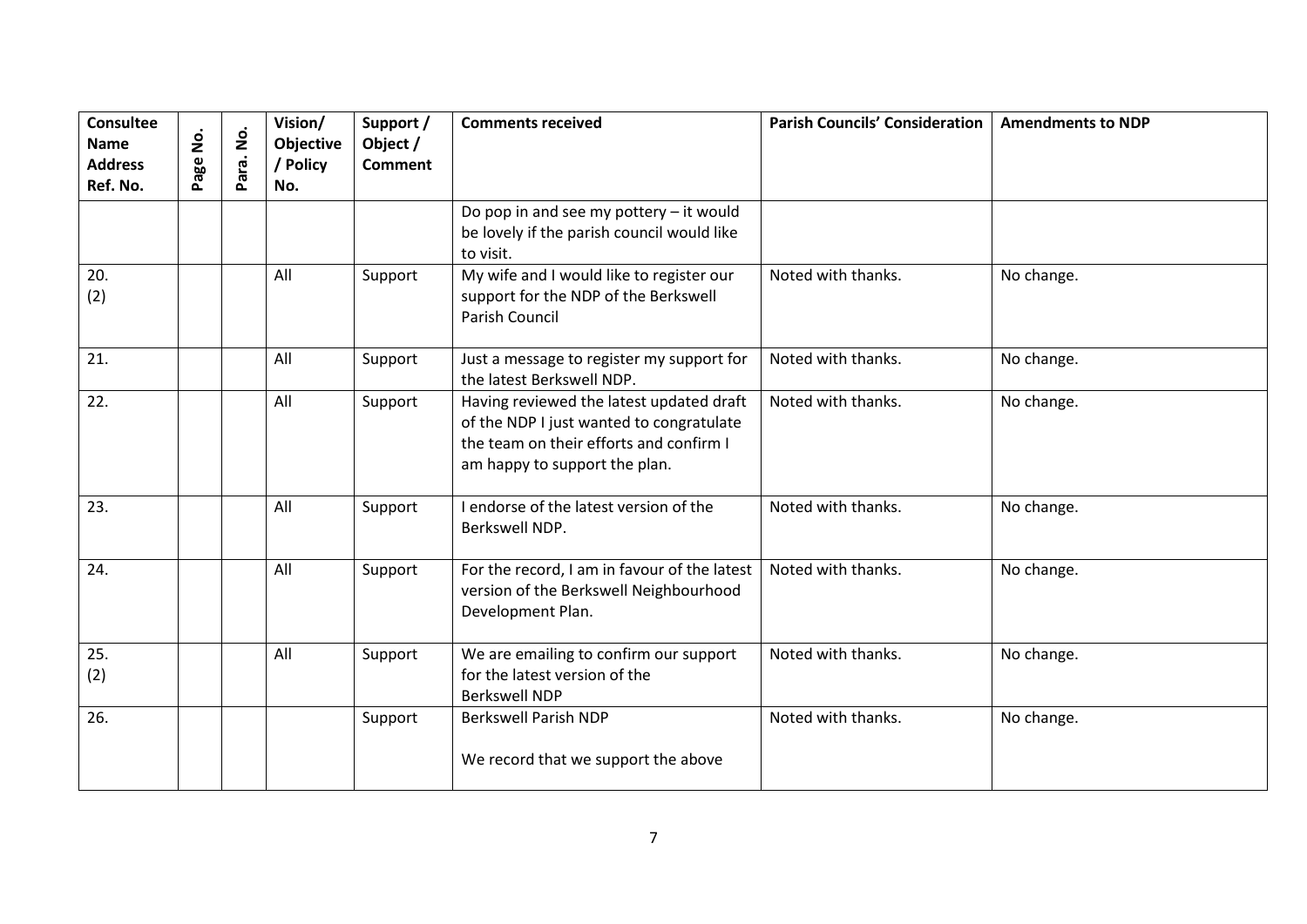| Consultee Name Address Ref. No. | Page No. | Para. No. | Vision/ Objective / Policy No. | Support / Object / Comment | Comments received | Parish Councils' Consideration | Amendments to NDP |
|---|---|---|---|---|---|---|---|
| | | | | | Do pop in and see my pottery – it would be lovely if the parish council would like to visit. | | |
| 20. (2) | | | All | Support | My wife and I would like to register our support for the NDP of the Berkswell Parish Council | Noted with thanks. | No change. |
| 21. | | | All | Support | Just a message to register my support for the latest Berkswell NDP. | Noted with thanks. | No change. |
| 22. | | | All | Support | Having reviewed the latest updated draft of the NDP I just wanted to congratulate the team on their efforts and confirm I am happy to support the plan. | Noted with thanks. | No change. |
| 23. | | | All | Support | I endorse of the latest version of the Berkswell NDP. | Noted with thanks. | No change. |
| 24. | | | All | Support | For the record, I am in favour of the latest version of the Berkswell Neighbourhood Development Plan. | Noted with thanks. | No change. |
| 25. (2) | | | All | Support | We are emailing to confirm our support for the latest version of the Berkswell NDP | Noted with thanks. | No change. |
| 26. | | | | Support | Berkswell Parish NDP<br><br>We record that we support the above | Noted with thanks. | No change. |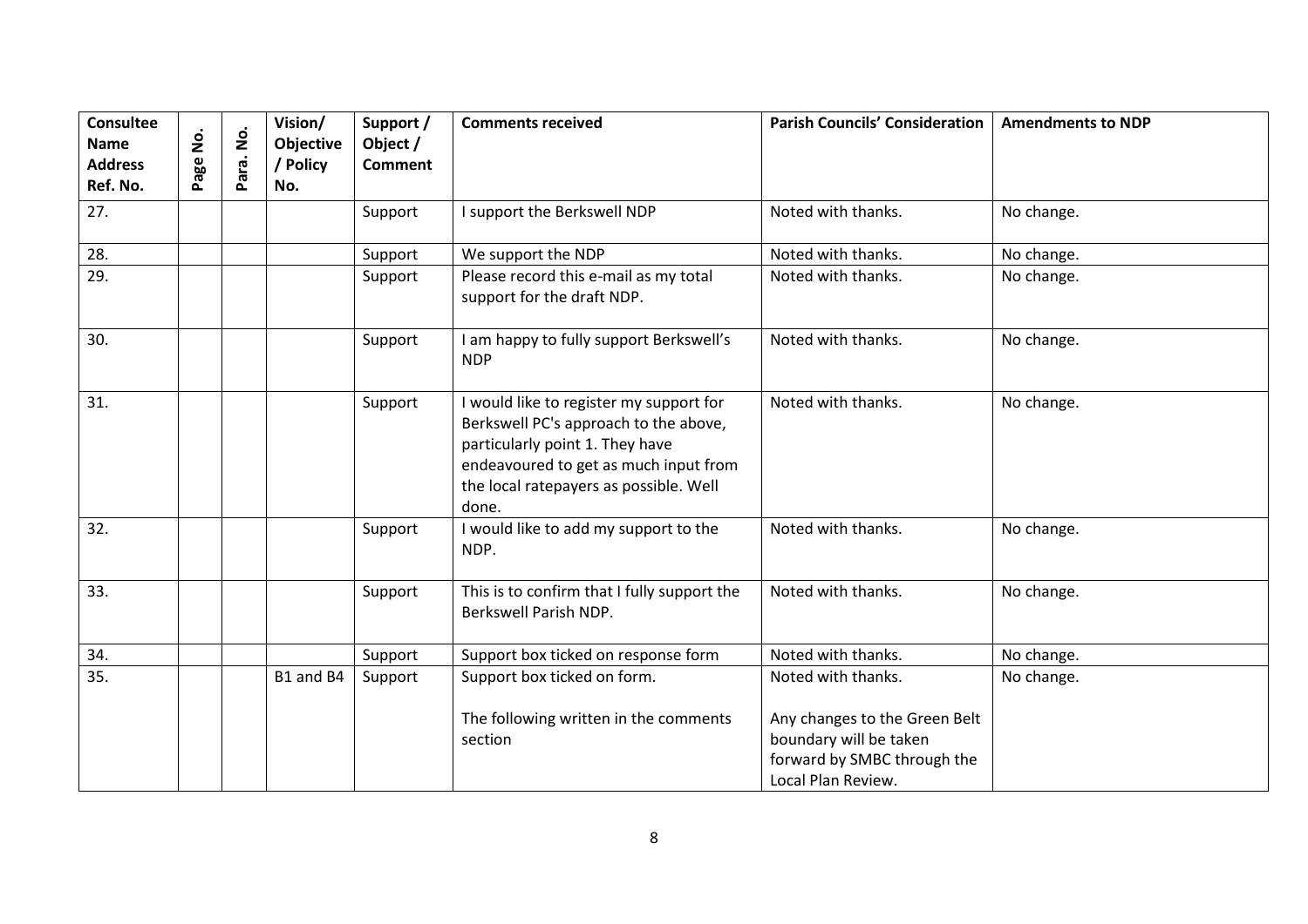| Consultee Name Address Ref. No. | Page No. | Para. No. | Vision/ Objective / Policy No. | Support / Object / Comment | Comments received | Parish Councils' Consideration | Amendments to NDP |
|---|---|---|---|---|---|---|---|
| 27. | | | | Support | I support the Berkswell NDP | Noted with thanks. | No change. |
| 28. | | | | Support | We support the NDP | Noted with thanks. | No change. |
| 29. | | | | Support | Please record this e-mail as my total support for the draft NDP. | Noted with thanks. | No change. |
| 30. | | | | Support | I am happy to fully support Berkswell's NDP | Noted with thanks. | No change. |
| 31. | | | | Support | I would like to register my support for Berkswell PC's approach to the above, particularly point 1. They have endeavoured to get as much input from the local ratepayers as possible. Well done. | Noted with thanks. | No change. |
| 32. | | | | Support | I would like to add my support to the NDP. | Noted with thanks. | No change. |
| 33. | | | | Support | This is to confirm that I fully support the Berkswell Parish NDP. | Noted with thanks. | No change. |
| 34. | | | | Support | Support box ticked on response form | Noted with thanks. | No change. |
| 35. | | | B1 and B4 | Support | Support box ticked on form.<br><br>The following written in the comments section | Noted with thanks.<br><br>Any changes to the Green Belt boundary will be taken forward by SMBC through the Local Plan Review. | No change. |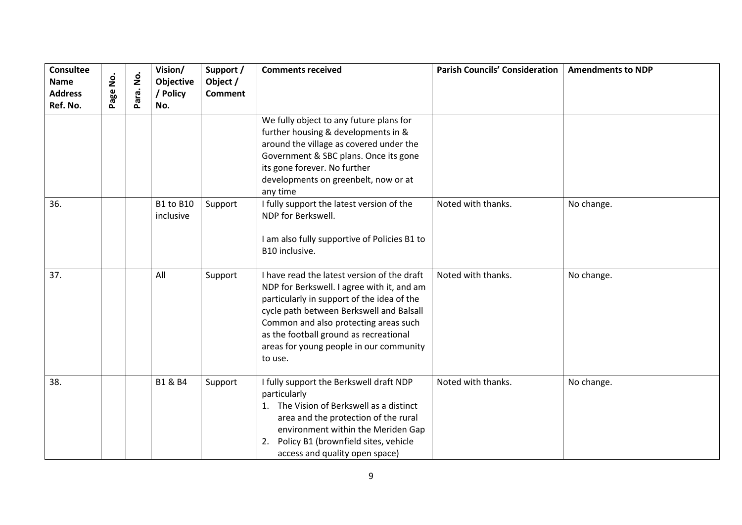| Consultee Name Address Ref. No. | Page No. | Para. No. | Vision/ Objective / Policy No. | Support / Object / Comment | Comments received | Parish Councils' Consideration | Amendments to NDP |
|---|---|---|---|---|---|---|---|
| | | | | | We fully object to any future plans for further housing & developments in & around the village as covered under the Government & SBC plans. Once its gone its gone forever. No further developments on greenbelt, now or at any time | | |
| 36. | | | B1 to B10 inclusive | Support | I fully support the latest version of the NDP for Berkswell.<br><br>I am also fully supportive of Policies B1 to B10 inclusive. | Noted with thanks. | No change. |
| 37. | | | All | Support | I have read the latest version of the draft NDP for Berkswell. I agree with it, and am particularly in support of the idea of the cycle path between Berkswell and Balsall Common and also protecting areas such as the football ground as recreational areas for young people in our community to use. | Noted with thanks. | No change. |
| 38. | | | B1 & B4 | Support | I fully support the Berkswell draft NDP particularly<br>1. The Vision of Berkswell as a distinct area and the protection of the rural environment within the Meriden Gap<br>2. Policy B1 (brownfield sites, vehicle access and quality open space) | Noted with thanks. | No change. |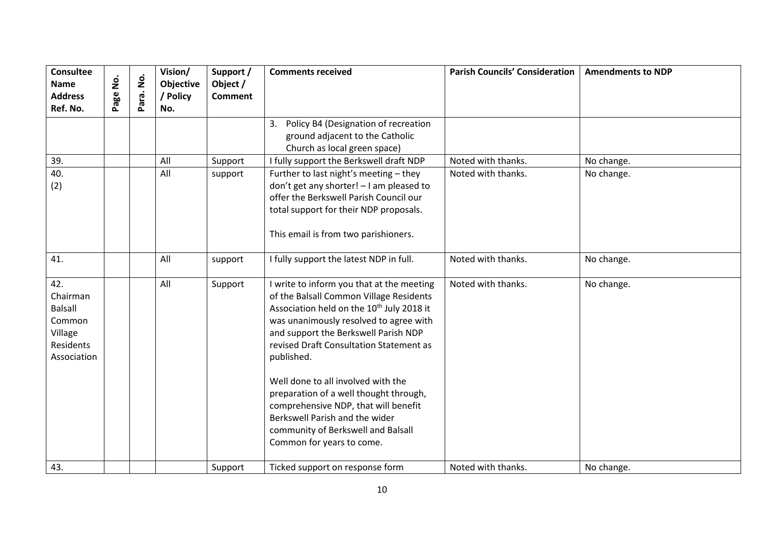| Consultee Name Address Ref. No. | Page No. | Para. No. | Vision/ Objective / Policy No. | Support / Object / Comment | Comments received | Parish Councils' Consideration | Amendments to NDP |
|---|---|---|---|---|---|---|---|
| | | | | | 3. Policy B4 (Designation of recreation ground adjacent to the Catholic Church as local green space) | | |
| 39. | | | All | Support | I fully support the Berkswell draft NDP | Noted with thanks. | No change. |
| 40. (2) | | | All | support | Further to last night's meeting – they don't get any shorter! – I am pleased to offer the Berkswell Parish Council our total support for their NDP proposals.<br><br>This email is from two parishioners. | Noted with thanks. | No change. |
| 41. | | | All | support | I fully support the latest NDP in full. | Noted with thanks. | No change. |
| 42. Chairman Balsall Common Village Residents Association | | | All | Support | I write to inform you that at the meeting of the Balsall Common Village Residents Association held on the 10th July 2018 it was unanimously resolved to agree with and support the Berkswell Parish NDP revised Draft Consultation Statement as published.<br><br>Well done to all involved with the preparation of a well thought through, comprehensive NDP, that will benefit Berkswell Parish and the wider community of Berkswell and Balsall Common for years to come. | Noted with thanks. | No change. |
| 43. | | | | Support | Ticked support on response form | Noted with thanks. | No change. |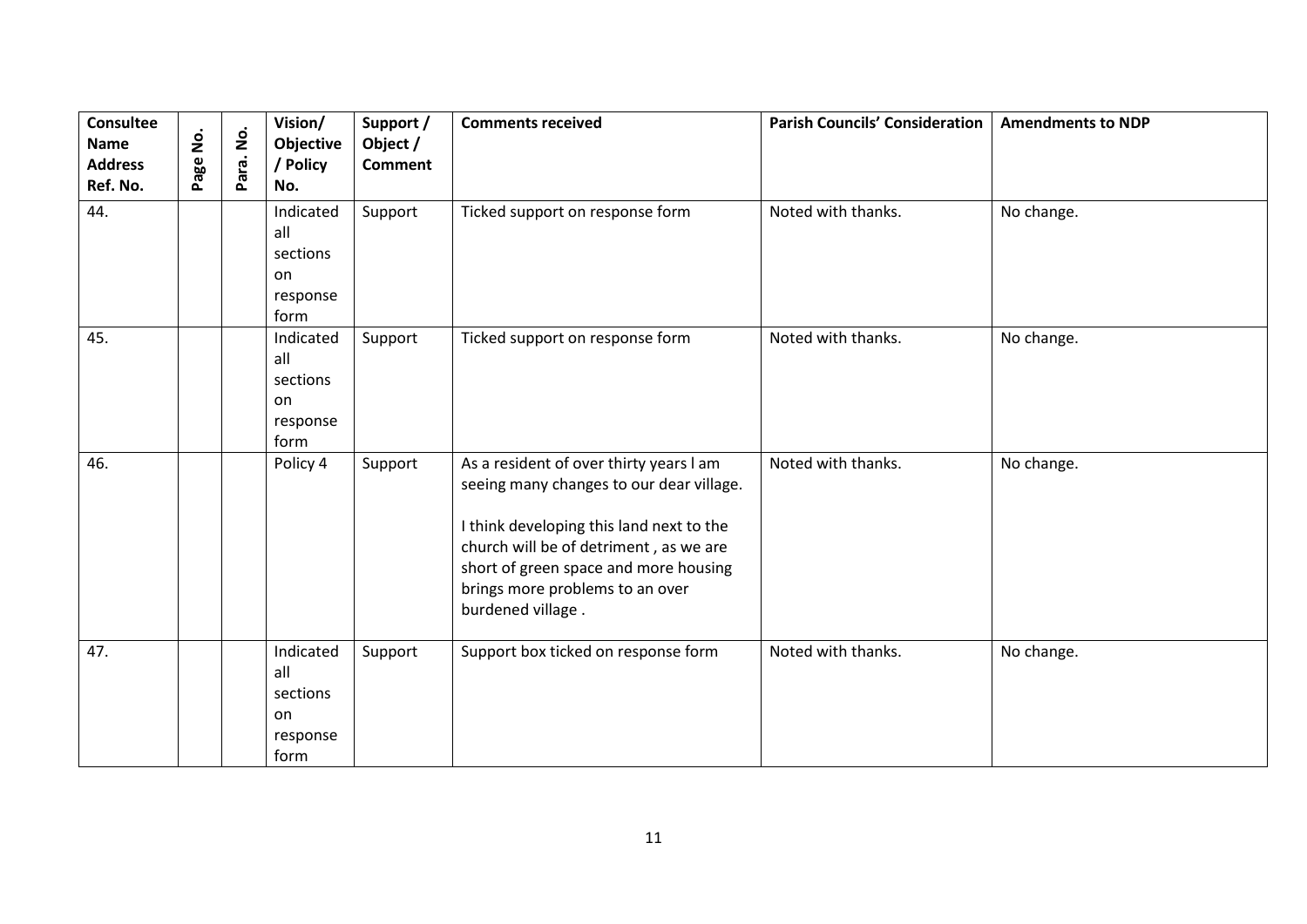| Consultee Name Address Ref. No. | Page No. | Para. No. | Vision/ Objective / Policy No. | Support / Object / Comment | Comments received | Parish Councils' Consideration | Amendments to NDP |
|---|---|---|---|---|---|---|---|
| 44. | | | Indicated all sections on response form | Support | Ticked support on response form | Noted with thanks. | No change. |
| 45. | | | Indicated all sections on response form | Support | Ticked support on response form | Noted with thanks. | No change. |
| 46. | | | Policy 4 | Support | As a resident of over thirty years l am seeing many changes to our dear village.<br><br>I think developing this land next to the church will be of detriment , as we are short of green space and more housing brings more problems to an over burdened village . | Noted with thanks. | No change. |
| 47. | | | Indicated all sections on response form | Support | Support box ticked on response form | Noted with thanks. | No change. |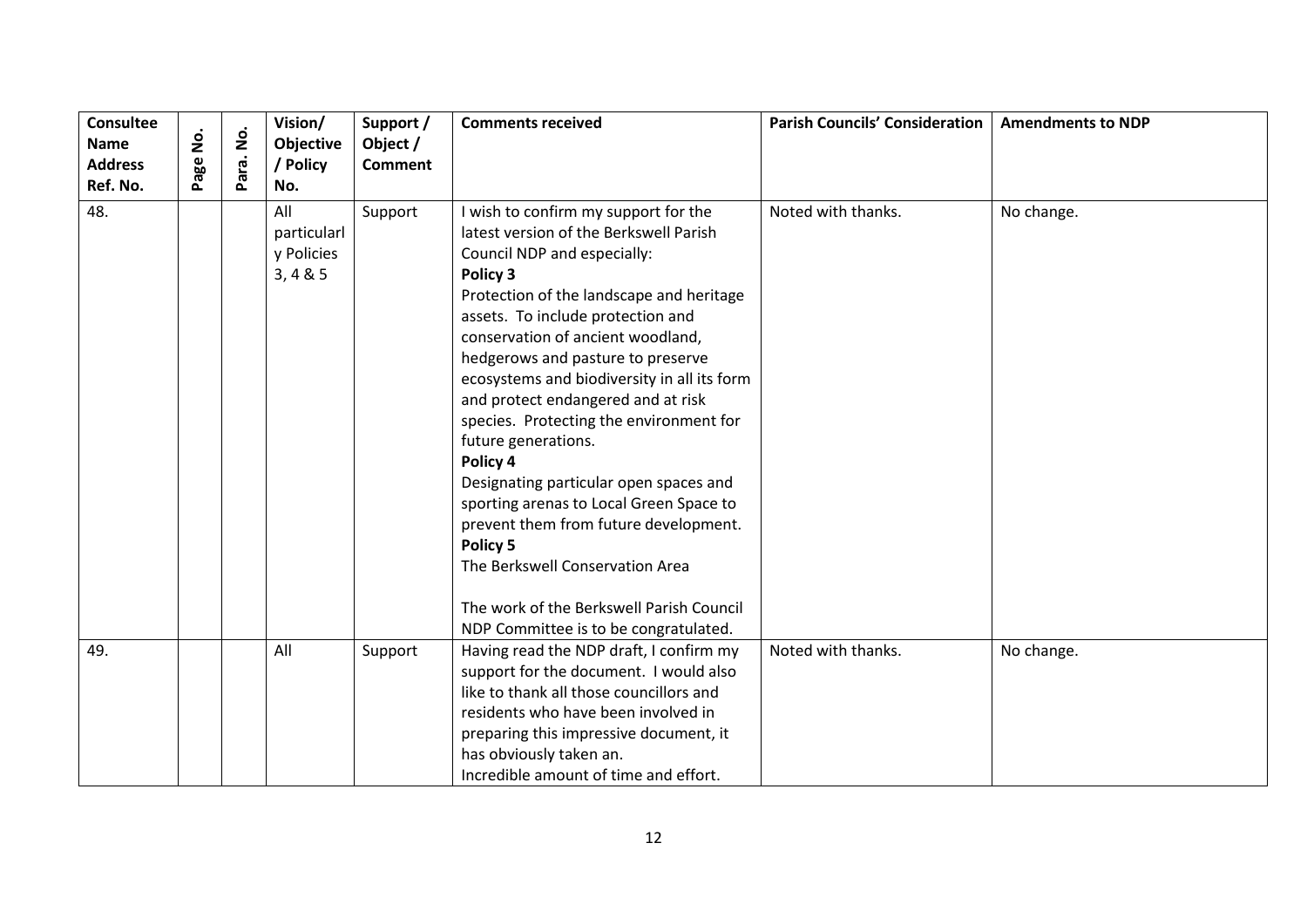| Consultee Name Address Ref. No. | Page No. | Para. No. | Vision/ Objective / Policy No. | Support / Object / Comment | Comments received | Parish Councils' Consideration | Amendments to NDP |
|---|---|---|---|---|---|---|---|
| 48. | | | All particularly Policies 3, 4 & 5 | Support | I wish to confirm my support for the latest version of the Berkswell Parish Council NDP and especially:<br>**Policy 3**<br>Protection of the landscape and heritage assets. To include protection and conservation of ancient woodland, hedgerows and pasture to preserve ecosystems and biodiversity in all its form and protect endangered and at risk species. Protecting the environment for future generations.<br>**Policy 4**<br>Designating particular open spaces and sporting arenas to Local Green Space to prevent them from future development.<br>**Policy 5**<br>The Berkswell Conservation Area<br><br>The work of the Berkswell Parish Council NDP Committee is to be congratulated. | Noted with thanks. | No change. |
| 49. | | | All | Support | Having read the NDP draft, I confirm my support for the document. I would also like to thank all those councillors and residents who have been involved in preparing this impressive document, it has obviously taken an.<br>Incredible amount of time and effort. | Noted with thanks. | No change. |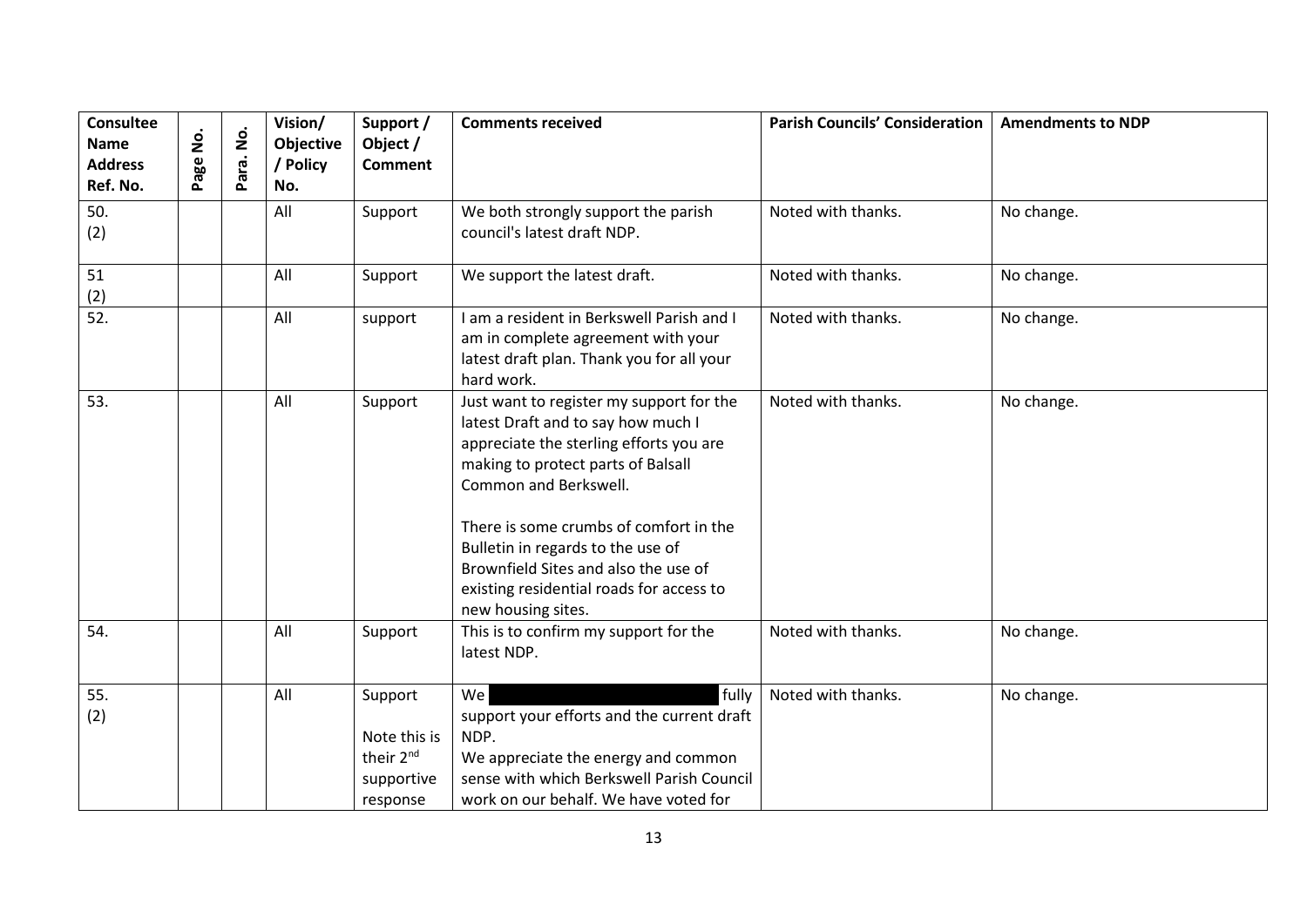| Consultee Name Address Ref. No. | Page No. | Para. No. | Vision/ Objective / Policy No. | Support / Object / Comment | Comments received | Parish Councils' Consideration | Amendments to NDP |
|---|---|---|---|---|---|---|---|
| 50. (2) | | | All | Support | We both strongly support the parish council's latest draft NDP. | Noted with thanks. | No change. |
| 51 (2) | | | All | Support | We support the latest draft. | Noted with thanks. | No change. |
| 52. | | | All | support | I am a resident in Berkswell Parish and I am in complete agreement with your latest draft plan. Thank you for all your hard work. | Noted with thanks. | No change. |
| 53. | | | All | Support | Just want to register my support for the latest Draft and to say how much I appreciate the sterling efforts you are making to protect parts of Balsall Common and Berkswell.<br><br>There is some crumbs of comfort in the Bulletin in regards to the use of Brownfield Sites and also the use of existing residential roads for access to new housing sites. | Noted with thanks. | No change. |
| 54. | | | All | Support | This is to confirm my support for the latest NDP. | Noted with thanks. | No change. |
| 55. (2) | | | All | Support<br><br>Note this is their 2nd supportive response | We [redacted] fully support your efforts and the current draft NDP.<br>We appreciate the energy and common sense with which Berkswell Parish Council work on our behalf. We have voted for | Noted with thanks. | No change. |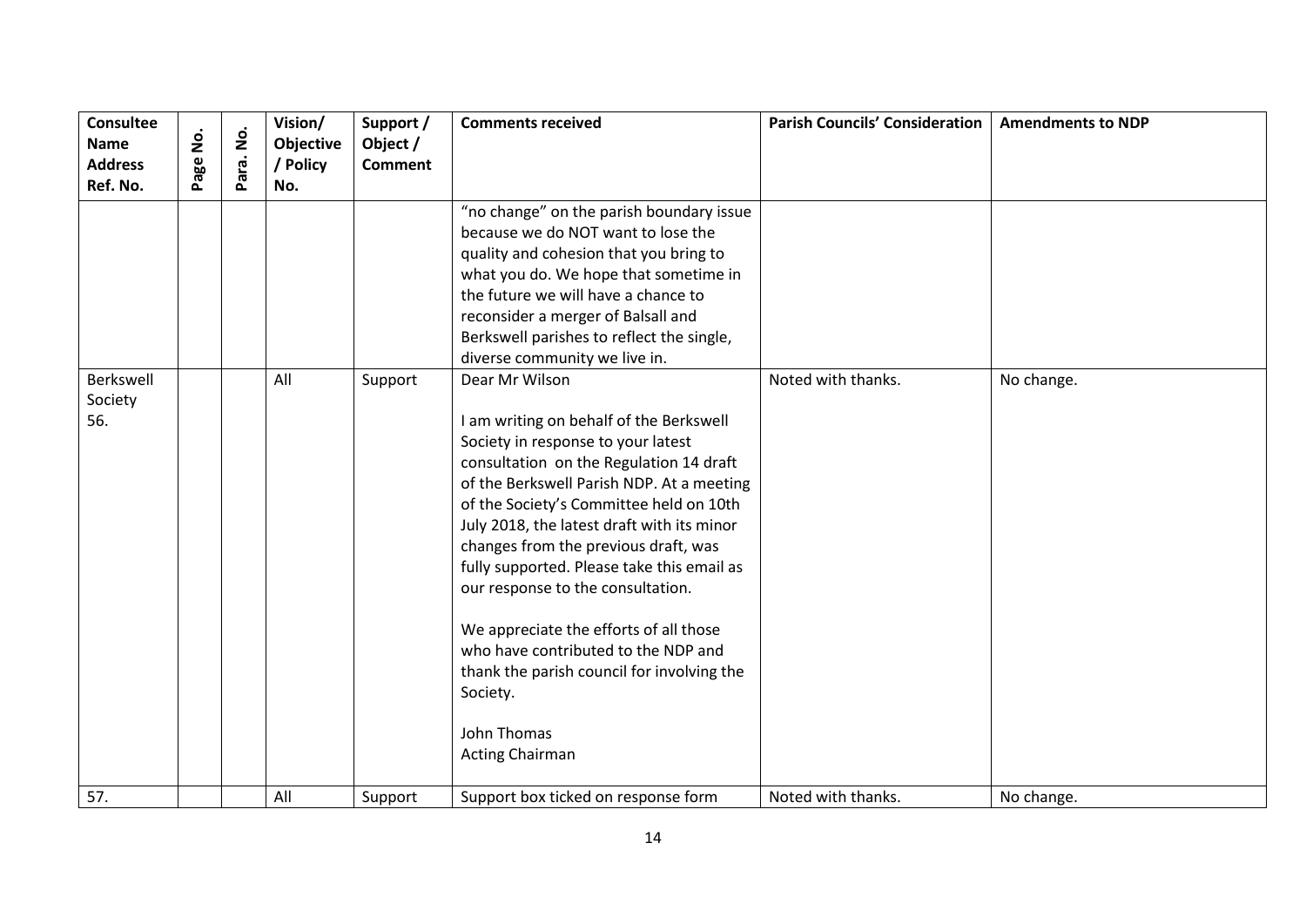| Consultee Name Address Ref. No. | Page No. | Para. No. | Vision/ Objective / Policy No. | Support / Object / Comment | Comments received | Parish Councils' Consideration | Amendments to NDP |
|---|---|---|---|---|---|---|---|
| | | | | | "no change" on the parish boundary issue because we do NOT want to lose the quality and cohesion that you bring to what you do. We hope that sometime in the future we will have a chance to reconsider a merger of Balsall and Berkswell parishes to reflect the single, diverse community we live in. | | |
| Berkswell Society 56. | | | All | Support | Dear Mr Wilson<br><br>I am writing on behalf of the Berkswell Society in response to your latest consultation on the Regulation 14 draft of the Berkswell Parish NDP. At a meeting of the Society's Committee held on 10th July 2018, the latest draft with its minor changes from the previous draft, was fully supported. Please take this email as our response to the consultation.<br><br>We appreciate the efforts of all those who have contributed to the NDP and thank the parish council for involving the Society.<br><br>John Thomas<br>Acting Chairman | Noted with thanks. | No change. |
| 57. | | | All | Support | Support box ticked on response form | Noted with thanks. | No change. |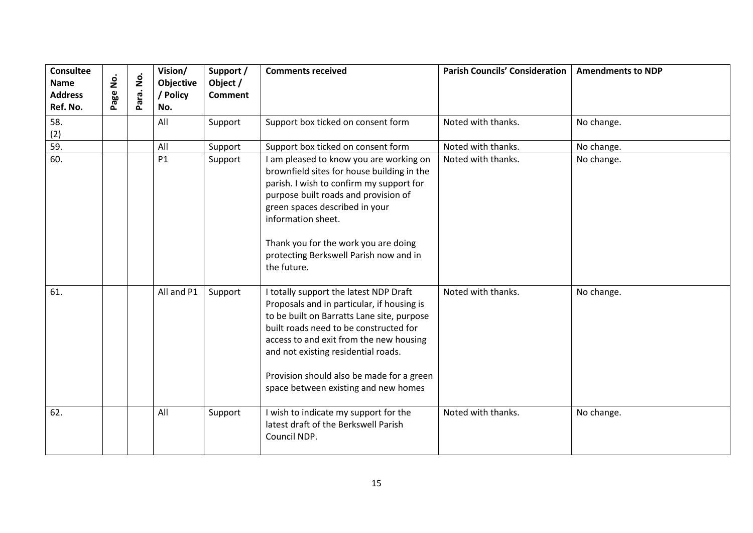| Consultee Name Address Ref. No. | Page No. | Para. No. | Vision/ Objective / Policy No. | Support / Object / Comment | Comments received | Parish Councils' Consideration | Amendments to NDP |
|---|---|---|---|---|---|---|---|
| 58. (2) | | | All | Support | Support box ticked on consent form | Noted with thanks. | No change. |
| 59. | | | All | Support | Support box ticked on consent form | Noted with thanks. | No change. |
| 60. | | | P1 | Support | I am pleased to know you are working on brownfield sites for house building in the parish. I wish to confirm my support for purpose built roads and provision of green spaces described in your information sheet.<br><br>Thank you for the work you are doing protecting Berkswell Parish now and in the future. | Noted with thanks. | No change. |
| 61. | | | All and P1 | Support | I totally support the latest NDP Draft Proposals and in particular, if housing is to be built on Barratts Lane site, purpose built roads need to be constructed for access to and exit from the new housing and not existing residential roads.<br><br>Provision should also be made for a green space between existing and new homes | Noted with thanks. | No change. |
| 62. | | | All | Support | I wish to indicate my support for the latest draft of the Berkswell Parish Council NDP. | Noted with thanks. | No change. |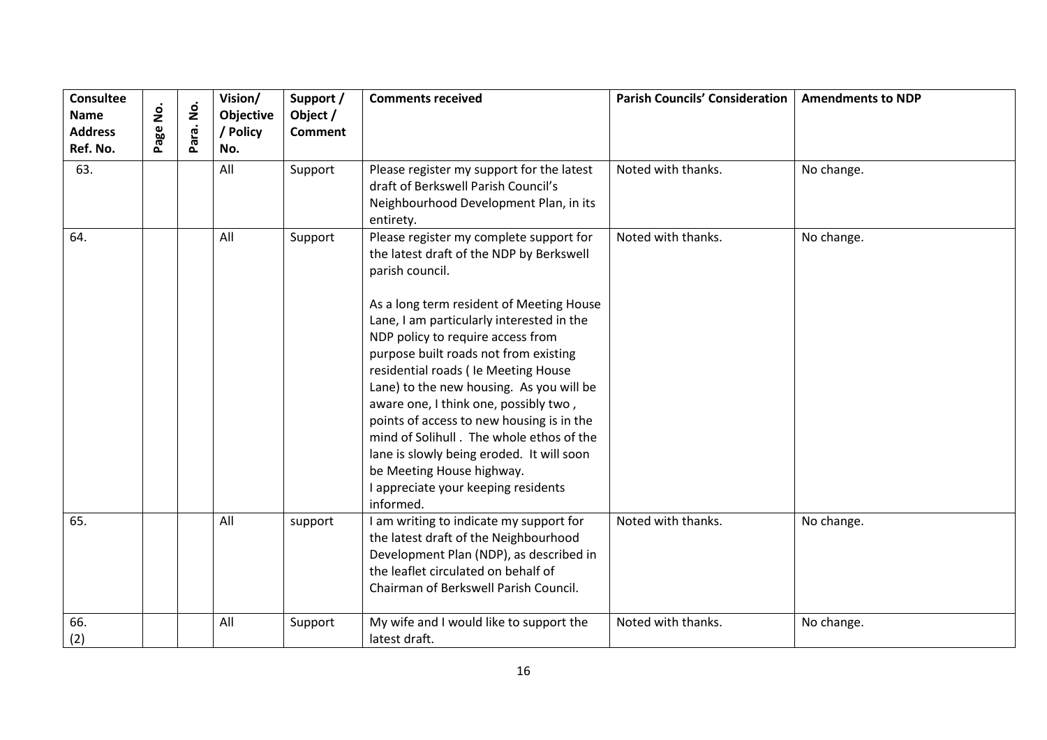| Consultee Name Address Ref. No. | Page No. | Para. No. | Vision/ Objective / Policy No. | Support / Object / Comment | Comments received | Parish Councils' Consideration | Amendments to NDP |
|---|---|---|---|---|---|---|---|
| 63. | | | All | Support | Please register my support for the latest draft of Berkswell Parish Council's Neighbourhood Development Plan, in its entirety. | Noted with thanks. | No change. |
| 64. | | | All | Support | Please register my complete support for the latest draft of the NDP by Berkswell parish council.<br><br>As a long term resident of Meeting House Lane, I am particularly interested in the NDP policy to require access from purpose built roads not from existing residential roads ( Ie Meeting House Lane) to the new housing. As you will be aware one, I think one, possibly two , points of access to new housing is in the mind of Solihull . The whole ethos of the lane is slowly being eroded. It will soon be Meeting House highway.<br>I appreciate your keeping residents informed. | Noted with thanks. | No change. |
| 65. | | | All | support | I am writing to indicate my support for the latest draft of the Neighbourhood Development Plan (NDP), as described in the leaflet circulated on behalf of Chairman of Berkswell Parish Council. | Noted with thanks. | No change. |
| 66.<br>(2) | | | All | Support | My wife and I would like to support the latest draft. | Noted with thanks. | No change. |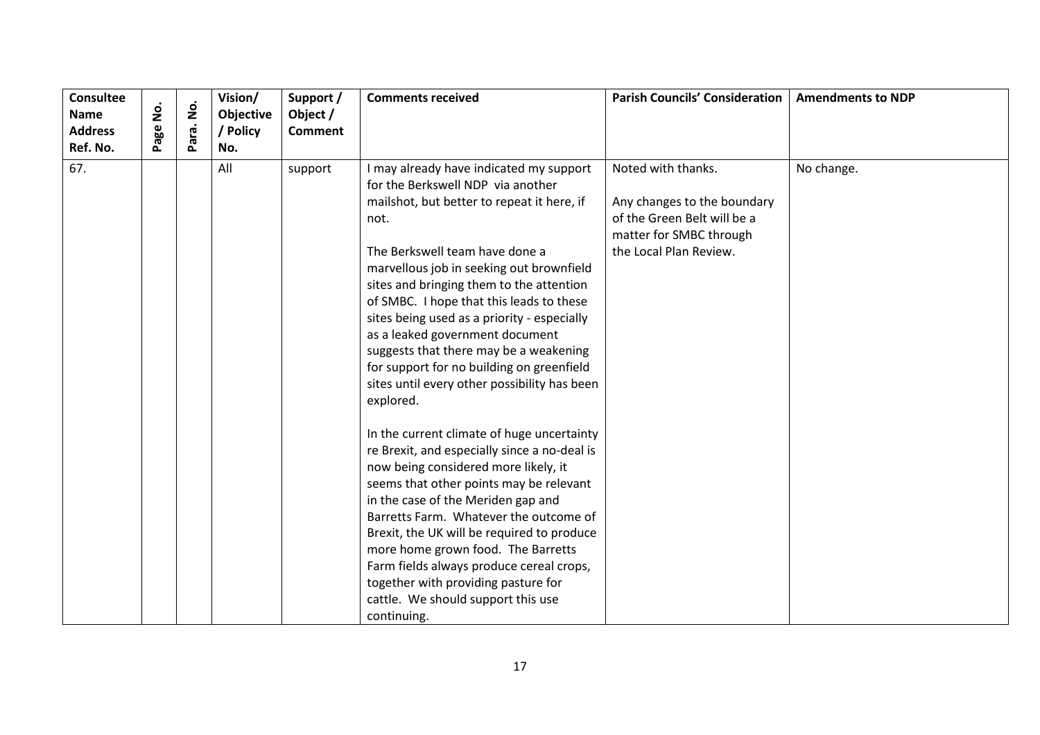| Consultee Name Address Ref. No. | Page No. | Para. No. | Vision/ Objective / Policy No. | Support / Object / Comment | Comments received | Parish Councils' Consideration | Amendments to NDP |
|---|---|---|---|---|---|---|---|
| 67. | | | All | support | I may already have indicated my support for the Berkswell NDP via another mailshot, but better to repeat it here, if not.<br><br>The Berkswell team have done a marvellous job in seeking out brownfield sites and bringing them to the attention of SMBC. I hope that this leads to these sites being used as a priority - especially as a leaked government document suggests that there may be a weakening for support for no building on greenfield sites until every other possibility has been explored.<br><br>In the current climate of huge uncertainty re Brexit, and especially since a no-deal is now being considered more likely, it seems that other points may be relevant in the case of the Meriden gap and Barretts Farm. Whatever the outcome of Brexit, the UK will be required to produce more home grown food. The Barretts Farm fields always produce cereal crops, together with providing pasture for cattle. We should support this use continuing. | Noted with thanks.<br><br>Any changes to the boundary of the Green Belt will be a matter for SMBC through the Local Plan Review. | No change. |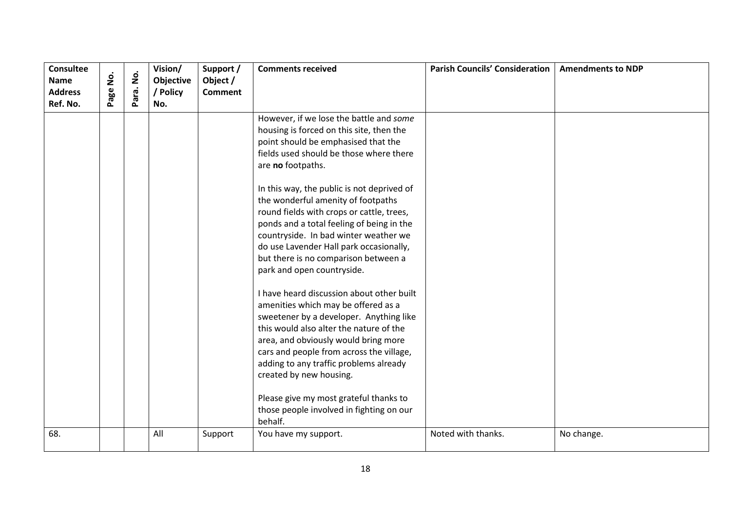| Consultee Name Address Ref. No. | Page No. | Para. No. | Vision/ Objective / Policy No. | Support / Object / Comment | Comments received | Parish Councils' Consideration | Amendments to NDP |
|---|---|---|---|---|---|---|---|
| | | | | | However, if we lose the battle and *some* housing is forced on this site, then the point should be emphasised that the fields used should be those where there are **no** footpaths.<br><br>In this way, the public is not deprived of the wonderful amenity of footpaths round fields with crops or cattle, trees, ponds and a total feeling of being in the countryside. In bad winter weather we do use Lavender Hall park occasionally, but there is no comparison between a park and open countryside.<br><br>I have heard discussion about other built amenities which may be offered as a sweetener by a developer. Anything like this would also alter the nature of the area, and obviously would bring more cars and people from across the village, adding to any traffic problems already created by new housing.<br><br>Please give my most grateful thanks to those people involved in fighting on our behalf. | | |
| 68. | | | All | Support | You have my support. | Noted with thanks. | No change. |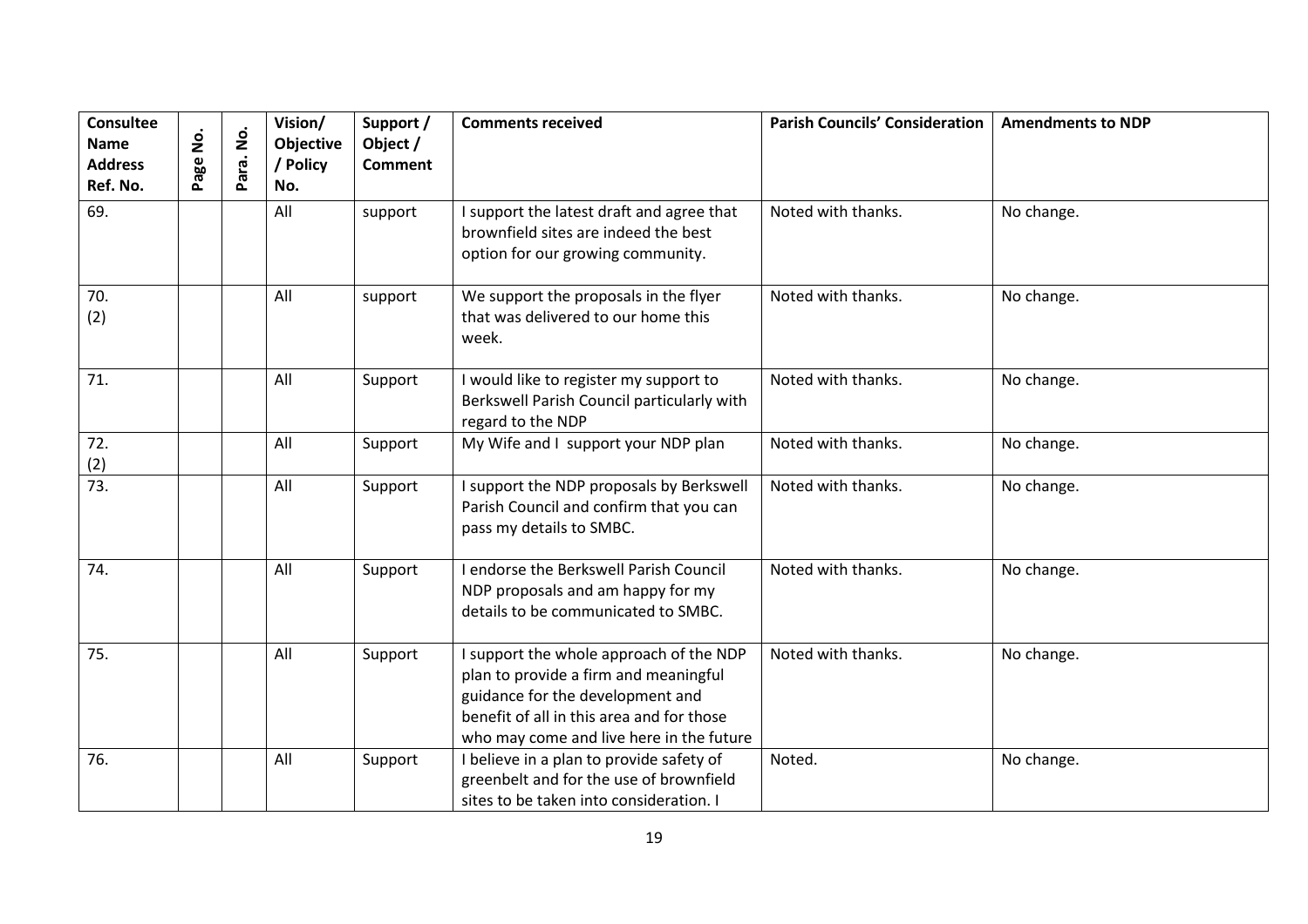| Consultee Name Address Ref. No. | Page No. | Para. No. | Vision/ Objective / Policy No. | Support / Object / Comment | Comments received | Parish Councils' Consideration | Amendments to NDP |
|---|---|---|---|---|---|---|---|
| 69. | | | All | support | I support the latest draft and agree that brownfield sites are indeed the best option for our growing community. | Noted with thanks. | No change. |
| 70. (2) | | | All | support | We support the proposals in the flyer that was delivered to our home this week. | Noted with thanks. | No change. |
| 71. | | | All | Support | I would like to register my support to Berkswell Parish Council particularly with regard to the NDP | Noted with thanks. | No change. |
| 72. (2) | | | All | Support | My Wife and I support your NDP plan | Noted with thanks. | No change. |
| 73. | | | All | Support | I support the NDP proposals by Berkswell Parish Council and confirm that you can pass my details to SMBC. | Noted with thanks. | No change. |
| 74. | | | All | Support | I endorse the Berkswell Parish Council NDP proposals and am happy for my details to be communicated to SMBC. | Noted with thanks. | No change. |
| 75. | | | All | Support | I support the whole approach of the NDP plan to provide a firm and meaningful guidance for the development and benefit of all in this area and for those who may come and live here in the future | Noted with thanks. | No change. |
| 76. | | | All | Support | I believe in a plan to provide safety of greenbelt and for the use of brownfield sites to be taken into consideration. I | Noted. | No change. |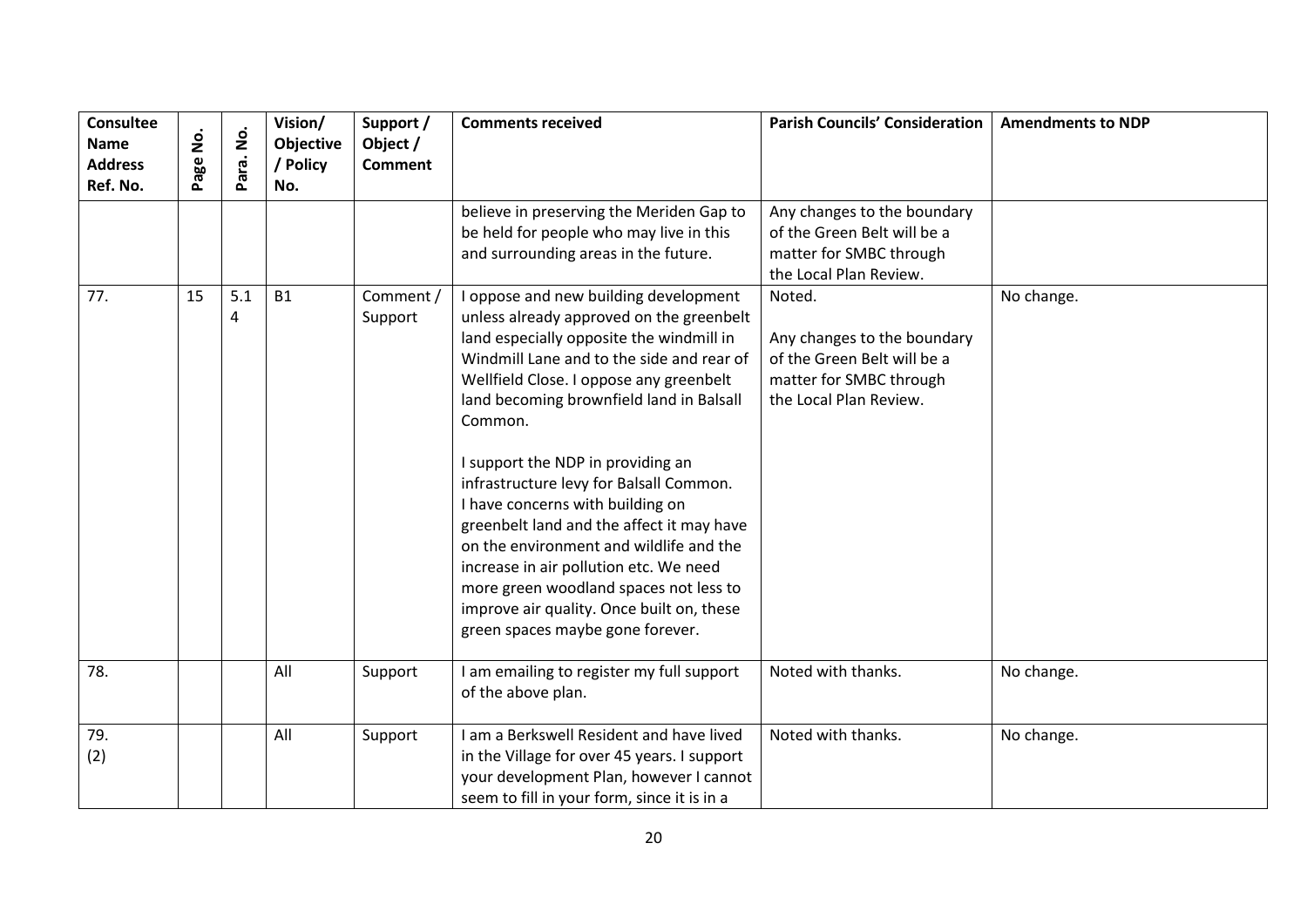| Consultee Name Address Ref. No. | Page No. | Para. No. | Vision/ Objective / Policy No. | Support / Object / Comment | Comments received | Parish Councils' Consideration | Amendments to NDP |
|---|---|---|---|---|---|---|---|
| | | | | | believe in preserving the Meriden Gap to be held for people who may live in this and surrounding areas in the future. | Any changes to the boundary of the Green Belt will be a matter for SMBC through the Local Plan Review. | |
| 77. | 15 | 5.14 | B1 | Comment / Support | I oppose and new building development unless already approved on the greenbelt land especially opposite the windmill in Windmill Lane and to the side and rear of Wellfield Close. I oppose any greenbelt land becoming brownfield land in Balsall Common.<br><br>I support the NDP in providing an infrastructure levy for Balsall Common. I have concerns with building on greenbelt land and the affect it may have on the environment and wildlife and the increase in air pollution etc. We need more green woodland spaces not less to improve air quality. Once built on, these green spaces maybe gone forever. | Noted.<br><br>Any changes to the boundary of the Green Belt will be a matter for SMBC through the Local Plan Review. | No change. |
| 78. | | | All | Support | I am emailing to register my full support of the above plan. | Noted with thanks. | No change. |
| 79. (2) | | | All | Support | I am a Berkswell Resident and have lived in the Village for over 45 years. I support your development Plan, however I cannot seem to fill in your form, since it is in a | Noted with thanks. | No change. |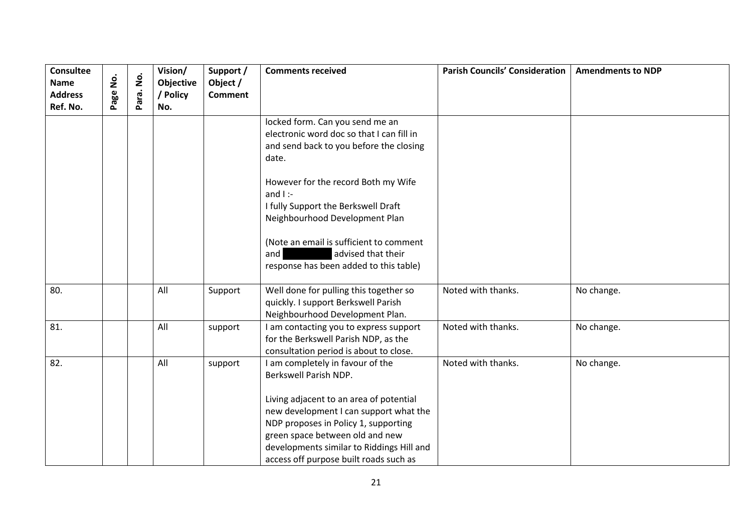| Consultee Name Address Ref. No. | Page No. | Para. No. | Vision/ Objective / Policy No. | Support / Object / Comment | Comments received | Parish Councils' Consideration | Amendments to NDP |
|---|---|---|---|---|---|---|---|
| | | | | | locked form. Can you send me an electronic word doc so that I can fill in and send back to you before the closing date.<br><br>However for the record Both my Wife and I :-<br>I fully Support the Berkswell Draft Neighbourhood Development Plan<br><br>(Note an email is sufficient to comment and [redacted] advised that their response has been added to this table) | | |
| 80. | | | All | Support | Well done for pulling this together so quickly. I support Berkswell Parish Neighbourhood Development Plan. | Noted with thanks. | No change. |
| 81. | | | All | support | I am contacting you to express support for the Berkswell Parish NDP, as the consultation period is about to close. | Noted with thanks. | No change. |
| 82. | | | All | support | I am completely in favour of the Berkswell Parish NDP.<br><br>Living adjacent to an area of potential new development I can support what the NDP proposes in Policy 1, supporting green space between old and new developments similar to Riddings Hill and access off purpose built roads such as | Noted with thanks. | No change. |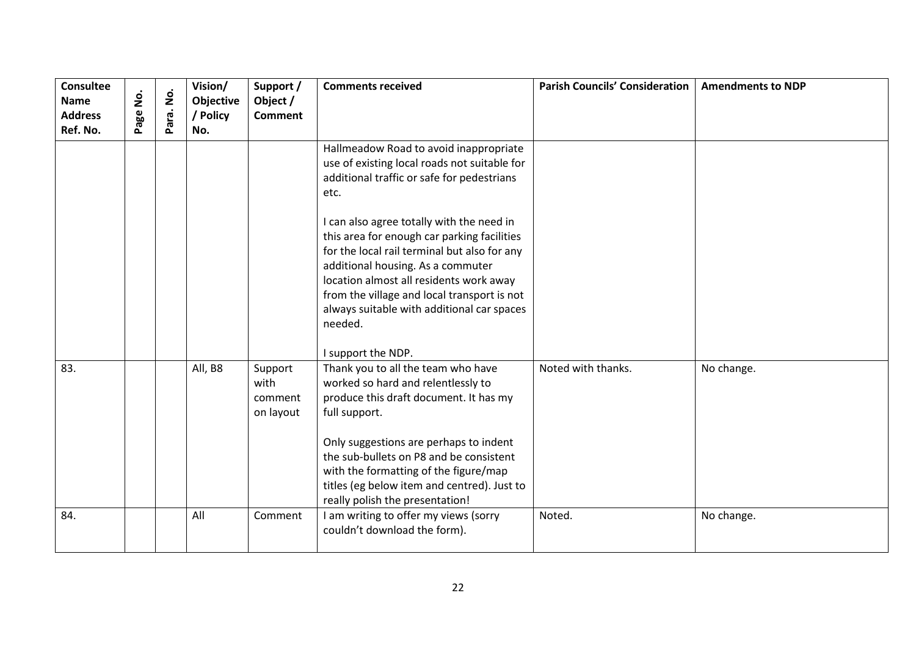| Consultee Name Address Ref. No. | Page No. | Para. No. | Vision/ Objective / Policy No. | Support / Object / Comment | Comments received | Parish Councils' Consideration | Amendments to NDP |
|---|---|---|---|---|---|---|---|
| | | | | | Hallmeadow Road to avoid inappropriate use of existing local roads not suitable for additional traffic or safe for pedestrians etc.<br><br>I can also agree totally with the need in this area for enough car parking facilities for the local rail terminal but also for any additional housing. As a commuter location almost all residents work away from the village and local transport is not always suitable with additional car spaces needed.<br><br>I support the NDP. | | |
| 83. | | | All, B8 | Support with comment on layout | Thank you to all the team who have worked so hard and relentlessly to produce this draft document. It has my full support.<br><br>Only suggestions are perhaps to indent the sub-bullets on P8 and be consistent with the formatting of the figure/map titles (eg below item and centred). Just to really polish the presentation! | Noted with thanks. | No change. |
| 84. | | | All | Comment | I am writing to offer my views (sorry couldn't download the form). | Noted. | No change. |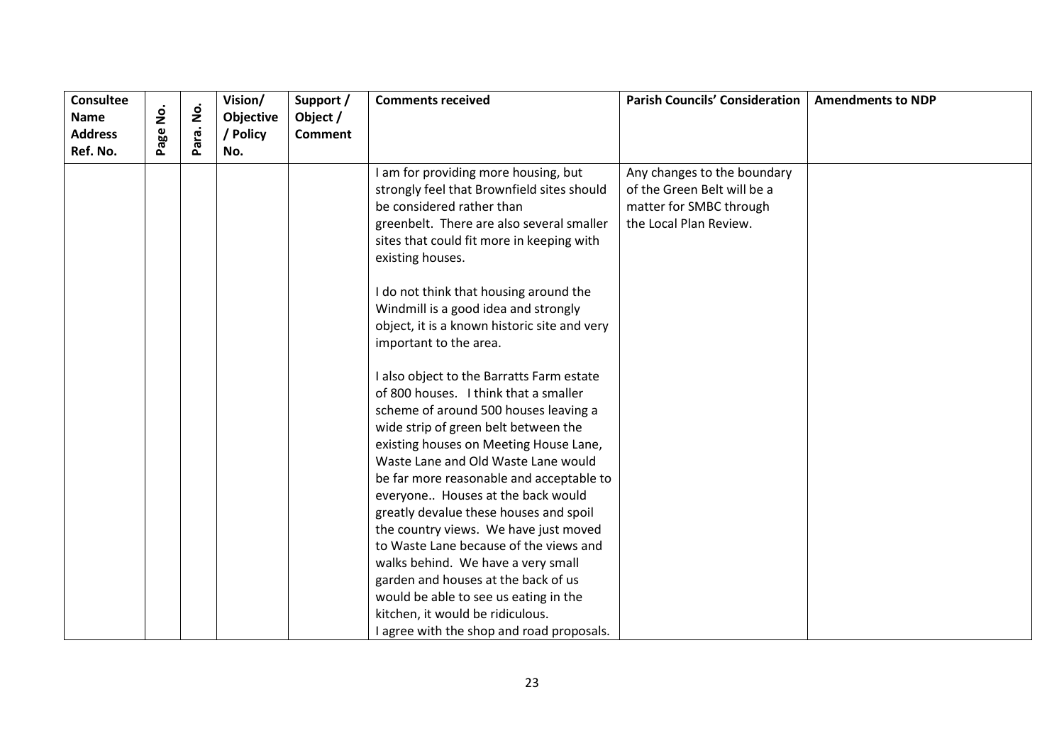| Consultee Name Address Ref. No. | Page No. | Para. No. | Vision/ Objective / Policy No. | Support / Object / Comment | Comments received | Parish Councils' Consideration | Amendments to NDP |
|---|---|---|---|---|---|---|---|
| | | | | | I am for providing more housing, but strongly feel that Brownfield sites should be considered rather than greenbelt. There are also several smaller sites that could fit more in keeping with existing houses.<br><br>I do not think that housing around the Windmill is a good idea and strongly object, it is a known historic site and very important to the area.<br><br>I also object to the Barratts Farm estate of 800 houses. I think that a smaller scheme of around 500 houses leaving a wide strip of green belt between the existing houses on Meeting House Lane, Waste Lane and Old Waste Lane would be far more reasonable and acceptable to everyone.. Houses at the back would greatly devalue these houses and spoil the country views. We have just moved to Waste Lane because of the views and walks behind. We have a very small garden and houses at the back of us would be able to see us eating in the kitchen, it would be ridiculous.<br>I agree with the shop and road proposals. | Any changes to the boundary of the Green Belt will be a matter for SMBC through the Local Plan Review. | |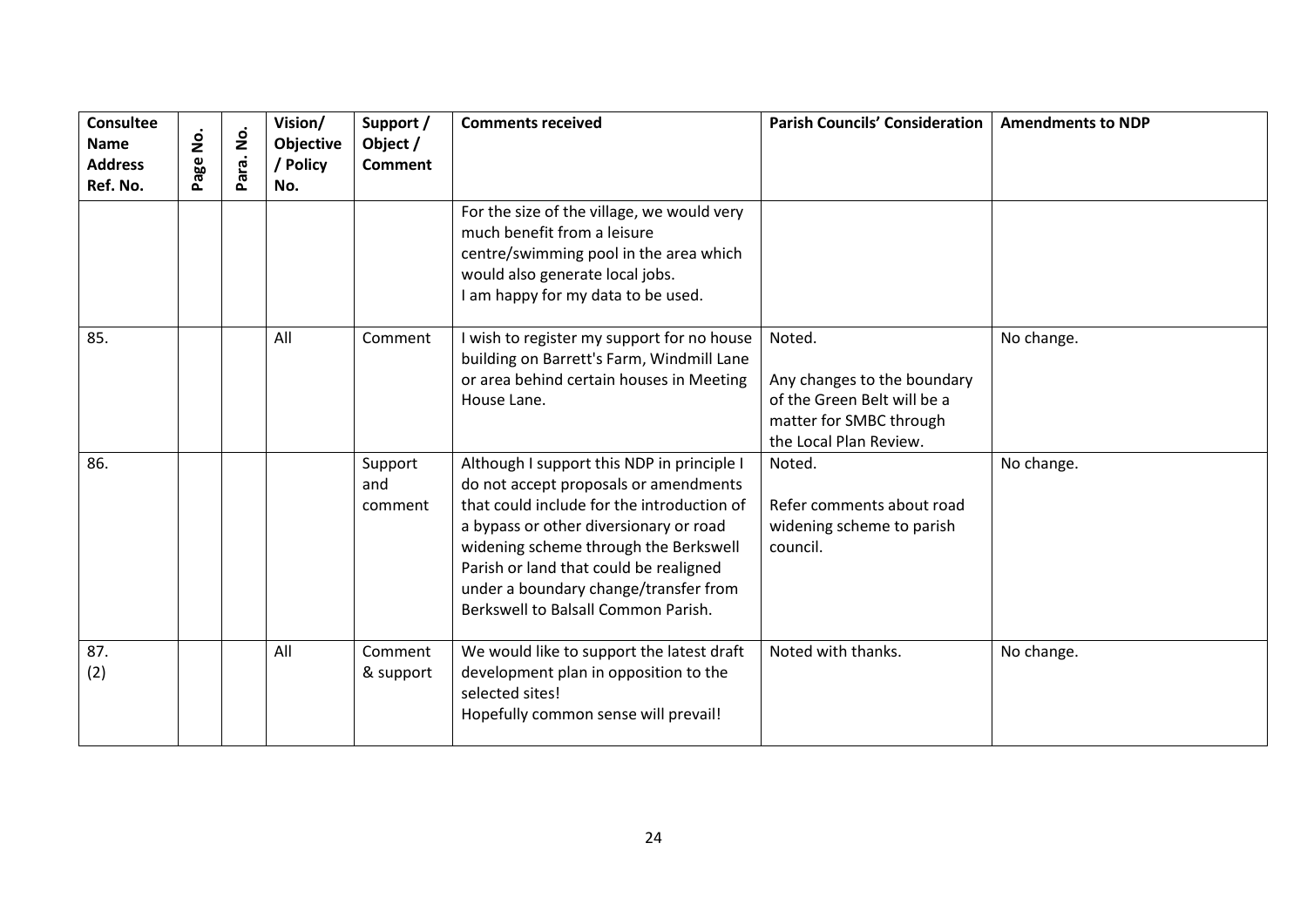| Consultee Name Address Ref. No. | Page No. | Para. No. | Vision/ Objective / Policy No. | Support / Object / Comment | Comments received | Parish Councils' Consideration | Amendments to NDP |
|---|---|---|---|---|---|---|---|
| | | | | | For the size of the village, we would very much benefit from a leisure centre/swimming pool in the area which would also generate local jobs.<br>I am happy for my data to be used. | | |
| 85. | | | All | Comment | I wish to register my support for no house building on Barrett's Farm, Windmill Lane or area behind certain houses in Meeting House Lane. | Noted.<br><br>Any changes to the boundary of the Green Belt will be a matter for SMBC through the Local Plan Review. | No change. |
| 86. | | | | Support and comment | Although I support this NDP in principle I do not accept proposals or amendments that could include for the introduction of a bypass or other diversionary or road widening scheme through the Berkswell Parish or land that could be realigned under a boundary change/transfer from Berkswell to Balsall Common Parish. | Noted.<br><br>Refer comments about road widening scheme to parish council. | No change. |
| 87. (2) | | | All | Comment & support | We would like to support the latest draft development plan in opposition to the selected sites!<br>Hopefully common sense will prevail! | Noted with thanks. | No change. |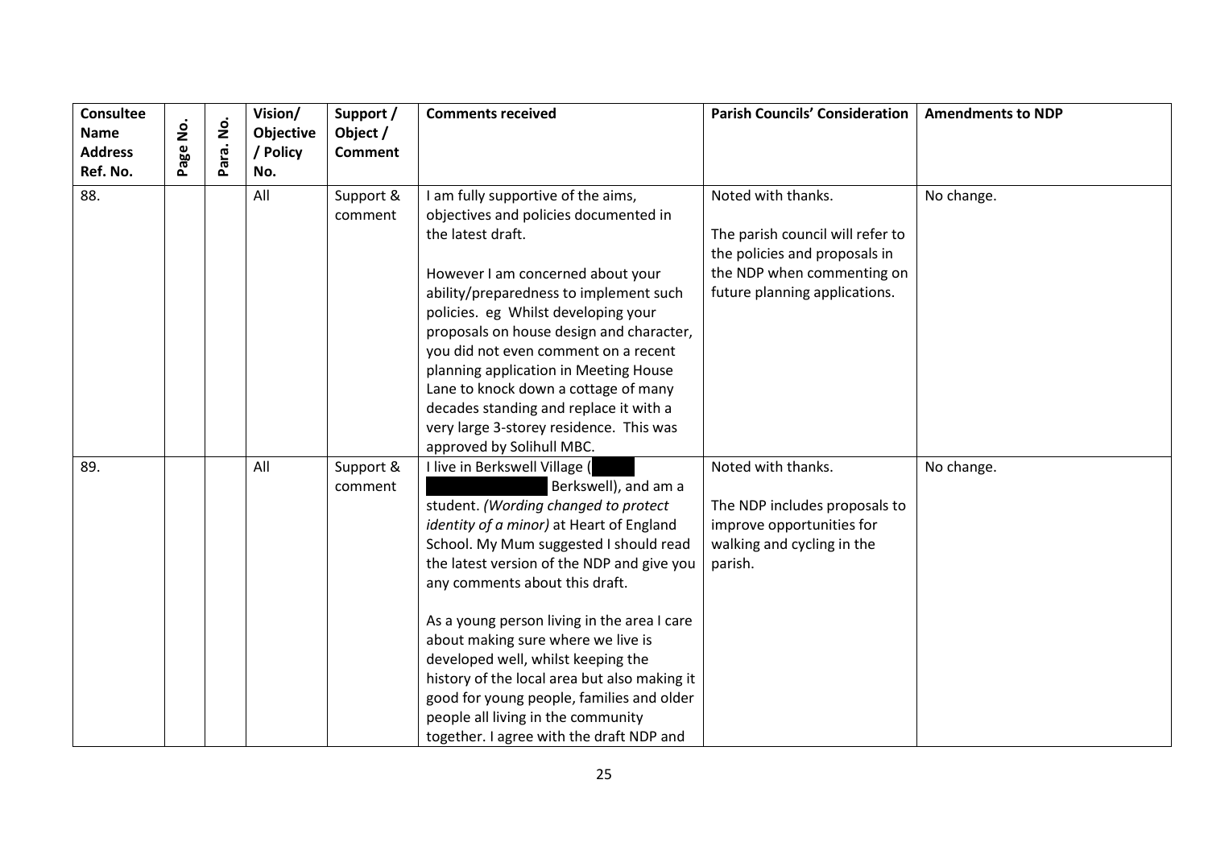| Consultee Name Address Ref. No. | Page No. | Para. No. | Vision/ Objective / Policy No. | Support / Object / Comment | Comments received | Parish Councils' Consideration | Amendments to NDP |
|---|---|---|---|---|---|---|---|
| 88. | | | All | Support & comment | I am fully supportive of the aims, objectives and policies documented in the latest draft.<br><br>However I am concerned about your ability/preparedness to implement such policies. eg Whilst developing your proposals on house design and character, you did not even comment on a recent planning application in Meeting House Lane to knock down a cottage of many decades standing and replace it with a very large 3-storey residence. This was approved by Solihull MBC. | Noted with thanks.<br><br>The parish council will refer to the policies and proposals in the NDP when commenting on future planning applications. | No change. |
| 89. | | | All | Support & comment | I live in Berkswell Village ( Berkswell), and am a student. *(Wording changed to protect identity of a minor)* at Heart of England School. My Mum suggested I should read the latest version of the NDP and give you any comments about this draft.<br><br>As a young person living in the area I care about making sure where we live is developed well, whilst keeping the history of the local area but also making it good for young people, families and older people all living in the community together. I agree with the draft NDP and | Noted with thanks.<br><br>The NDP includes proposals to improve opportunities for walking and cycling in the parish. | No change. |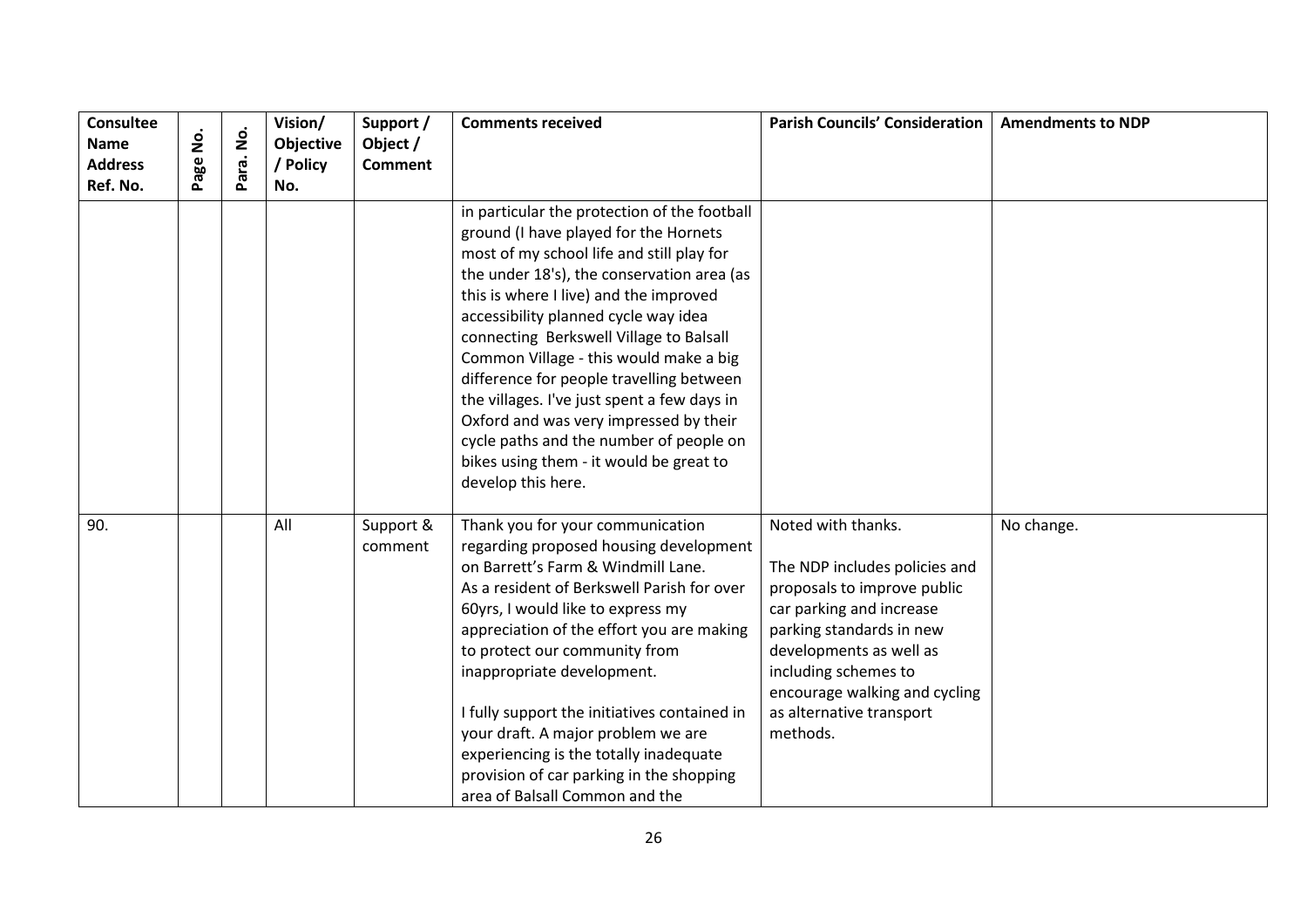| Consultee Name Address Ref. No. | Page No. | Para. No. | Vision/ Objective / Policy No. | Support / Object / Comment | Comments received | Parish Councils' Consideration | Amendments to NDP |
|---|---|---|---|---|---|---|---|
| | | | | | in particular the protection of the football ground (I have played for the Hornets most of my school life and still play for the under 18's), the conservation area (as this is where I live) and the improved accessibility planned cycle way idea connecting Berkswell Village to Balsall Common Village - this would make a big difference for people travelling between the villages. I've just spent a few days in Oxford and was very impressed by their cycle paths and the number of people on bikes using them - it would be great to develop this here. | | |
| 90. | | | All | Support & comment | Thank you for your communication regarding proposed housing development on Barrett's Farm & Windmill Lane. As a resident of Berkswell Parish for over 60yrs, I would like to express my appreciation of the effort you are making to protect our community from inappropriate development.<br><br>I fully support the initiatives contained in your draft. A major problem we are experiencing is the totally inadequate provision of car parking in the shopping area of Balsall Common and the | Noted with thanks.<br><br>The NDP includes policies and proposals to improve public car parking and increase parking standards in new developments as well as including schemes to encourage walking and cycling as alternative transport methods. | No change. |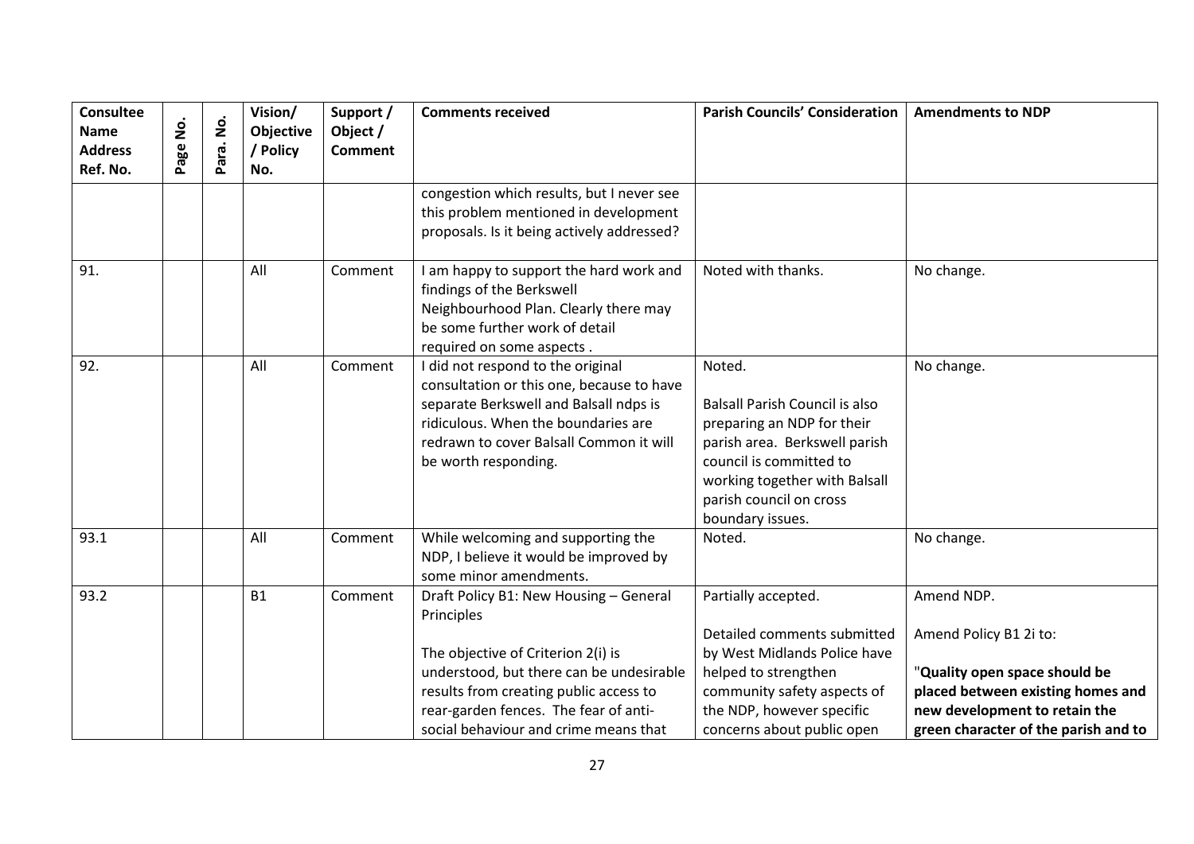| Consultee Name Address Ref. No. | Page No. | Para. No. | Vision/ Objective / Policy No. | Support / Object / Comment | Comments received | Parish Councils' Consideration | Amendments to NDP |
|---|---|---|---|---|---|---|---|
| | | | | | congestion which results, but I never see this problem mentioned in development proposals. Is it being actively addressed? | | |
| 91. | | | All | Comment | I am happy to support the hard work and findings of the Berkswell Neighbourhood Plan. Clearly there may be some further work of detail required on some aspects . | Noted with thanks. | No change. |
| 92. | | | All | Comment | I did not respond to the original consultation or this one, because to have separate Berkswell and Balsall ndps is ridiculous. When the boundaries are redrawn to cover Balsall Common it will be worth responding. | Noted.<br><br>Balsall Parish Council is also preparing an NDP for their parish area. Berkswell parish council is committed to working together with Balsall parish council on cross boundary issues. | No change. |
| 93.1 | | | All | Comment | While welcoming and supporting the NDP, I believe it would be improved by some minor amendments. | Noted. | No change. |
| 93.2 | | | B1 | Comment | Draft Policy B1: New Housing – General Principles<br><br>The objective of Criterion 2(i) is understood, but there can be undesirable results from creating public access to rear-garden fences. The fear of anti-social behaviour and crime means that | Partially accepted.<br><br>Detailed comments submitted by West Midlands Police have helped to strengthen community safety aspects of the NDP, however specific concerns about public open | Amend NDP.<br><br>Amend Policy B1 2i to:<br><br>"**Quality open space should be placed between existing homes and new development to retain the green character of the parish and to** |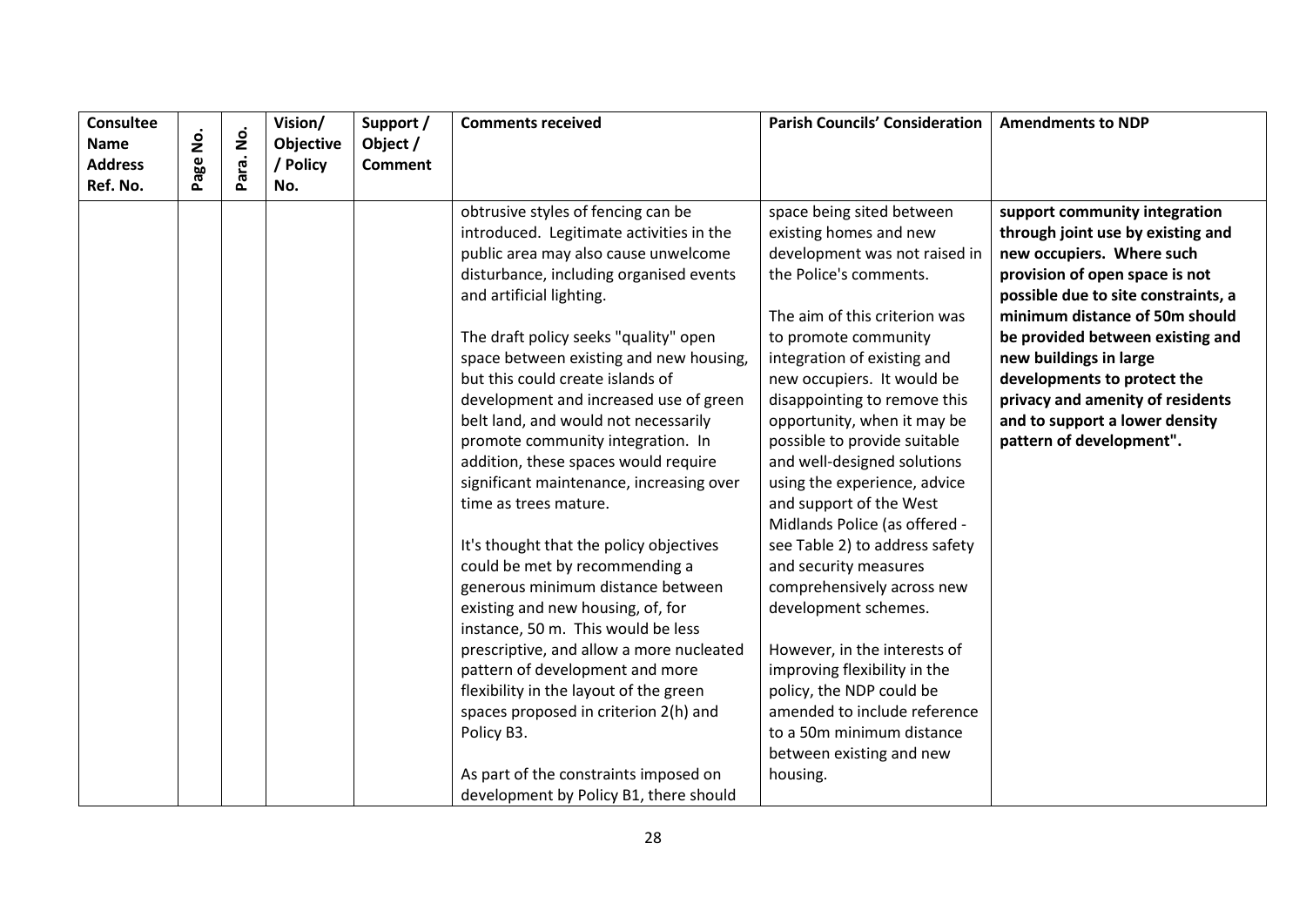| Consultee Name Address Ref. No. | Page No. | Para. No. | Vision/ Objective / Policy No. | Support / Object / Comment | Comments received | Parish Councils' Consideration | Amendments to NDP |
|---|---|---|---|---|---|---|---|
| | | | | | obtrusive styles of fencing can be introduced. Legitimate activities in the public area may also cause unwelcome disturbance, including organised events and artificial lighting.<br><br>The draft policy seeks "quality" open space between existing and new housing, but this could create islands of development and increased use of green belt land, and would not necessarily promote community integration. In addition, these spaces would require significant maintenance, increasing over time as trees mature.<br><br>It's thought that the policy objectives could be met by recommending a generous minimum distance between existing and new housing, of, for instance, 50 m. This would be less prescriptive, and allow a more nucleated pattern of development and more flexibility in the layout of the green spaces proposed in criterion 2(h) and Policy B3.<br><br>As part of the constraints imposed on development by Policy B1, there should | space being sited between existing homes and new development was not raised in the Police's comments.<br><br>The aim of this criterion was to promote community integration of existing and new occupiers. It would be disappointing to remove this opportunity, when it may be possible to provide suitable and well-designed solutions using the experience, advice and support of the West Midlands Police (as offered - see Table 2) to address safety and security measures comprehensively across new development schemes.<br><br>However, in the interests of improving flexibility in the policy, the NDP could be amended to include reference to a 50m minimum distance between existing and new housing. | **support community integration through joint use by existing and new occupiers. Where such provision of open space is not possible due to site constraints, a minimum distance of 50m should be provided between existing and new buildings in large developments to protect the privacy and amenity of residents and to support a lower density pattern of development".** |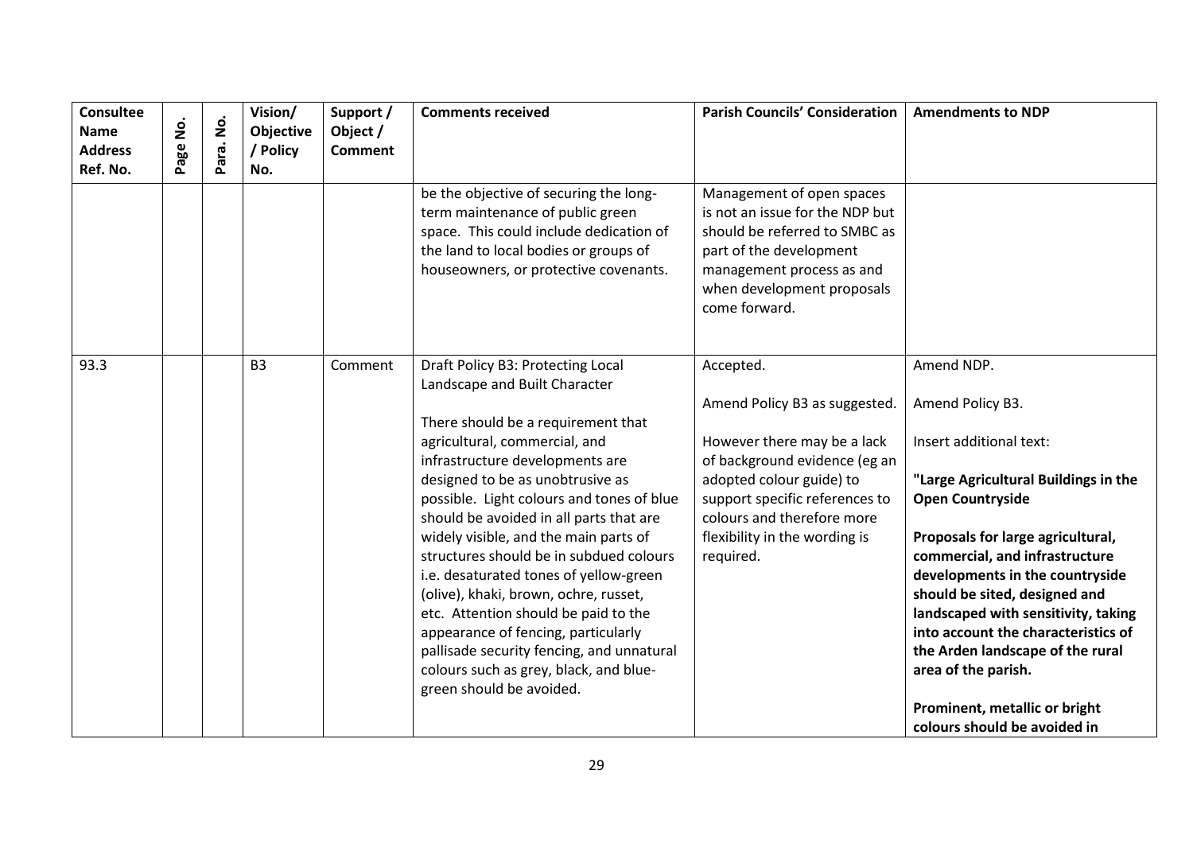| Consultee Name Address Ref. No. | Page No. | Para. No. | Vision/ Objective / Policy No. | Support / Object / Comment | Comments received | Parish Councils' Consideration | Amendments to NDP |
|---|---|---|---|---|---|---|---|
| | | | | | be the objective of securing the long-term maintenance of public green space. This could include dedication of the land to local bodies or groups of houseowners, or protective covenants. | Management of open spaces is not an issue for the NDP but should be referred to SMBC as part of the development management process as and when development proposals come forward. | |
| 93.3 | | | B3 | Comment | Draft Policy B3: Protecting Local Landscape and Built Character<br><br>There should be a requirement that agricultural, commercial, and infrastructure developments are designed to be as unobtrusive as possible. Light colours and tones of blue should be avoided in all parts that are widely visible, and the main parts of structures should be in subdued colours i.e. desaturated tones of yellow-green (olive), khaki, brown, ochre, russet, etc. Attention should be paid to the appearance of fencing, particularly pallisade security fencing, and unnatural colours such as grey, black, and blue-green should be avoided. | Accepted.<br><br>Amend Policy B3 as suggested.<br><br>However there may be a lack of background evidence (eg an adopted colour guide) to support specific references to colours and therefore more flexibility in the wording is required. | Amend NDP.<br><br>Amend Policy B3.<br><br>Insert additional text:<br><br>**"Large Agricultural Buildings in the Open Countryside**<br><br>**Proposals for large agricultural, commercial, and infrastructure developments in the countryside should be sited, designed and landscaped with sensitivity, taking into account the characteristics of the Arden landscape of the rural area of the parish.**<br><br>**Prominent, metallic or bright colours should be avoided in** |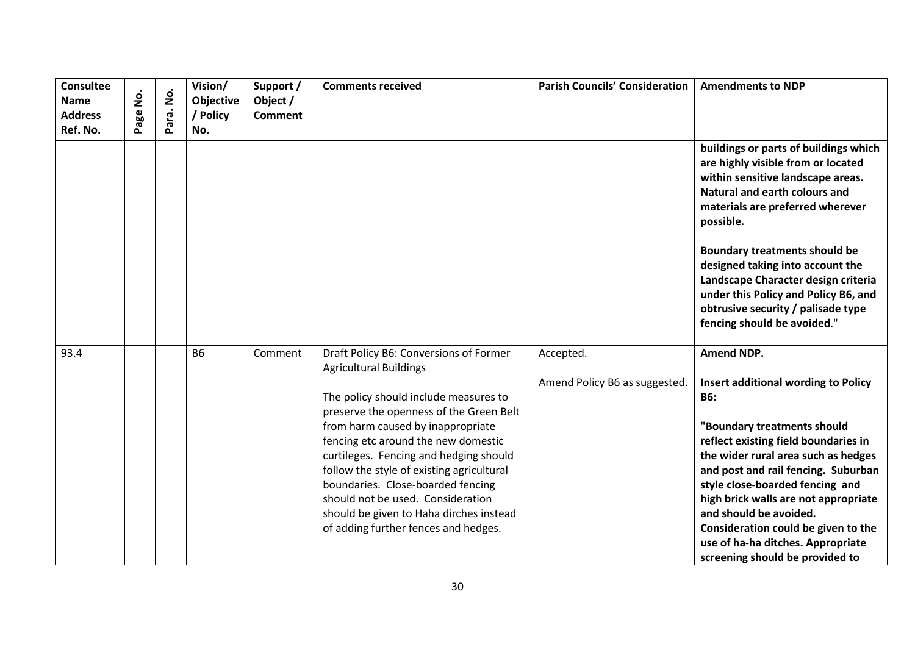| Consultee Name Address Ref. No. | Page No. | Para. No. | Vision/ Objective / Policy No. | Support / Object / Comment | Comments received | Parish Councils' Consideration | Amendments to NDP |
|---|---|---|---|---|---|---|---|
| | | | | | | | **buildings or parts of buildings which are highly visible from or located within sensitive landscape areas. Natural and earth colours and materials are preferred wherever possible.**<br><br>**Boundary treatments should be designed taking into account the Landscape Character design criteria under this Policy and Policy B6, and obtrusive security / palisade type fencing should be avoided**." |
| 93.4 | | | B6 | Comment | Draft Policy B6: Conversions of Former Agricultural Buildings<br><br>The policy should include measures to preserve the openness of the Green Belt from harm caused by inappropriate fencing etc around the new domestic curtileges. Fencing and hedging should follow the style of existing agricultural boundaries. Close-boarded fencing should not be used. Consideration should be given to Haha dirches instead of adding further fences and hedges. | Accepted.<br><br>Amend Policy B6 as suggested. | **Amend NDP.**<br><br>**Insert additional wording to Policy B6:**<br><br>**"Boundary treatments should reflect existing field boundaries in the wider rural area such as hedges and post and rail fencing. Suburban style close-boarded fencing and high brick walls are not appropriate and should be avoided. Consideration could be given to the use of ha-ha ditches. Appropriate screening should be provided to** |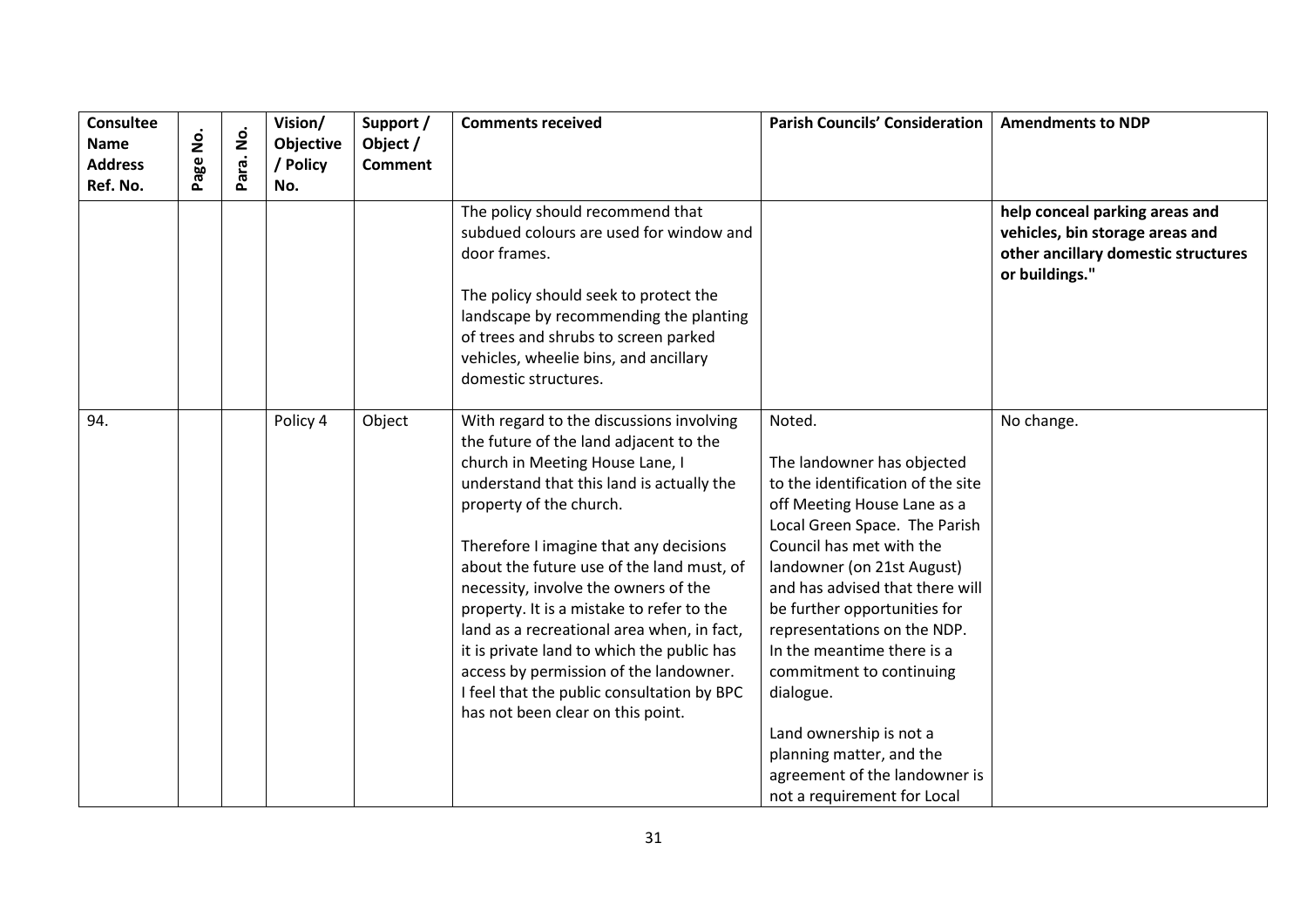| Consultee Name Address Ref. No. | Page No. | Para. No. | Vision/ Objective / Policy No. | Support / Object / Comment | Comments received | Parish Councils' Consideration | Amendments to NDP |
|---|---|---|---|---|---|---|---|
| | | | | | The policy should recommend that subdued colours are used for window and door frames.<br><br>The policy should seek to protect the landscape by recommending the planting of trees and shrubs to screen parked vehicles, wheelie bins, and ancillary domestic structures. | | **help conceal parking areas and vehicles, bin storage areas and other ancillary domestic structures or buildings."** |
| 94. | | | Policy 4 | Object | With regard to the discussions involving the future of the land adjacent to the church in Meeting House Lane, I understand that this land is actually the property of the church.<br><br>Therefore I imagine that any decisions about the future use of the land must, of necessity, involve the owners of the property. It is a mistake to refer to the land as a recreational area when, in fact, it is private land to which the public has access by permission of the landowner. I feel that the public consultation by BPC has not been clear on this point. | Noted.<br><br>The landowner has objected to the identification of the site off Meeting House Lane as a Local Green Space. The Parish Council has met with the landowner (on 21st August) and has advised that there will be further opportunities for representations on the NDP. In the meantime there is a commitment to continuing dialogue.<br><br>Land ownership is not a planning matter, and the agreement of the landowner is not a requirement for Local | No change. |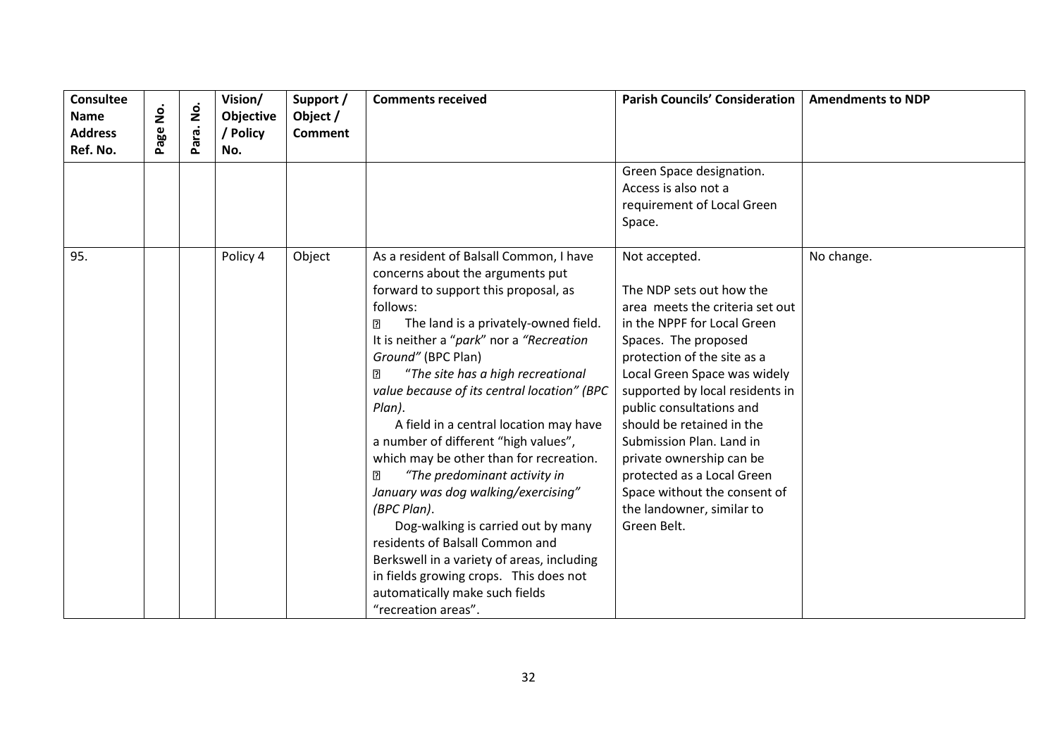| Consultee Name Address Ref. No. | Page No. | Para. No. | Vision/ Objective / Policy No. | Support / Object / Comment | Comments received | Parish Councils' Consideration | Amendments to NDP |
|---|---|---|---|---|---|---|---|
| | | | | | | Green Space designation. Access is also not a requirement of Local Green Space. | |
| 95. | | | Policy 4 | Object | As a resident of Balsall Common, I have concerns about the arguments put forward to support this proposal, as follows:<br>• The land is a privately-owned field. It is neither a "*park*" nor a *"Recreation Ground"* (BPC Plan)<br>• "*The site has a high recreational value because of its central location" (BPC Plan)*.<br>A field in a central location may have a number of different "high values", which may be other than for recreation.<br>• *"The predominant activity in January was dog walking/exercising" (BPC Plan)*.<br>Dog-walking is carried out by many residents of Balsall Common and Berkswell in a variety of areas, including in fields growing crops. This does not automatically make such fields "recreation areas". | Not accepted.<br><br>The NDP sets out how the area meets the criteria set out in the NPPF for Local Green Spaces. The proposed protection of the site as a Local Green Space was widely supported by local residents in public consultations and should be retained in the Submission Plan. Land in private ownership can be protected as a Local Green Space without the consent of the landowner, similar to Green Belt. | No change. |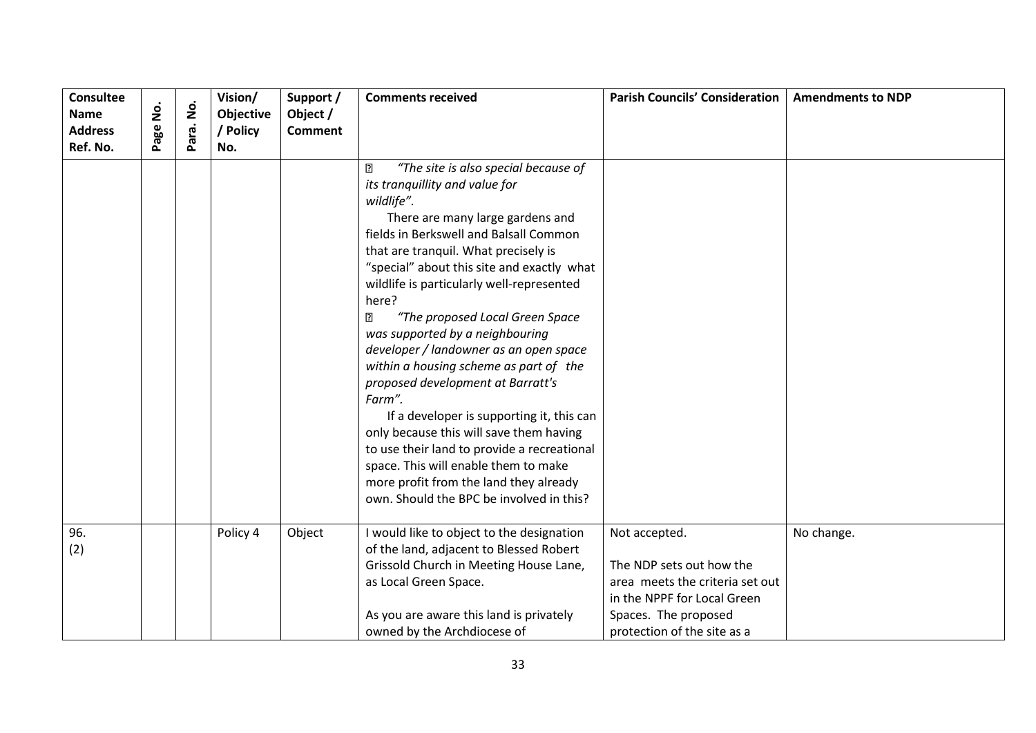| Consultee Name Address Ref. No. | Page No. | Para. No. | Vision/ Objective / Policy No. | Support / Object / Comment | Comments received | Parish Councils' Consideration | Amendments to NDP |
|---|---|---|---|---|---|---|---|
| | | | | | ▯ *"The site is also special because of its tranquillity and value for wildlife".*<br>There are many large gardens and fields in Berkswell and Balsall Common that are tranquil. What precisely is "special" about this site and exactly what wildlife is particularly well-represented here?<br>▯ *"The proposed Local Green Space was supported by a neighbouring developer / landowner as an open space within a housing scheme as part of the proposed development at Barratt's Farm".*<br>If a developer is supporting it, this can only because this will save them having to use their land to provide a recreational space. This will enable them to make more profit from the land they already own. Should the BPC be involved in this? | | |
| 96. (2) | | | Policy 4 | Object | I would like to object to the designation of the land, adjacent to Blessed Robert Grissold Church in Meeting House Lane, as Local Green Space.<br><br>As you are aware this land is privately owned by the Archdiocese of | Not accepted.<br><br>The NDP sets out how the area meets the criteria set out in the NPPF for Local Green Spaces. The proposed protection of the site as a | No change. |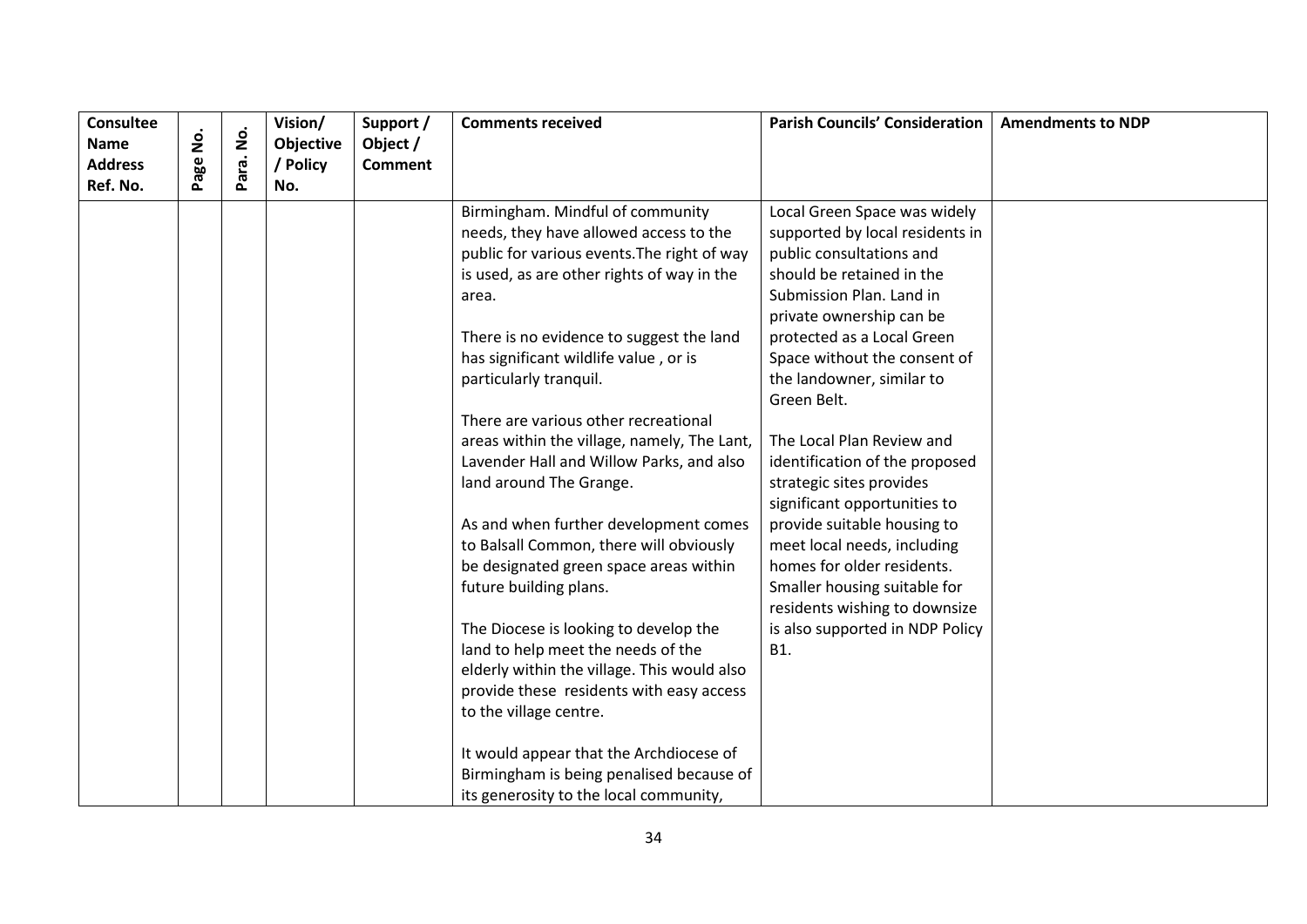| Consultee Name Address Ref. No. | Page No. | Para. No. | Vision/ Objective / Policy No. | Support / Object / Comment | Comments received | Parish Councils' Consideration | Amendments to NDP |
|---|---|---|---|---|---|---|---|
| | | | | | Birmingham. Mindful of community needs, they have allowed access to the public for various events.The right of way is used, as are other rights of way in the area.<br><br>There is no evidence to suggest the land has significant wildlife value , or is particularly tranquil.<br><br>There are various other recreational areas within the village, namely, The Lant, Lavender Hall and Willow Parks, and also land around The Grange.<br><br>As and when further development comes to Balsall Common, there will obviously be designated green space areas within future building plans.<br><br>The Diocese is looking to develop the land to help meet the needs of the elderly within the village. This would also provide these residents with easy access to the village centre.<br><br>It would appear that the Archdiocese of Birmingham is being penalised because of its generosity to the local community, | Local Green Space was widely supported by local residents in public consultations and should be retained in the Submission Plan. Land in private ownership can be protected as a Local Green Space without the consent of the landowner, similar to Green Belt.<br><br>The Local Plan Review and identification of the proposed strategic sites provides significant opportunities to provide suitable housing to meet local needs, including homes for older residents. Smaller housing suitable for residents wishing to downsize is also supported in NDP Policy B1. | |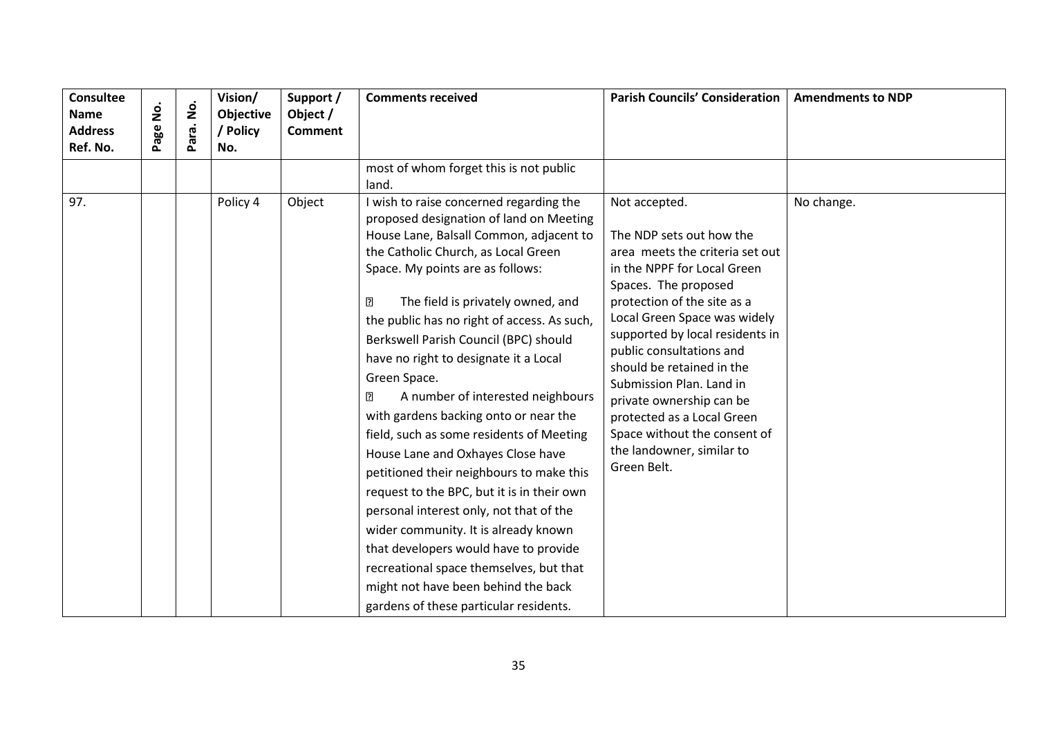| Consultee Name Address Ref. No. | Page No. | Para. No. | Vision/ Objective / Policy No. | Support / Object / Comment | Comments received | Parish Councils' Consideration | Amendments to NDP |
|---|---|---|---|---|---|---|---|
| | | | | | most of whom forget this is not public land. | | |
| 97. | | | Policy 4 | Object | I wish to raise concerned regarding the proposed designation of land on Meeting House Lane, Balsall Common, adjacent to the Catholic Church, as Local Green Space. My points are as follows:<br><br>- The field is privately owned, and the public has no right of access. As such, Berkswell Parish Council (BPC) should have no right to designate it a Local Green Space.<br>- A number of interested neighbours with gardens backing onto or near the field, such as some residents of Meeting House Lane and Oxhayes Close have petitioned their neighbours to make this request to the BPC, but it is in their own personal interest only, not that of the wider community. It is already known that developers would have to provide recreational space themselves, but that might not have been behind the back gardens of these particular residents. | Not accepted.<br><br>The NDP sets out how the area meets the criteria set out in the NPPF for Local Green Spaces. The proposed protection of the site as a Local Green Space was widely supported by local residents in public consultations and should be retained in the Submission Plan. Land in private ownership can be protected as a Local Green Space without the consent of the landowner, similar to Green Belt. | No change. |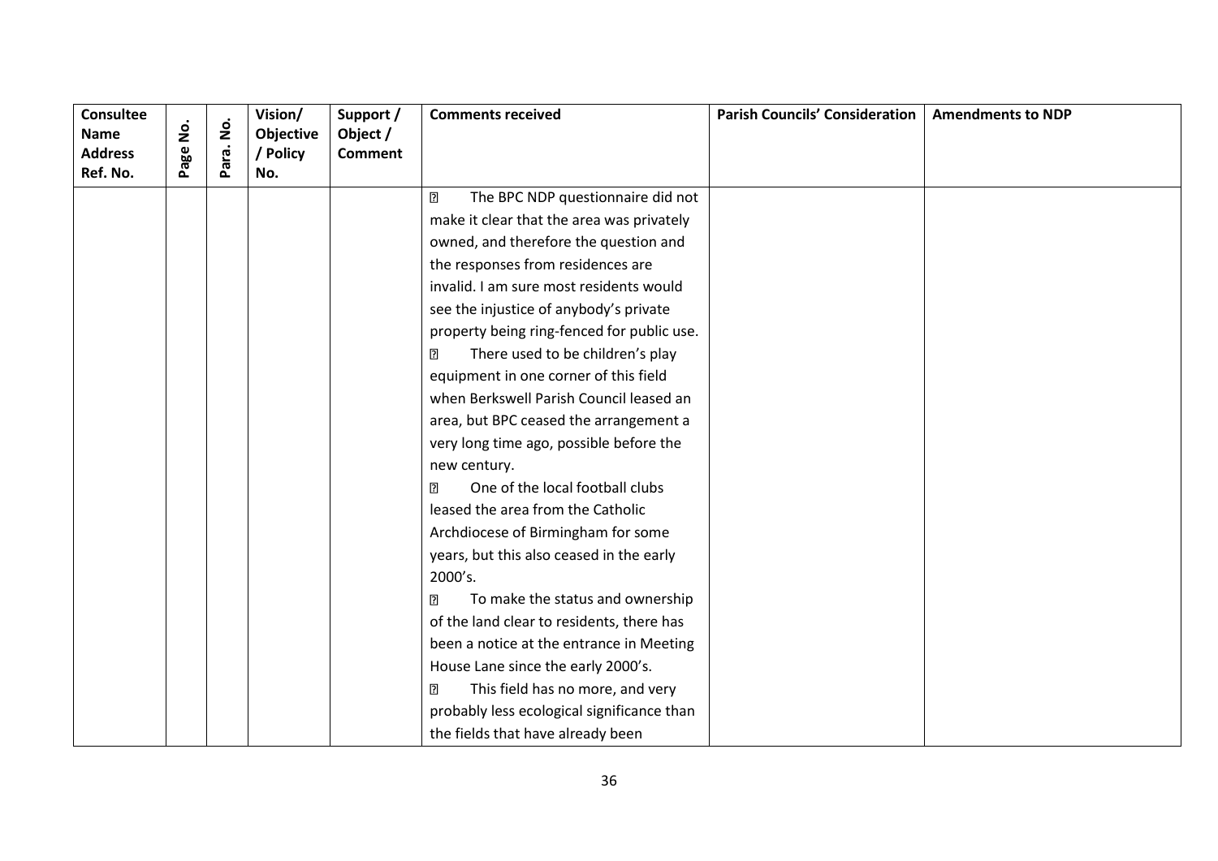| Consultee Name Address Ref. No. | Page No. | Para. No. | Vision/ Objective / Policy No. | Support / Object / Comment | Comments received | Parish Councils' Consideration | Amendments to NDP |
|---|---|---|---|---|---|---|---|
| | | | | | • The BPC NDP questionnaire did not make it clear that the area was privately owned, and therefore the question and the responses from residences are invalid. I am sure most residents would see the injustice of anybody's private property being ring-fenced for public use.<br>• There used to be children's play equipment in one corner of this field when Berkswell Parish Council leased an area, but BPC ceased the arrangement a very long time ago, possible before the new century.<br>• One of the local football clubs leased the area from the Catholic Archdiocese of Birmingham for some years, but this also ceased in the early 2000's.<br>• To make the status and ownership of the land clear to residents, there has been a notice at the entrance in Meeting House Lane since the early 2000's.<br>• This field has no more, and very probably less ecological significance than the fields that have already been | | |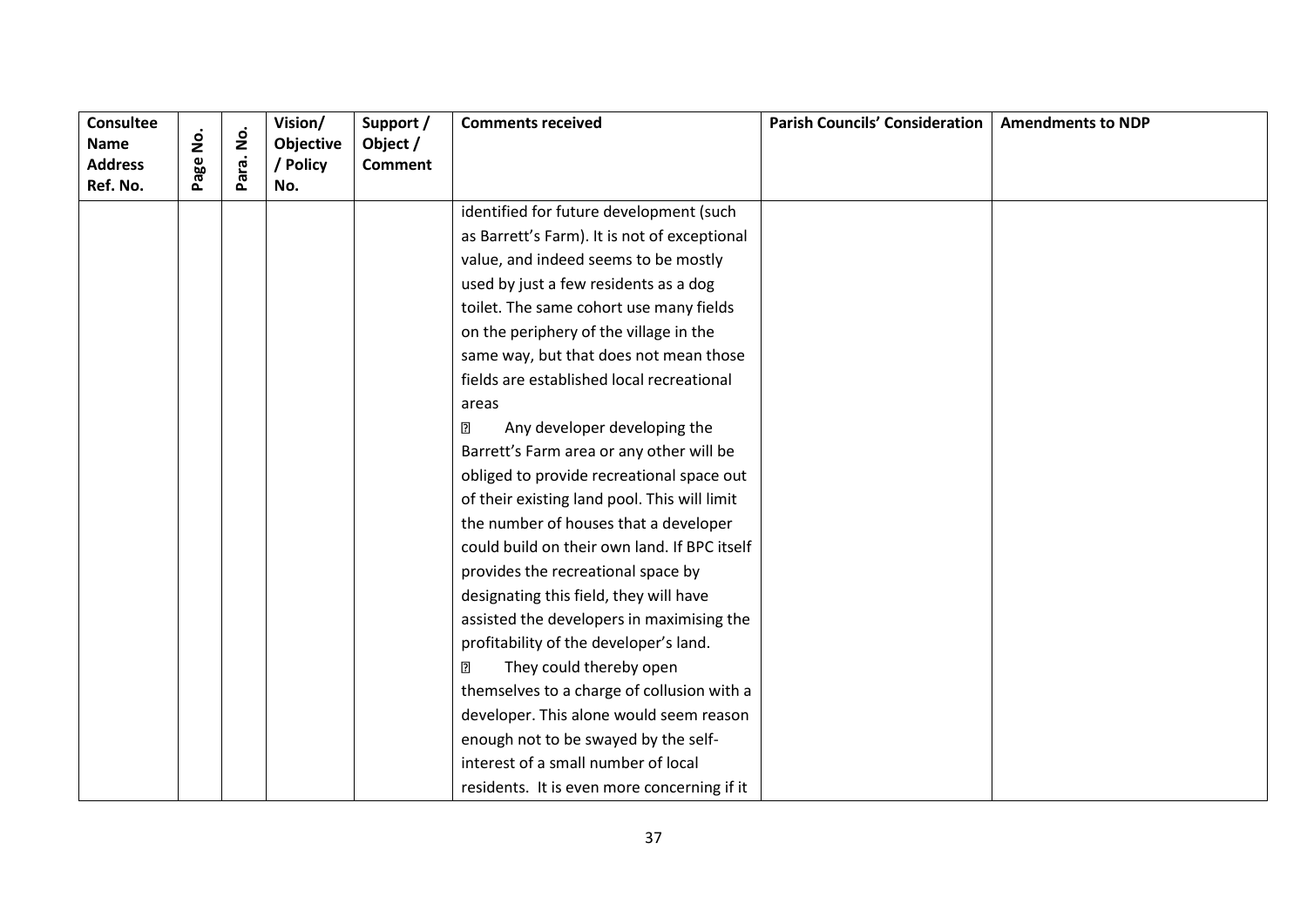| Consultee Name Address Ref. No. | Page No. | Para. No. | Vision/ Objective / Policy No. | Support / Object / Comment | Comments received | Parish Councils' Consideration | Amendments to NDP |
|---|---|---|---|---|---|---|---|
| | | | | | identified for future development (such as Barrett's Farm). It is not of exceptional value, and indeed seems to be mostly used by just a few residents as a dog toilet. The same cohort use many fields on the periphery of the village in the same way, but that does not mean those fields are established local recreational areas<br>• Any developer developing the Barrett's Farm area or any other will be obliged to provide recreational space out of their existing land pool. This will limit the number of houses that a developer could build on their own land. If BPC itself provides the recreational space by designating this field, they will have assisted the developers in maximising the profitability of the developer's land.<br>• They could thereby open themselves to a charge of collusion with a developer. This alone would seem reason enough not to be swayed by the self-interest of a small number of local residents. It is even more concerning if it | | |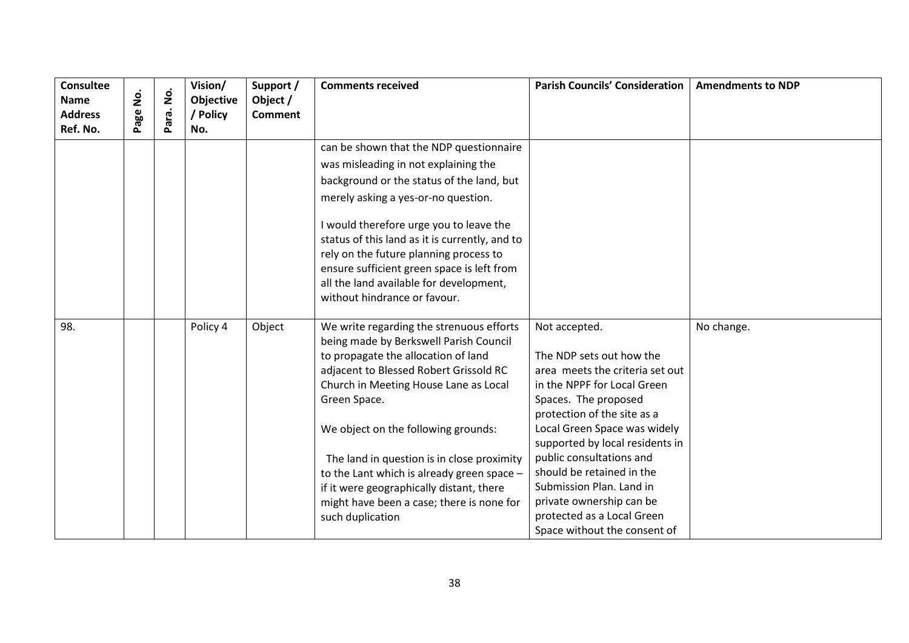| Consultee Name Address Ref. No. | Page No. | Para. No. | Vision/ Objective / Policy No. | Support / Object / Comment | Comments received | Parish Councils' Consideration | Amendments to NDP |
|---|---|---|---|---|---|---|---|
| | | | | | can be shown that the NDP questionnaire was misleading in not explaining the background or the status of the land, but merely asking a yes-or-no question.<br><br>I would therefore urge you to leave the status of this land as it is currently, and to rely on the future planning process to ensure sufficient green space is left from all the land available for development, without hindrance or favour. | | |
| 98. | | | Policy 4 | Object | We write regarding the strenuous efforts being made by Berkswell Parish Council to propagate the allocation of land adjacent to Blessed Robert Grissold RC Church in Meeting House Lane as Local Green Space.<br><br>We object on the following grounds:<br><br>The land in question is in close proximity to the Lant which is already green space – if it were geographically distant, there might have been a case; there is none for such duplication | Not accepted.<br><br>The NDP sets out how the area meets the criteria set out in the NPPF for Local Green Spaces. The proposed protection of the site as a Local Green Space was widely supported by local residents in public consultations and should be retained in the Submission Plan. Land in private ownership can be protected as a Local Green Space without the consent of | No change. |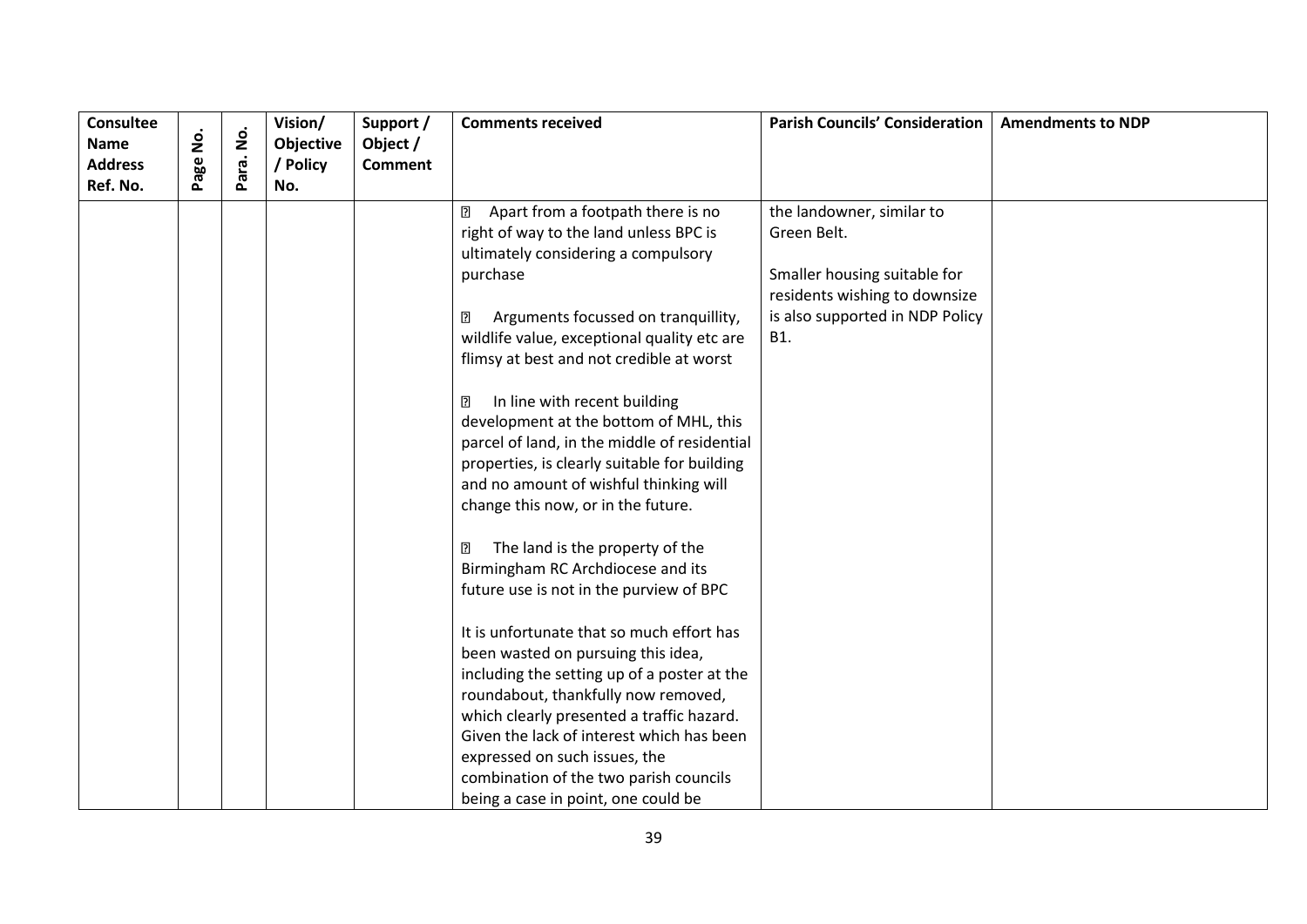| Consultee Name Address Ref. No. | Page No. | Para. No. | Vision/ Objective / Policy No. | Support / Object / Comment | Comments received | Parish Councils' Consideration | Amendments to NDP |
|---|---|---|---|---|---|---|---|
| | | | | | • Apart from a footpath there is no right of way to the land unless BPC is ultimately considering a compulsory purchase<br><br>• Arguments focussed on tranquillity, wildlife value, exceptional quality etc are flimsy at best and not credible at worst<br><br>• In line with recent building development at the bottom of MHL, this parcel of land, in the middle of residential properties, is clearly suitable for building and no amount of wishful thinking will change this now, or in the future.<br><br>• The land is the property of the Birmingham RC Archdiocese and its future use is not in the purview of BPC<br><br>It is unfortunate that so much effort has been wasted on pursuing this idea, including the setting up of a poster at the roundabout, thankfully now removed, which clearly presented a traffic hazard. Given the lack of interest which has been expressed on such issues, the combination of the two parish councils being a case in point, one could be | the landowner, similar to Green Belt.<br><br>Smaller housing suitable for residents wishing to downsize is also supported in NDP Policy B1. | |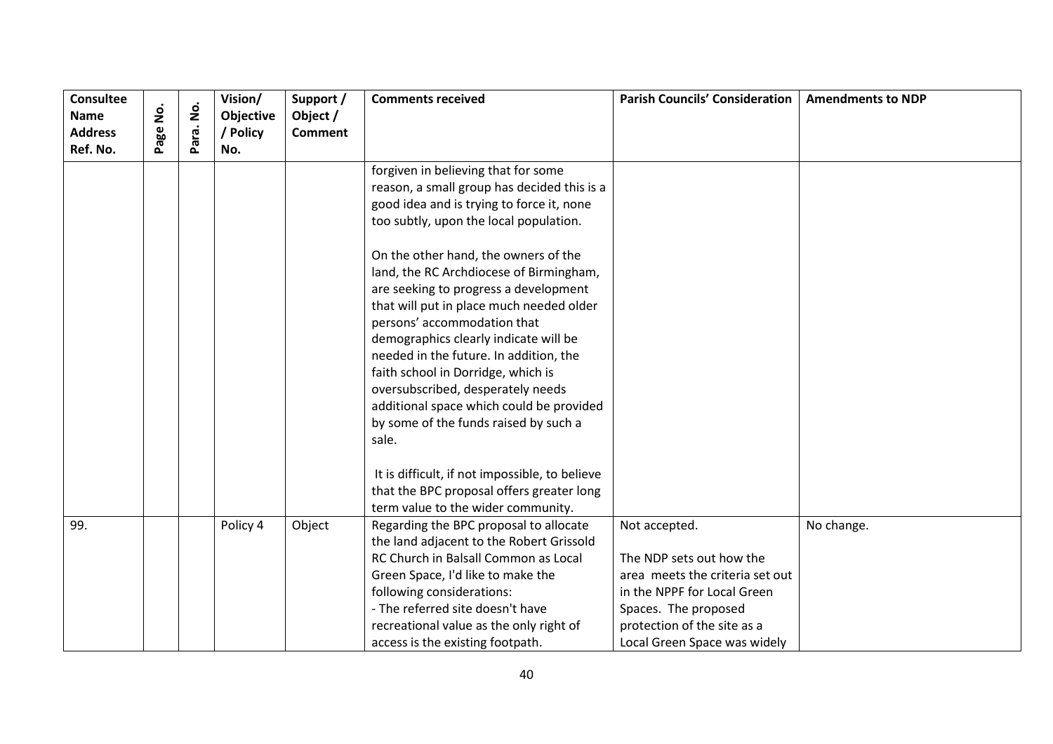| Consultee Name Address Ref. No. | Page No. | Para. No. | Vision/ Objective / Policy No. | Support / Object / Comment | Comments received | Parish Councils' Consideration | Amendments to NDP |
|---|---|---|---|---|---|---|---|
| | | | | | forgiven in believing that for some reason, a small group has decided this is a good idea and is trying to force it, none too subtly, upon the local population.<br><br>On the other hand, the owners of the land, the RC Archdiocese of Birmingham, are seeking to progress a development that will put in place much needed older persons' accommodation that demographics clearly indicate will be needed in the future. In addition, the faith school in Dorridge, which is oversubscribed, desperately needs additional space which could be provided by some of the funds raised by such a sale.<br><br>It is difficult, if not impossible, to believe that the BPC proposal offers greater long term value to the wider community. | | |
| 99. | | | Policy 4 | Object | Regarding the BPC proposal to allocate the land adjacent to the Robert Grissold RC Church in Balsall Common as Local Green Space, I'd like to make the following considerations:<br>- The referred site doesn't have recreational value as the only right of access is the existing footpath. | Not accepted.<br><br>The NDP sets out how the area meets the criteria set out in the NPPF for Local Green Spaces. The proposed protection of the site as a Local Green Space was widely | No change. |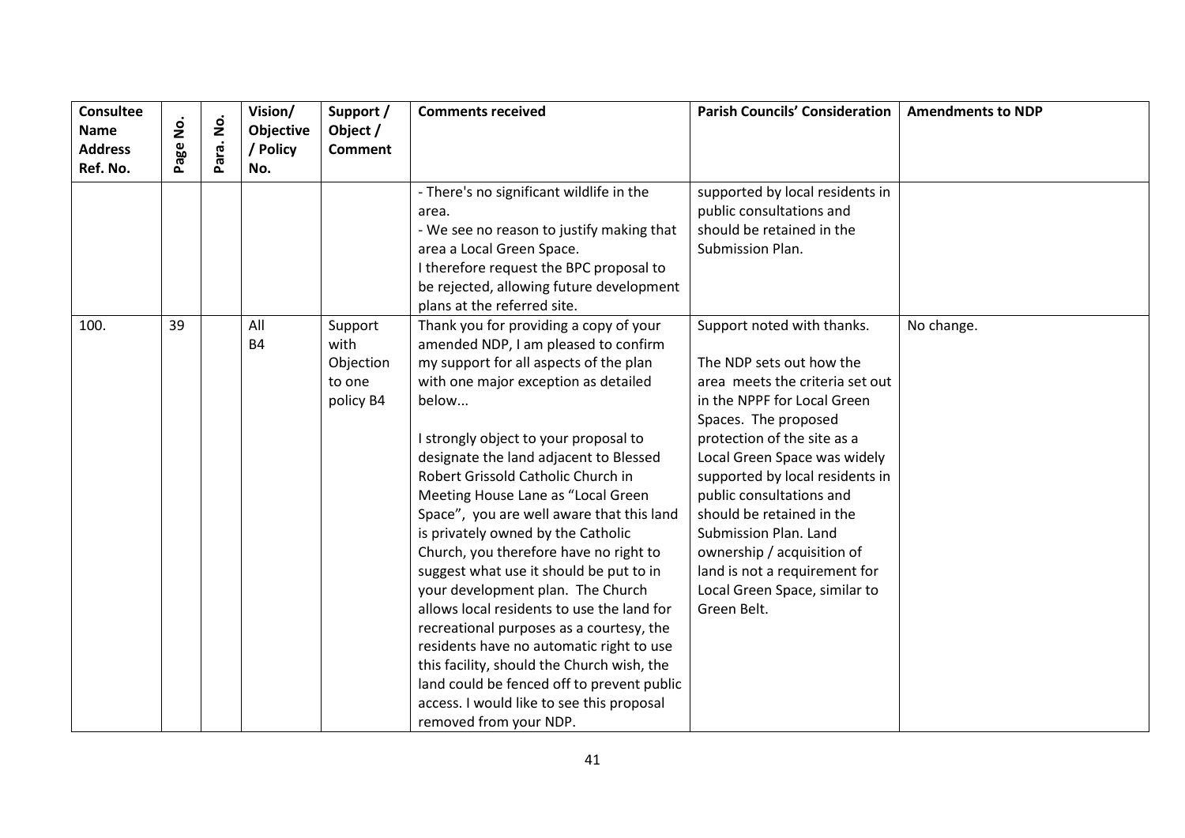| Consultee Name Address Ref. No. | Page No. | Para. No. | Vision/ Objective / Policy No. | Support / Object / Comment | Comments received | Parish Councils' Consideration | Amendments to NDP |
|---|---|---|---|---|---|---|---|
| | | | | | - There's no significant wildlife in the area.<br>- We see no reason to justify making that area a Local Green Space.<br>I therefore request the BPC proposal to be rejected, allowing future development plans at the referred site. | supported by local residents in public consultations and should be retained in the Submission Plan. | |
| 100. | 39 | | All<br>B4 | Support with Objection to one policy B4 | Thank you for providing a copy of your amended NDP, I am pleased to confirm my support for all aspects of the plan with one major exception as detailed below...<br><br>I strongly object to your proposal to designate the land adjacent to Blessed Robert Grissold Catholic Church in Meeting House Lane as "Local Green Space", you are well aware that this land is privately owned by the Catholic Church, you therefore have no right to suggest what use it should be put to in your development plan. The Church allows local residents to use the land for recreational purposes as a courtesy, the residents have no automatic right to use this facility, should the Church wish, the land could be fenced off to prevent public access. I would like to see this proposal removed from your NDP. | Support noted with thanks.<br><br>The NDP sets out how the area meets the criteria set out in the NPPF for Local Green Spaces. The proposed protection of the site as a Local Green Space was widely supported by local residents in public consultations and should be retained in the Submission Plan. Land ownership / acquisition of land is not a requirement for Local Green Space, similar to Green Belt. | No change. |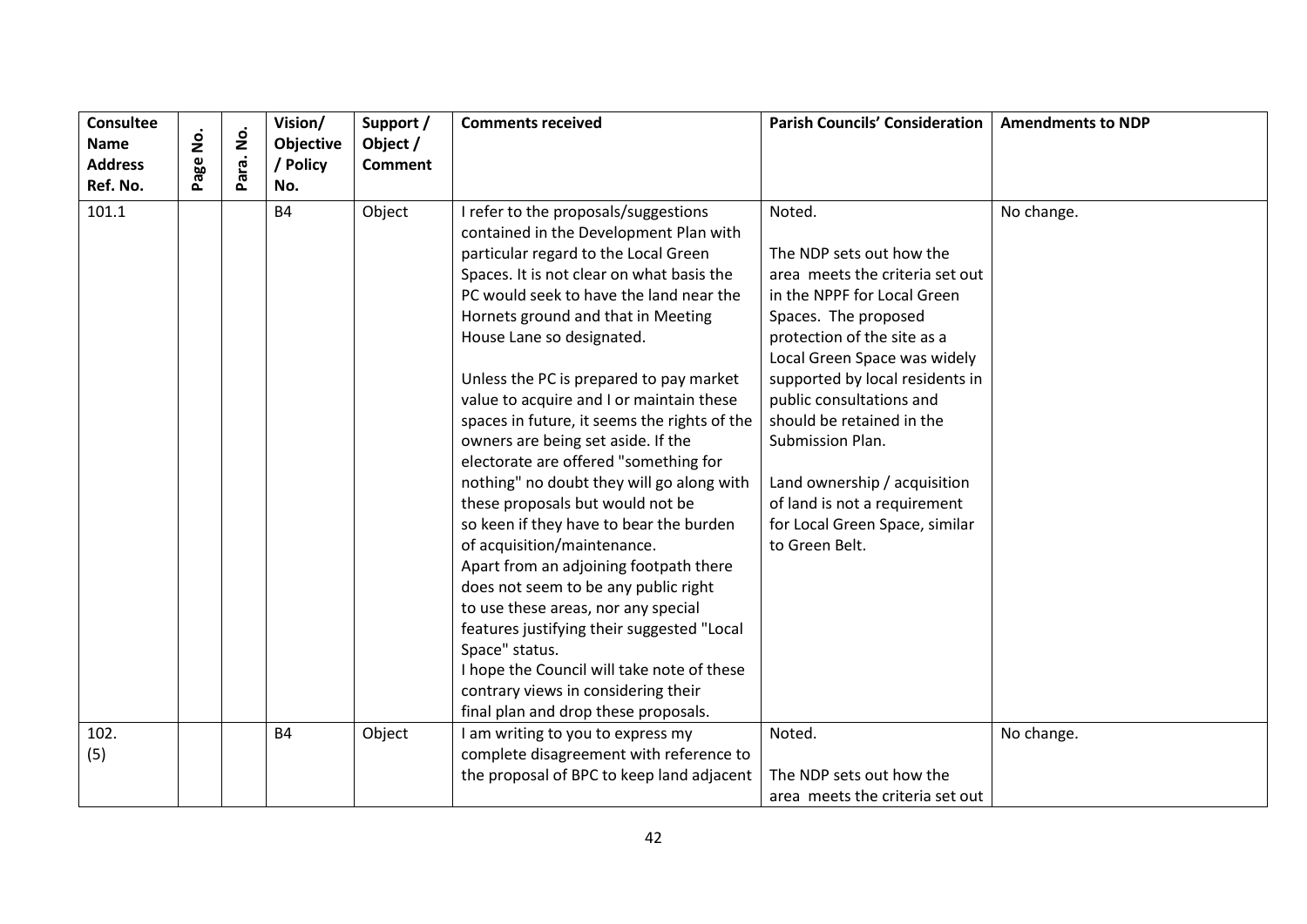| Consultee Name Address Ref. No. | Page No. | Para. No. | Vision/ Objective / Policy No. | Support / Object / Comment | Comments received | Parish Councils' Consideration | Amendments to NDP |
|---|---|---|---|---|---|---|---|
| 101.1 | | | B4 | Object | I refer to the proposals/suggestions contained in the Development Plan with particular regard to the Local Green Spaces. It is not clear on what basis the PC would seek to have the land near the Hornets ground and that in Meeting House Lane so designated.<br><br>Unless the PC is prepared to pay market value to acquire and I or maintain these spaces in future, it seems the rights of the owners are being set aside. If the electorate are offered "something for nothing" no doubt they will go along with these proposals but would not be so keen if they have to bear the burden of acquisition/maintenance.<br>Apart from an adjoining footpath there does not seem to be any public right to use these areas, nor any special features justifying their suggested "Local Space" status.<br>I hope the Council will take note of these contrary views in considering their final plan and drop these proposals. | Noted.<br><br>The NDP sets out how the area meets the criteria set out in the NPPF for Local Green Spaces. The proposed protection of the site as a Local Green Space was widely supported by local residents in public consultations and should be retained in the Submission Plan.<br><br>Land ownership / acquisition of land is not a requirement for Local Green Space, similar to Green Belt. | No change. |
| 102. (5) | | | B4 | Object | I am writing to you to express my complete disagreement with reference to the proposal of BPC to keep land adjacent | Noted.<br><br>The NDP sets out how the area meets the criteria set out | No change. |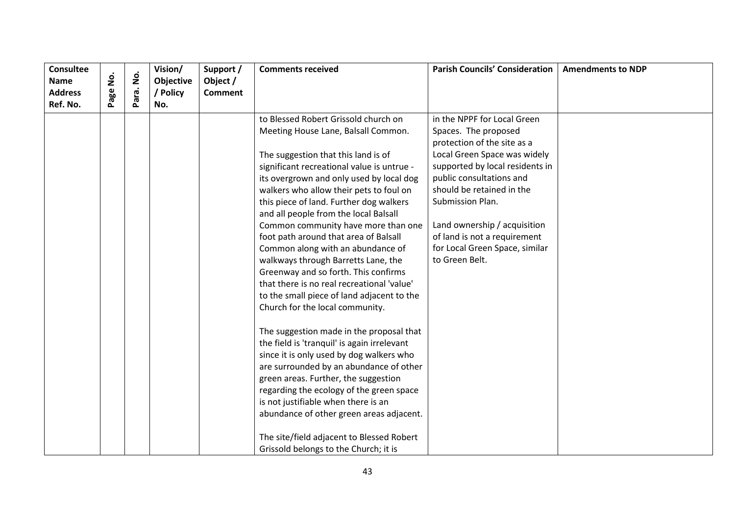| Consultee Name Address Ref. No. | Page No. | Para. No. | Vision/ Objective / Policy No. | Support / Object / Comment | Comments received | Parish Councils' Consideration | Amendments to NDP |
|---|---|---|---|---|---|---|---|
| | | | | | to Blessed Robert Grissold church on Meeting House Lane, Balsall Common.<br><br>The suggestion that this land is of significant recreational value is untrue - its overgrown and only used by local dog walkers who allow their pets to foul on this piece of land. Further dog walkers and all people from the local Balsall Common community have more than one foot path around that area of Balsall Common along with an abundance of walkways through Barretts Lane, the Greenway and so forth. This confirms that there is no real recreational 'value' to the small piece of land adjacent to the Church for the local community.<br><br>The suggestion made in the proposal that the field is 'tranquil' is again irrelevant since it is only used by dog walkers who are surrounded by an abundance of other green areas. Further, the suggestion regarding the ecology of the green space is not justifiable when there is an abundance of other green areas adjacent.<br><br>The site/field adjacent to Blessed Robert Grissold belongs to the Church; it is | in the NPPF for Local Green Spaces. The proposed protection of the site as a Local Green Space was widely supported by local residents in public consultations and should be retained in the Submission Plan.<br><br>Land ownership / acquisition of land is not a requirement for Local Green Space, similar to Green Belt. | |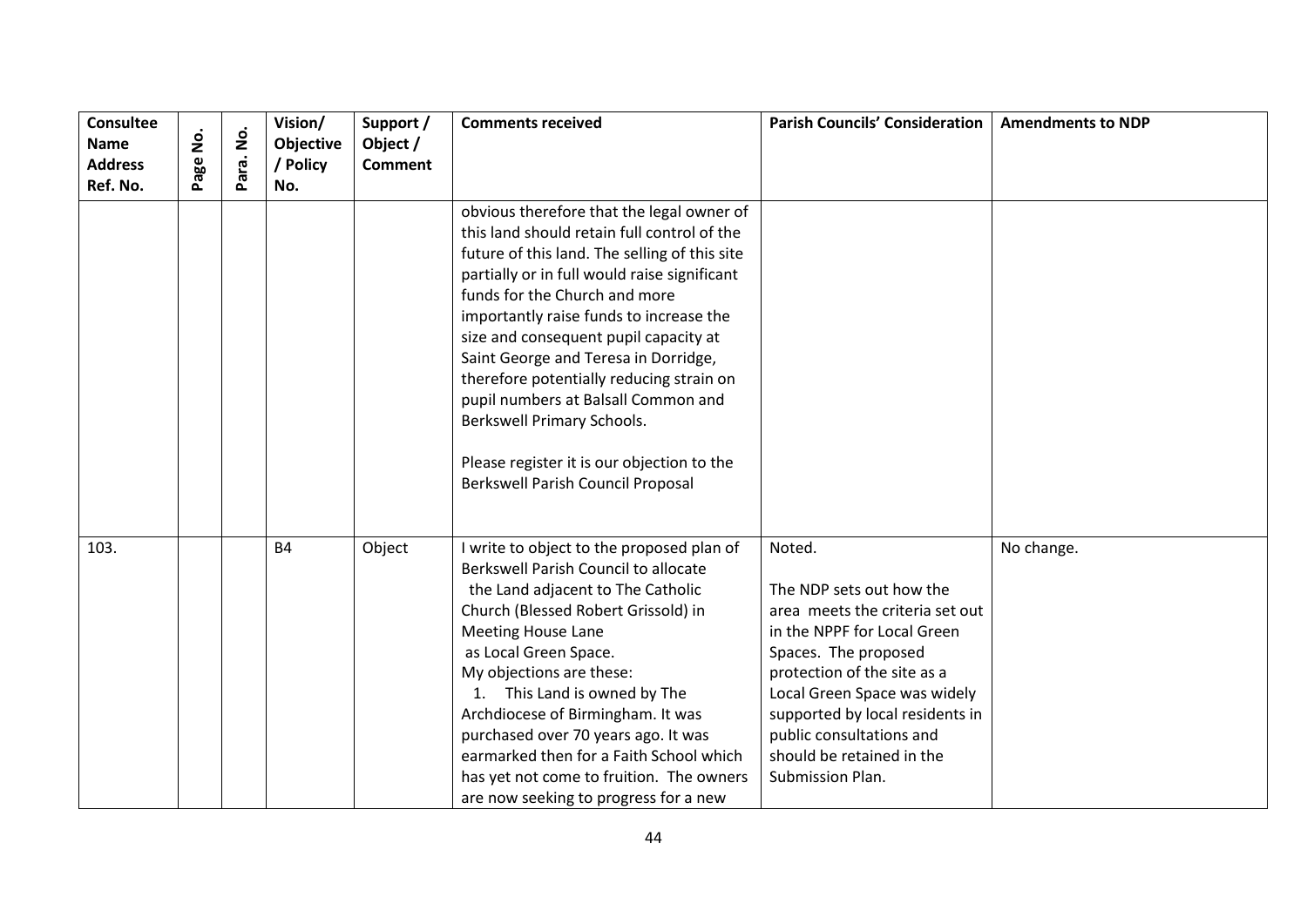| Consultee Name Address Ref. No. | Page No. | Para. No. | Vision/ Objective / Policy No. | Support / Object / Comment | Comments received | Parish Councils' Consideration | Amendments to NDP |
|---|---|---|---|---|---|---|---|
| | | | | | obvious therefore that the legal owner of this land should retain full control of the future of this land. The selling of this site partially or in full would raise significant funds for the Church and more importantly raise funds to increase the size and consequent pupil capacity at Saint George and Teresa in Dorridge, therefore potentially reducing strain on pupil numbers at Balsall Common and Berkswell Primary Schools.<br><br>Please register it is our objection to the Berkswell Parish Council Proposal | | |
| 103. | | | B4 | Object | I write to object to the proposed plan of Berkswell Parish Council to allocate the Land adjacent to The Catholic Church (Blessed Robert Grissold) in Meeting House Lane as Local Green Space.<br>My objections are these:<br>1. This Land is owned by The Archdiocese of Birmingham. It was purchased over 70 years ago. It was earmarked then for a Faith School which has yet not come to fruition. The owners are now seeking to progress for a new | Noted.<br><br>The NDP sets out how the area meets the criteria set out in the NPPF for Local Green Spaces. The proposed protection of the site as a Local Green Space was widely supported by local residents in public consultations and should be retained in the Submission Plan. | No change. |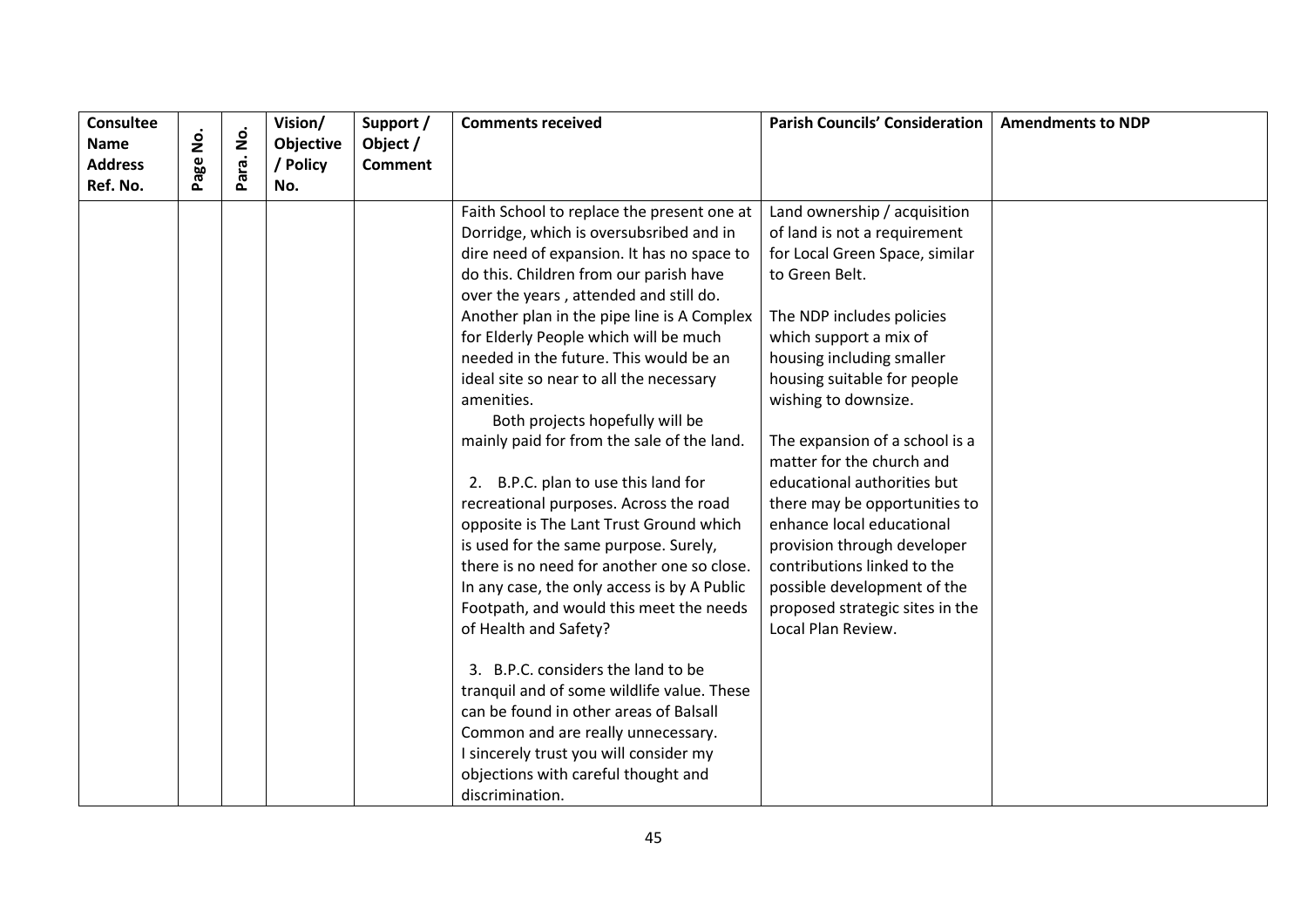| Consultee Name Address Ref. No. | Page No. | Para. No. | Vision/ Objective / Policy No. | Support / Object / Comment | Comments received | Parish Councils' Consideration | Amendments to NDP |
|---|---|---|---|---|---|---|---|
| | | | | | Faith School to replace the present one at Dorridge, which is oversubsribed and in dire need of expansion. It has no space to do this. Children from our parish have over the years , attended and still do. Another plan in the pipe line is A Complex for Elderly People which will be much needed in the future. This would be an ideal site so near to all the necessary amenities.<br>Both projects hopefully will be mainly paid for from the sale of the land.<br><br>2. B.P.C. plan to use this land for recreational purposes. Across the road opposite is The Lant Trust Ground which is used for the same purpose. Surely, there is no need for another one so close. In any case, the only access is by A Public Footpath, and would this meet the needs of Health and Safety?<br><br>3. B.P.C. considers the land to be tranquil and of some wildlife value. These can be found in other areas of Balsall Common and are really unnecessary.<br>I sincerely trust you will consider my objections with careful thought and discrimination. | Land ownership / acquisition of land is not a requirement for Local Green Space, similar to Green Belt.<br><br>The NDP includes policies which support a mix of housing including smaller housing suitable for people wishing to downsize.<br><br>The expansion of a school is a matter for the church and educational authorities but there may be opportunities to enhance local educational provision through developer contributions linked to the possible development of the proposed strategic sites in the Local Plan Review. | |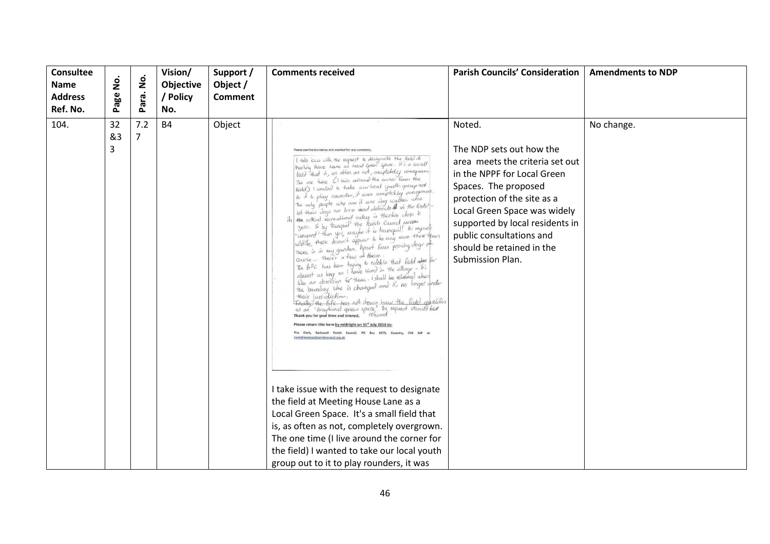| Consultee Name Address Ref. No. | Page No. | Para. No. | Vision/ Objective / Policy No. | Support / Object / Comment | Comments received | Parish Councils' Consideration | Amendments to NDP |
|---|---|---|---|---|---|---|---|
| 104. | 32 &33 | 7.27 | B4 | Object | Please use the box below and overleaf for any comments.<br>I take issue with the request to designate the field at Meeting House Lane as Local Green Space. It's a small field that is, as often as not, completely overgrown. The one time (I live around the corner from the field) I wanted to take our local youth group out to it to play rounders, it was completely overgrown. The only people who use it are dog walkers who let their dogs run loose and defecate in the field - its actual recreational value is therefore close to zero. If by 'tranquil' the Parish Council means 'unused' then yes, maybe it is tranquil! As regards wildlife, there doesn't appear to be any more there than there is in my garden. Apart from pooing dogs of course... there's a few of those. The BPC has been trying to nobble that field for almost as long as I have lived in the village - it's like an obsession for them. I shall be relieved when the boundary line is changed and it's no longer under their jurisdiction. Finally, the BPC has not shown how the field qualifies as an 'exceptional green space'. The request should be refused.<br>Thank you for your time and interest.<br>Please return this form by midnight on 31st July 2018 to:<br>The Clerk, Berkswell Parish Council, PO Box 6375, Coventry, CV6 9LP or clerk@berkswellparishcouncil.org.uk<br><br>I take issue with the request to designate the field at Meeting House Lane as a Local Green Space. It's a small field that is, as often as not, completely overgrown. The one time (I live around the corner for the field) I wanted to take our local youth group out to it to play rounders, it was | Noted.<br><br>The NDP sets out how the area meets the criteria set out in the NPPF for Local Green Spaces. The proposed protection of the site as a Local Green Space was widely supported by local residents in public consultations and should be retained in the Submission Plan. | No change. |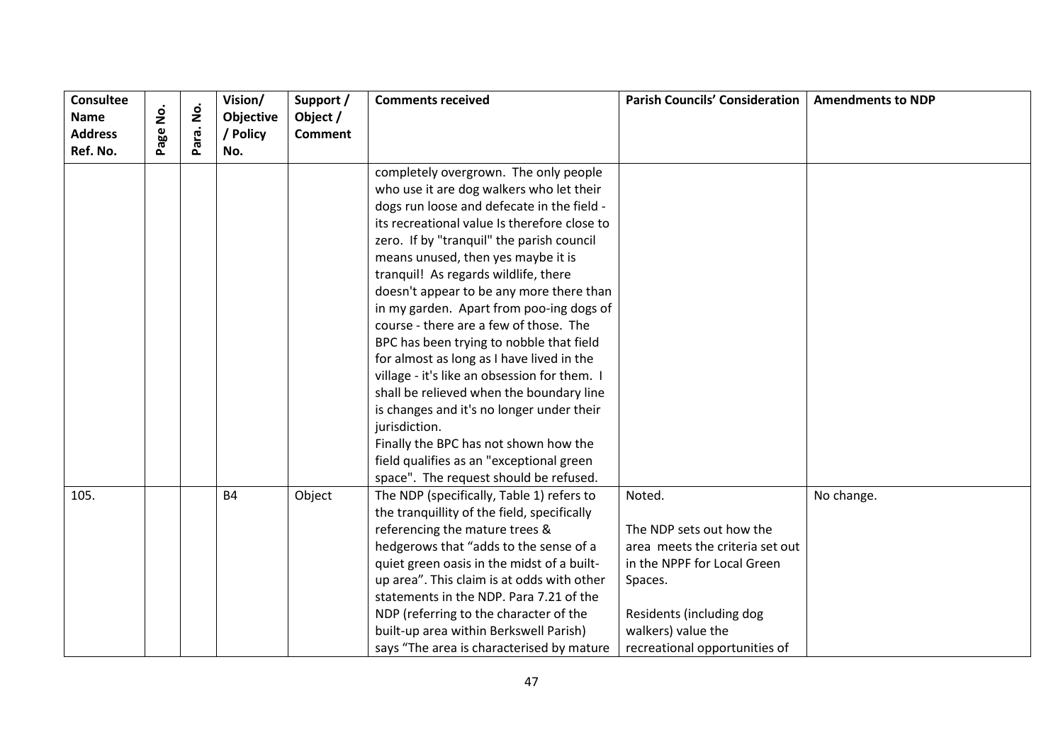| Consultee Name Address Ref. No. | Page No. | Para. No. | Vision/ Objective / Policy No. | Support / Object / Comment | Comments received | Parish Councils' Consideration | Amendments to NDP |
|---|---|---|---|---|---|---|---|
| | | | | | completely overgrown. The only people who use it are dog walkers who let their dogs run loose and defecate in the field - its recreational value Is therefore close to zero. If by "tranquil" the parish council means unused, then yes maybe it is tranquil! As regards wildlife, there doesn't appear to be any more there than in my garden. Apart from poo-ing dogs of course - there are a few of those. The BPC has been trying to nobble that field for almost as long as I have lived in the village - it's like an obsession for them. I shall be relieved when the boundary line is changes and it's no longer under their jurisdiction.<br>Finally the BPC has not shown how the field qualifies as an "exceptional green space". The request should be refused. | | |
| 105. | | | B4 | Object | The NDP (specifically, Table 1) refers to the tranquillity of the field, specifically referencing the mature trees & hedgerows that "adds to the sense of a quiet green oasis in the midst of a built-up area". This claim is at odds with other statements in the NDP. Para 7.21 of the NDP (referring to the character of the built-up area within Berkswell Parish) says "The area is characterised by mature | Noted.<br><br>The NDP sets out how the area meets the criteria set out in the NPPF for Local Green Spaces.<br><br>Residents (including dog walkers) value the recreational opportunities of | No change. |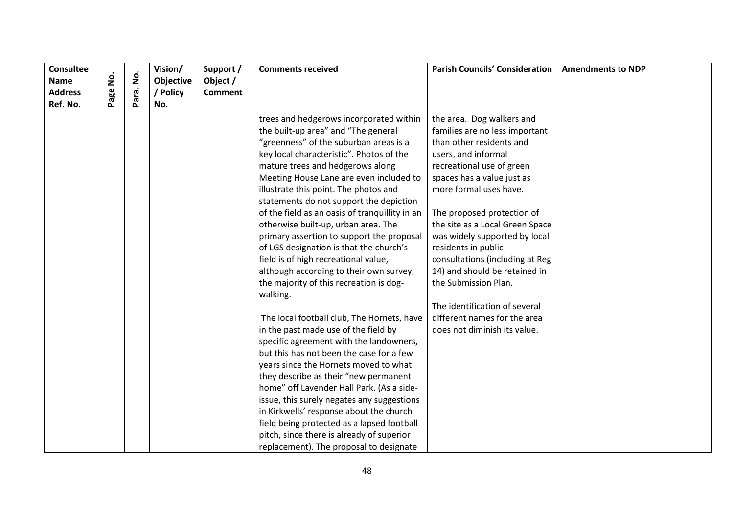| Consultee Name Address Ref. No. | Page No. | Para. No. | Vision/ Objective / Policy No. | Support / Object / Comment | Comments received | Parish Councils' Consideration | Amendments to NDP |
|---|---|---|---|---|---|---|---|
| | | | | | trees and hedgerows incorporated within the built-up area" and "The general "greenness" of the suburban areas is a key local characteristic". Photos of the mature trees and hedgerows along Meeting House Lane are even included to illustrate this point. The photos and statements do not support the depiction of the field as an oasis of tranquillity in an otherwise built-up, urban area. The primary assertion to support the proposal of LGS designation is that the church's field is of high recreational value, although according to their own survey, the majority of this recreation is dog-walking.<br><br>The local football club, The Hornets, have in the past made use of the field by specific agreement with the landowners, but this has not been the case for a few years since the Hornets moved to what they describe as their "new permanent home" off Lavender Hall Park. (As a side-issue, this surely negates any suggestions in Kirkwells' response about the church field being protected as a lapsed football pitch, since there is already of superior replacement). The proposal to designate | the area. Dog walkers and families are no less important than other residents and users, and informal recreational use of green spaces has a value just as more formal uses have.<br><br>The proposed protection of the site as a Local Green Space was widely supported by local residents in public consultations (including at Reg 14) and should be retained in the Submission Plan.<br><br>The identification of several different names for the area does not diminish its value. | |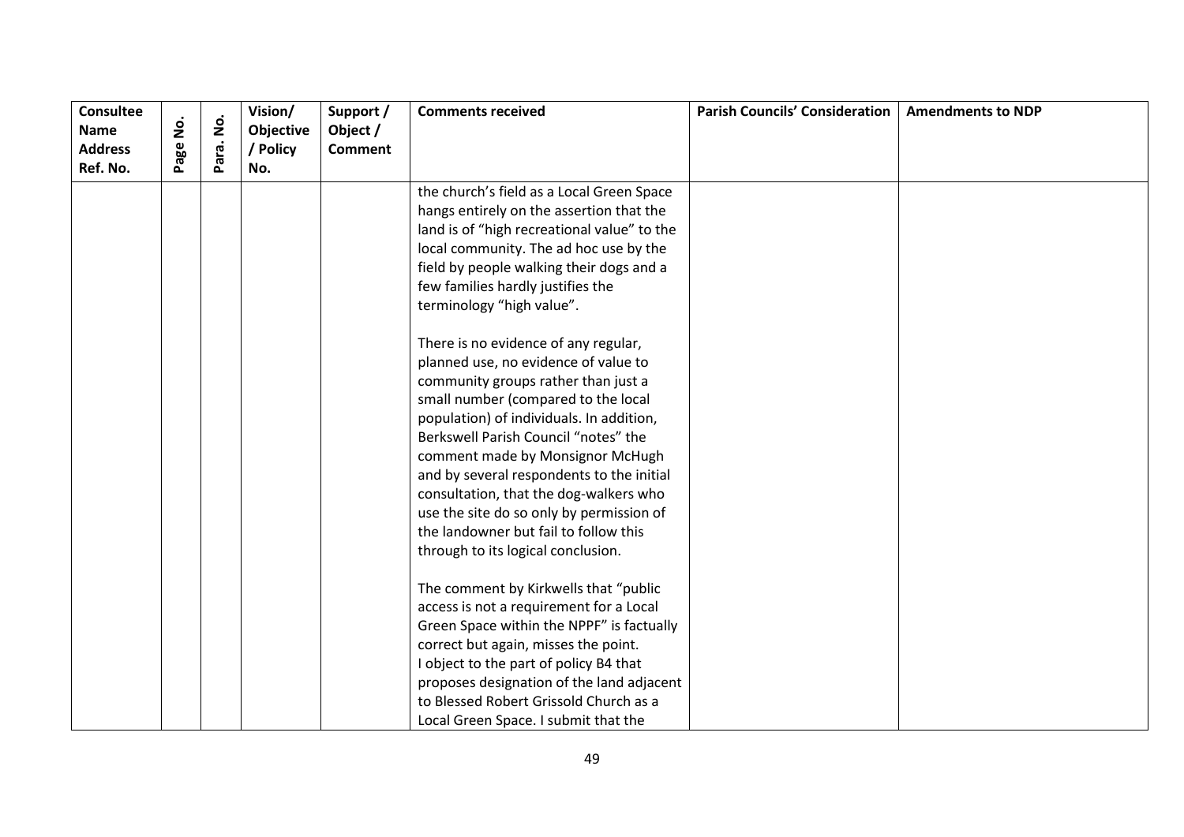| Consultee Name Address Ref. No. | Page No. | Para. No. | Vision/ Objective / Policy No. | Support / Object / Comment | Comments received | Parish Councils' Consideration | Amendments to NDP |
|---|---|---|---|---|---|---|---|
| | | | | | the church's field as a Local Green Space hangs entirely on the assertion that the land is of "high recreational value" to the local community. The ad hoc use by the field by people walking their dogs and a few families hardly justifies the terminology "high value".<br><br>There is no evidence of any regular, planned use, no evidence of value to community groups rather than just a small number (compared to the local population) of individuals. In addition, Berkswell Parish Council "notes" the comment made by Monsignor McHugh and by several respondents to the initial consultation, that the dog-walkers who use the site do so only by permission of the landowner but fail to follow this through to its logical conclusion.<br><br>The comment by Kirkwells that "public access is not a requirement for a Local Green Space within the NPPF" is factually correct but again, misses the point.<br>I object to the part of policy B4 that proposes designation of the land adjacent to Blessed Robert Grissold Church as a Local Green Space. I submit that the | | |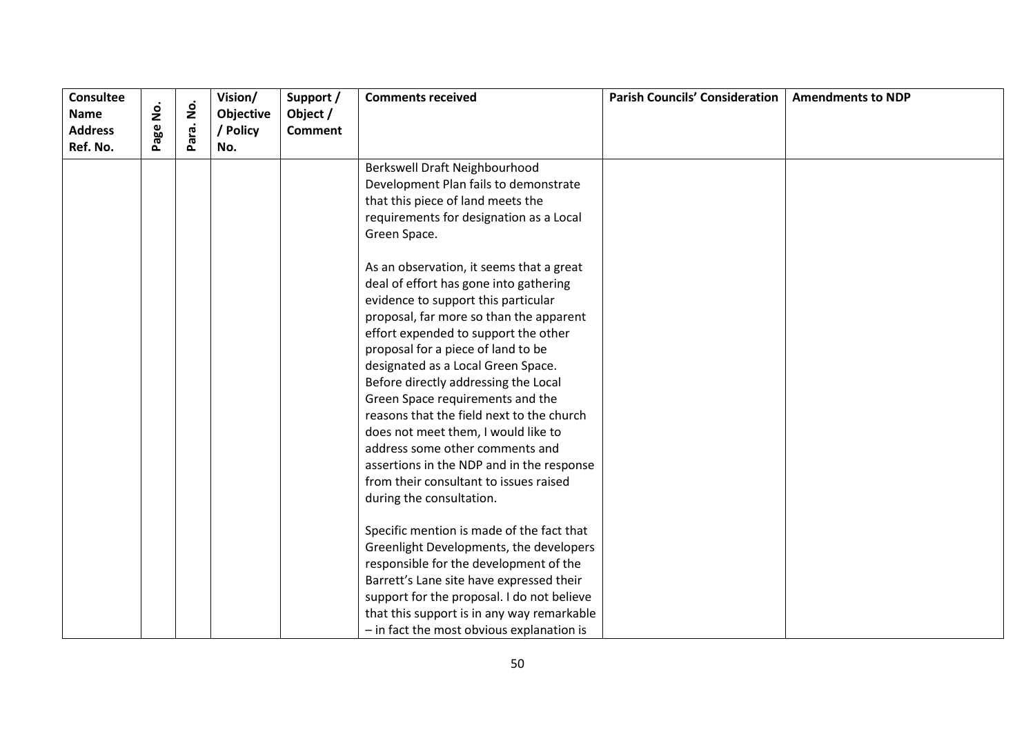| Consultee Name Address Ref. No. | Page No. | Para. No. | Vision/ Objective / Policy No. | Support / Object / Comment | Comments received | Parish Councils' Consideration | Amendments to NDP |
|---|---|---|---|---|---|---|---|
| | | | | | Berkswell Draft Neighbourhood Development Plan fails to demonstrate that this piece of land meets the requirements for designation as a Local Green Space.<br><br>As an observation, it seems that a great deal of effort has gone into gathering evidence to support this particular proposal, far more so than the apparent effort expended to support the other proposal for a piece of land to be designated as a Local Green Space. Before directly addressing the Local Green Space requirements and the reasons that the field next to the church does not meet them, I would like to address some other comments and assertions in the NDP and in the response from their consultant to issues raised during the consultation.<br><br>Specific mention is made of the fact that Greenlight Developments, the developers responsible for the development of the Barrett's Lane site have expressed their support for the proposal. I do not believe that this support is in any way remarkable – in fact the most obvious explanation is | | |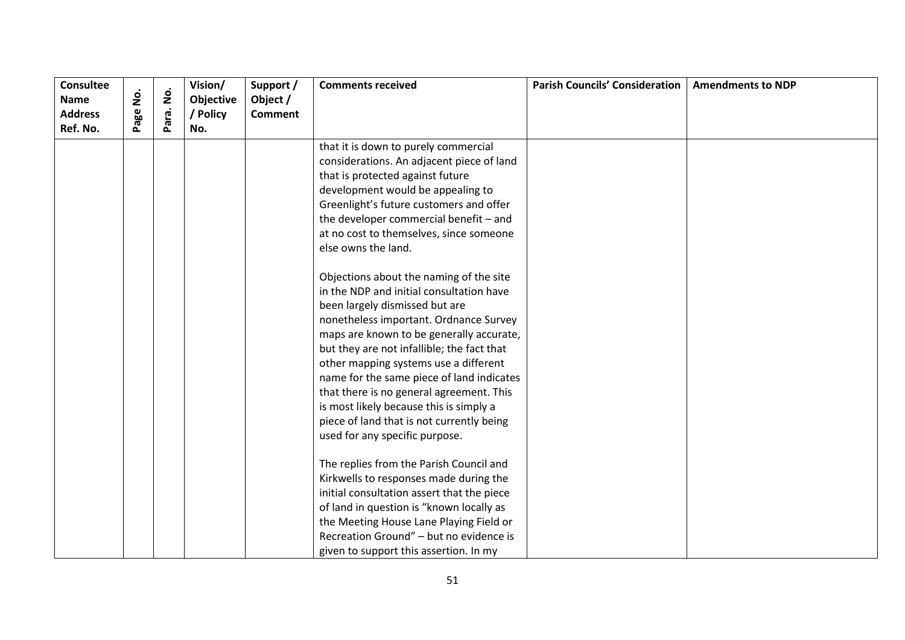| Consultee Name Address Ref. No. | Page No. | Para. No. | Vision/ Objective / Policy No. | Support / Object / Comment | Comments received | Parish Councils' Consideration | Amendments to NDP |
|---|---|---|---|---|---|---|---|
| | | | | | that it is down to purely commercial considerations. An adjacent piece of land that is protected against future development would be appealing to Greenlight's future customers and offer the developer commercial benefit – and at no cost to themselves, since someone else owns the land.<br><br>Objections about the naming of the site in the NDP and initial consultation have been largely dismissed but are nonetheless important. Ordnance Survey maps are known to be generally accurate, but they are not infallible; the fact that other mapping systems use a different name for the same piece of land indicates that there is no general agreement. This is most likely because this is simply a piece of land that is not currently being used for any specific purpose.<br><br>The replies from the Parish Council and Kirkwells to responses made during the initial consultation assert that the piece of land in question is "known locally as the Meeting House Lane Playing Field or Recreation Ground" – but no evidence is given to support this assertion. In my | | |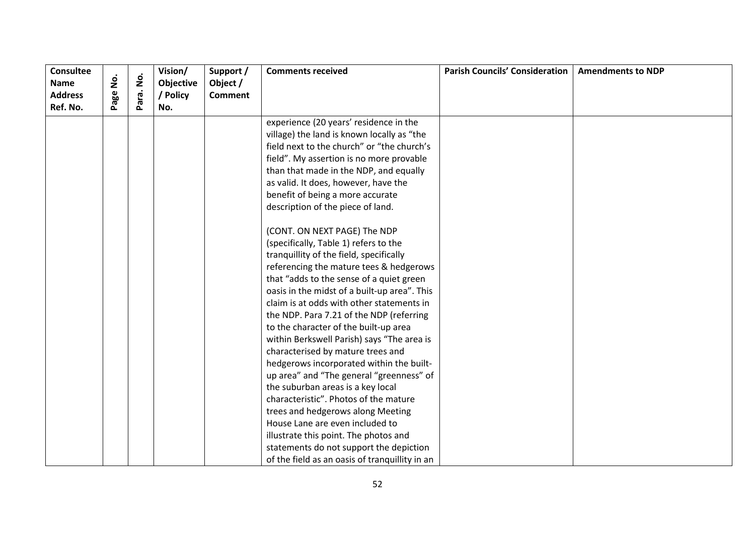| Consultee Name Address Ref. No. | Page No. | Para. No. | Vision/ Objective / Policy No. | Support / Object / Comment | Comments received | Parish Councils' Consideration | Amendments to NDP |
|---|---|---|---|---|---|---|---|
| | | | | | experience (20 years' residence in the village) the land is known locally as "the field next to the church" or "the church's field". My assertion is no more provable than that made in the NDP, and equally as valid. It does, however, have the benefit of being a more accurate description of the piece of land.<br><br>(CONT. ON NEXT PAGE) The NDP (specifically, Table 1) refers to the tranquillity of the field, specifically referencing the mature tees & hedgerows that "adds to the sense of a quiet green oasis in the midst of a built-up area". This claim is at odds with other statements in the NDP. Para 7.21 of the NDP (referring to the character of the built-up area within Berkswell Parish) says "The area is characterised by mature trees and hedgerows incorporated within the built-up area" and "The general "greenness" of the suburban areas is a key local characteristic". Photos of the mature trees and hedgerows along Meeting House Lane are even included to illustrate this point. The photos and statements do not support the depiction of the field as an oasis of tranquillity in an | | |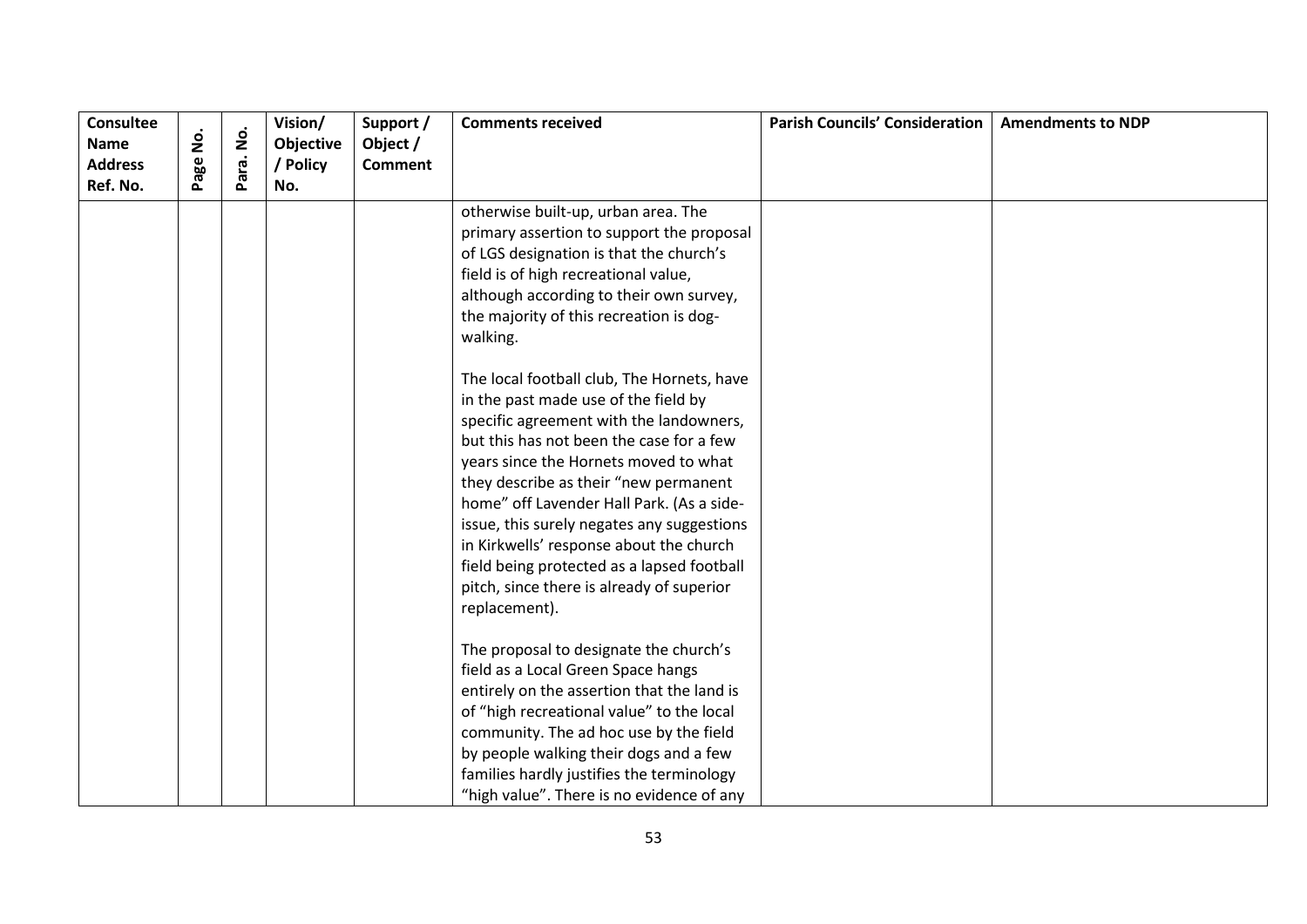| Consultee Name Address Ref. No. | Page No. | Para. No. | Vision/ Objective / Policy No. | Support / Object / Comment | Comments received | Parish Councils' Consideration | Amendments to NDP |
|---|---|---|---|---|---|---|---|
| | | | | | otherwise built-up, urban area. The primary assertion to support the proposal of LGS designation is that the church's field is of high recreational value, although according to their own survey, the majority of this recreation is dog-walking.<br><br>The local football club, The Hornets, have in the past made use of the field by specific agreement with the landowners, but this has not been the case for a few years since the Hornets moved to what they describe as their "new permanent home" off Lavender Hall Park. (As a side-issue, this surely negates any suggestions in Kirkwells' response about the church field being protected as a lapsed football pitch, since there is already of superior replacement).<br><br>The proposal to designate the church's field as a Local Green Space hangs entirely on the assertion that the land is of "high recreational value" to the local community. The ad hoc use by the field by people walking their dogs and a few families hardly justifies the terminology "high value". There is no evidence of any | | |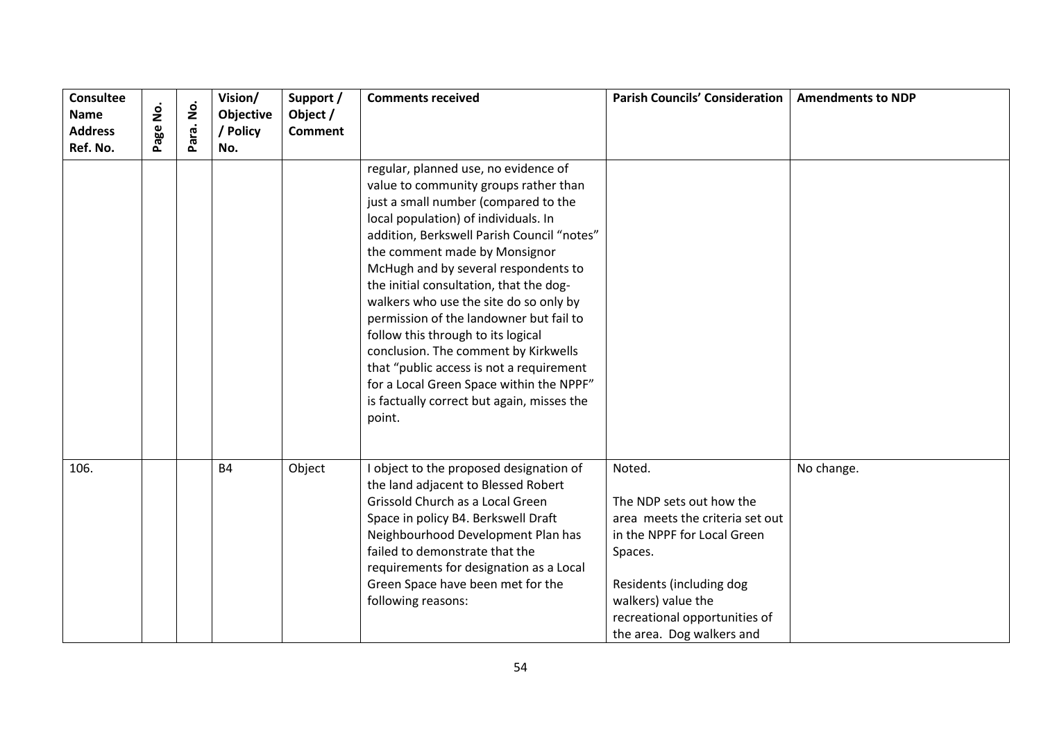| Consultee Name Address Ref. No. | Page No. | Para. No. | Vision/ Objective / Policy No. | Support / Object / Comment | Comments received | Parish Councils' Consideration | Amendments to NDP |
|---|---|---|---|---|---|---|---|
| | | | | | regular, planned use, no evidence of value to community groups rather than just a small number (compared to the local population) of individuals. In addition, Berkswell Parish Council "notes" the comment made by Monsignor McHugh and by several respondents to the initial consultation, that the dog-walkers who use the site do so only by permission of the landowner but fail to follow this through to its logical conclusion. The comment by Kirkwells that "public access is not a requirement for a Local Green Space within the NPPF" is factually correct but again, misses the point. | | |
| 106. | | | B4 | Object | I object to the proposed designation of the land adjacent to Blessed Robert Grissold Church as a Local Green Space in policy B4. Berkswell Draft Neighbourhood Development Plan has failed to demonstrate that the requirements for designation as a Local Green Space have been met for the following reasons: | Noted.<br><br>The NDP sets out how the area meets the criteria set out in the NPPF for Local Green Spaces.<br><br>Residents (including dog walkers) value the recreational opportunities of the area. Dog walkers and | No change. |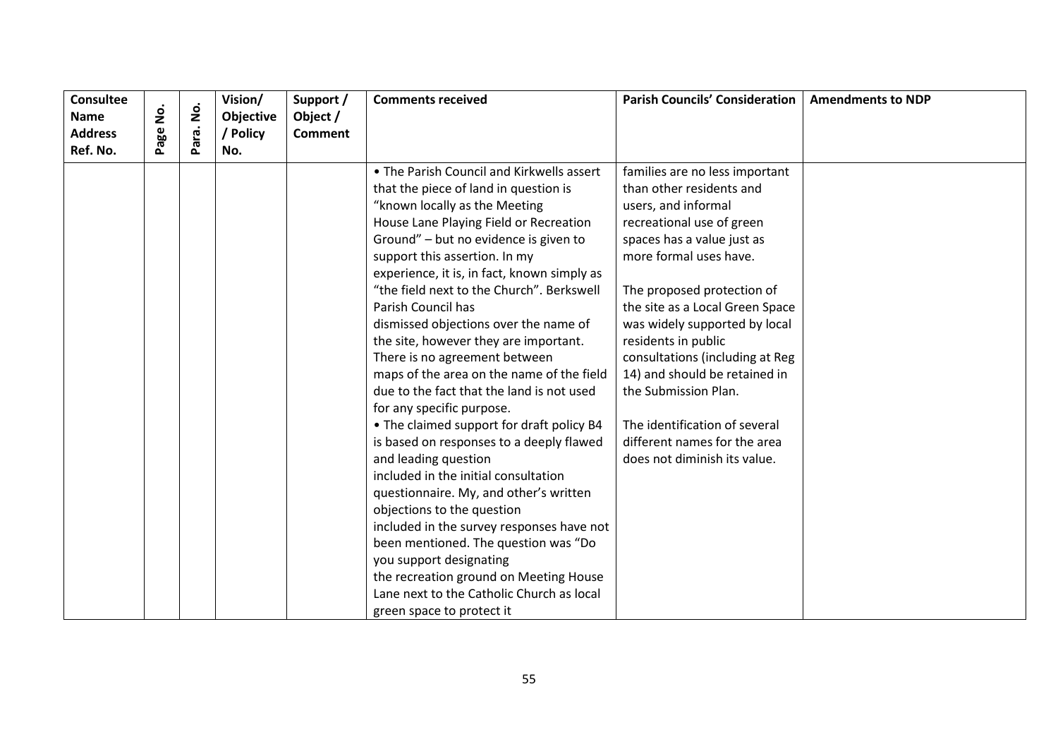| Consultee Name Address Ref. No. | Page No. | Para. No. | Vision/ Objective / Policy No. | Support / Object / Comment | Comments received | Parish Councils' Consideration | Amendments to NDP |
|---|---|---|---|---|---|---|---|
| | | | | | • The Parish Council and Kirkwells assert that the piece of land in question is "known locally as the Meeting House Lane Playing Field or Recreation Ground" – but no evidence is given to support this assertion. In my experience, it is, in fact, known simply as "the field next to the Church". Berkswell Parish Council has dismissed objections over the name of the site, however they are important. There is no agreement between maps of the area on the name of the field due to the fact that the land is not used for any specific purpose.<br>• The claimed support for draft policy B4 is based on responses to a deeply flawed and leading question included in the initial consultation questionnaire. My, and other's written objections to the question included in the survey responses have not been mentioned. The question was "Do you support designating the recreation ground on Meeting House Lane next to the Catholic Church as local green space to protect it | families are no less important than other residents and users, and informal recreational use of green spaces has a value just as more formal uses have.<br><br>The proposed protection of the site as a Local Green Space was widely supported by local residents in public consultations (including at Reg 14) and should be retained in the Submission Plan.<br><br>The identification of several different names for the area does not diminish its value. | |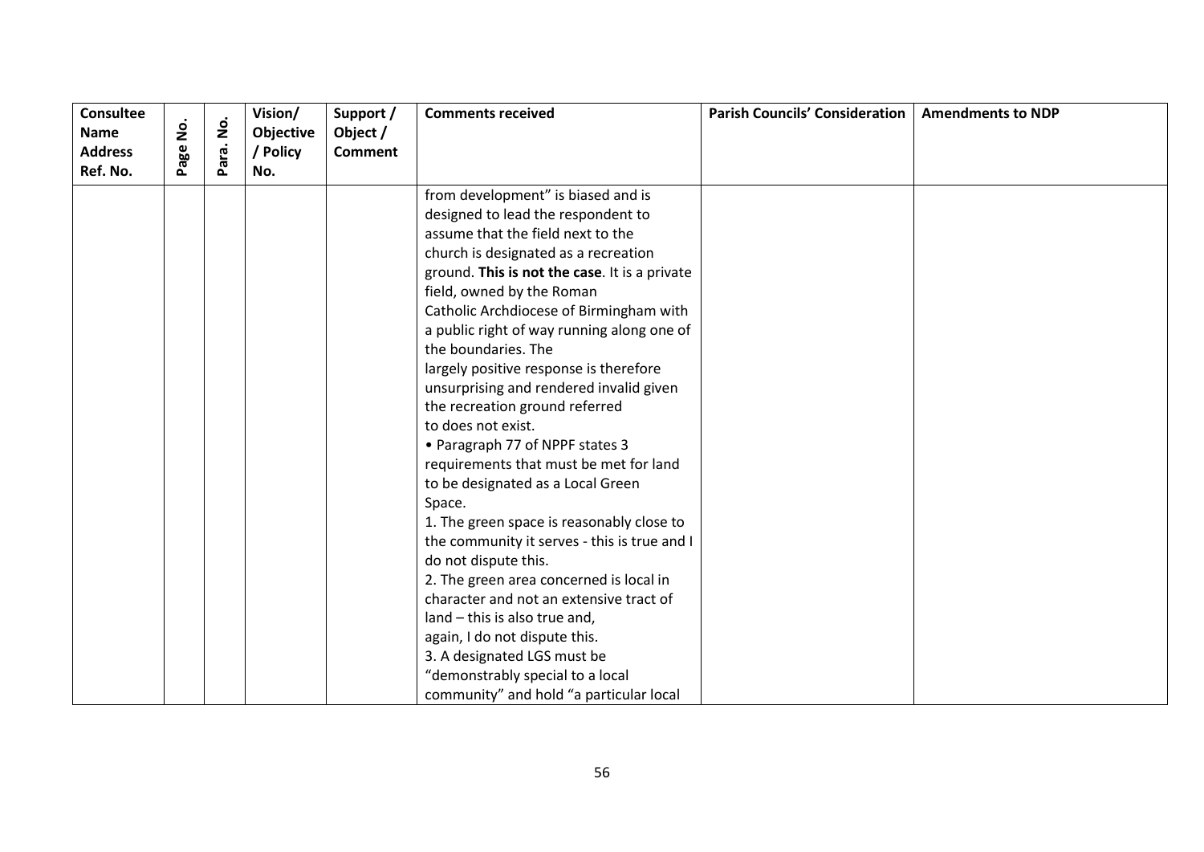| Consultee Name Address Ref. No. | Page No. | Para. No. | Vision/ Objective / Policy No. | Support / Object / Comment | Comments received | Parish Councils' Consideration | Amendments to NDP |
|---|---|---|---|---|---|---|---|
| | | | | | from development" is biased and is designed to lead the respondent to assume that the field next to the church is designated as a recreation ground. **This is not the case**. It is a private field, owned by the Roman Catholic Archdiocese of Birmingham with a public right of way running along one of the boundaries. The largely positive response is therefore unsurprising and rendered invalid given the recreation ground referred to does not exist.<br>• Paragraph 77 of NPPF states 3 requirements that must be met for land to be designated as a Local Green Space.<br>1. The green space is reasonably close to the community it serves - this is true and I do not dispute this.<br>2. The green area concerned is local in character and not an extensive tract of land – this is also true and, again, I do not dispute this.<br>3. A designated LGS must be "demonstrably special to a local community" and hold "a particular local | | |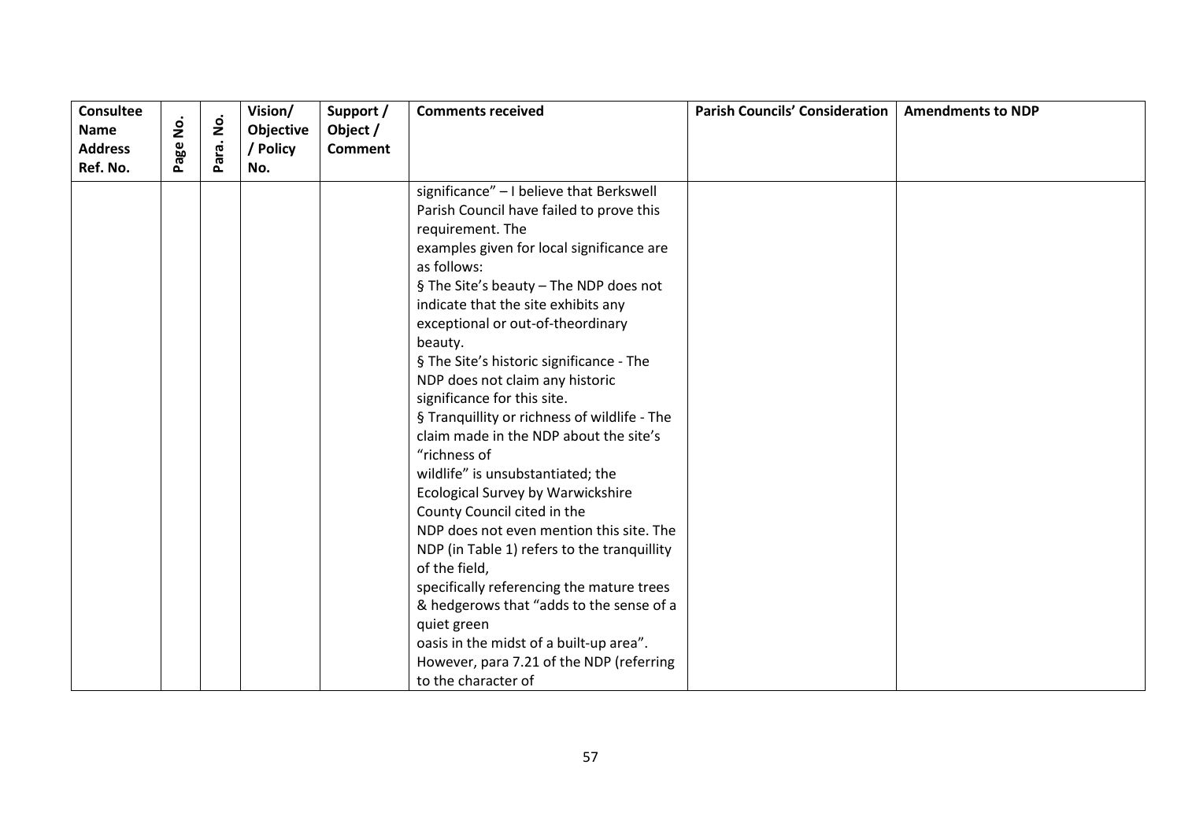| Consultee Name Address Ref. No. | Page No. | Para. No. | Vision/ Objective / Policy No. | Support / Object / Comment | Comments received | Parish Councils' Consideration | Amendments to NDP |
|---|---|---|---|---|---|---|---|
| | | | | | significance" – I believe that Berkswell Parish Council have failed to prove this requirement. The examples given for local significance are as follows:<br>§ The Site's beauty – The NDP does not indicate that the site exhibits any exceptional or out-of-theordinary beauty.<br>§ The Site's historic significance - The NDP does not claim any historic significance for this site.<br>§ Tranquillity or richness of wildlife - The claim made in the NDP about the site's "richness of wildlife" is unsubstantiated; the Ecological Survey by Warwickshire County Council cited in the NDP does not even mention this site. The NDP (in Table 1) refers to the tranquillity of the field, specifically referencing the mature trees & hedgerows that "adds to the sense of a quiet green oasis in the midst of a built-up area". However, para 7.21 of the NDP (referring to the character of | | |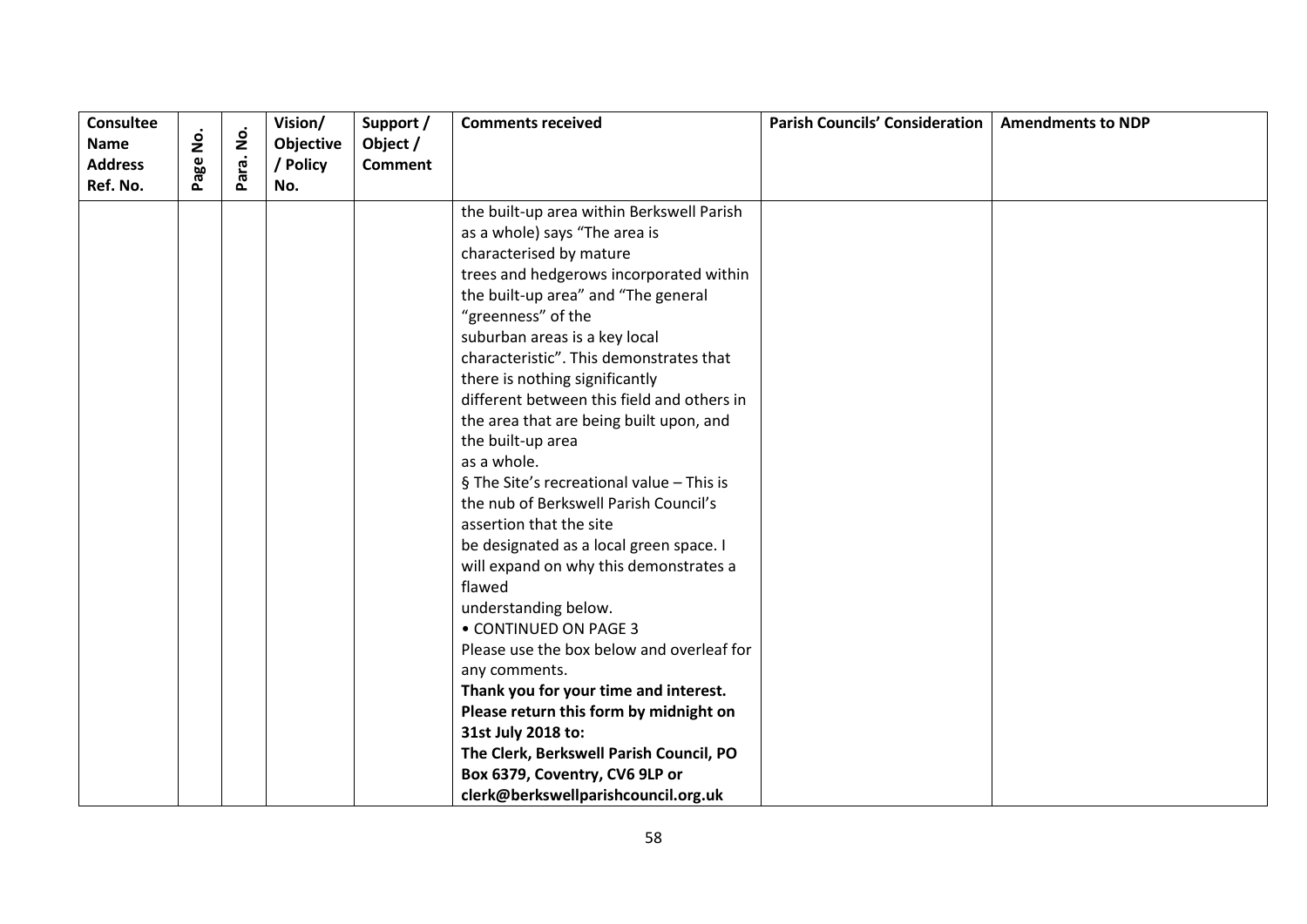| Consultee Name Address Ref. No. | Page No. | Para. No. | Vision/ Objective / Policy No. | Support / Object / Comment | Comments received | Parish Councils' Consideration | Amendments to NDP |
|---|---|---|---|---|---|---|---|
| | | | | | the built-up area within Berkswell Parish as a whole) says "The area is characterised by mature trees and hedgerows incorporated within the built-up area" and "The general "greenness" of the suburban areas is a key local characteristic". This demonstrates that there is nothing significantly different between this field and others in the area that are being built upon, and the built-up area as a whole.<br>§ The Site's recreational value – This is the nub of Berkswell Parish Council's assertion that the site be designated as a local green space. I will expand on why this demonstrates a flawed understanding below.<br>• CONTINUED ON PAGE 3<br>Please use the box below and overleaf for any comments.<br>**Thank you for your time and interest.**<br>**Please return this form by midnight on 31st July 2018 to:**<br>**The Clerk, Berkswell Parish Council, PO Box 6379, Coventry, CV6 9LP or clerk@berkswellparishcouncil.org.uk** | | |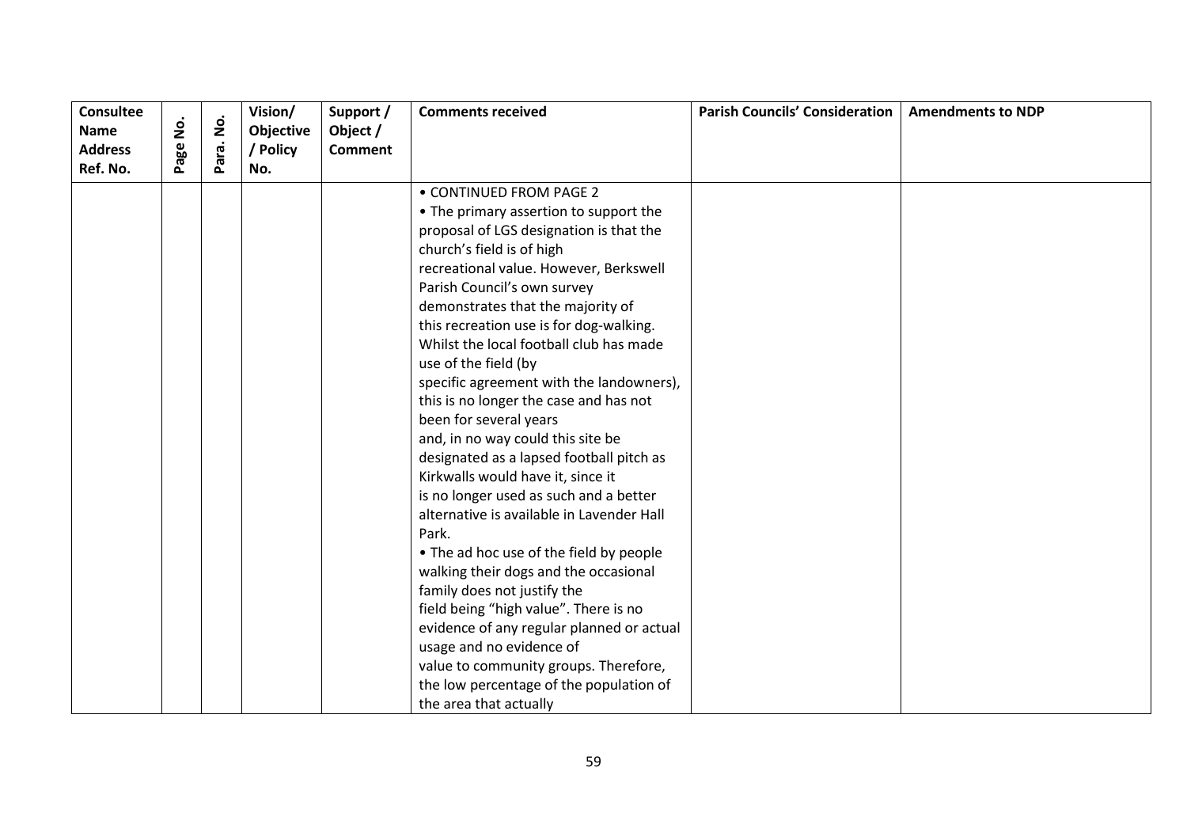| Consultee Name Address Ref. No. | Page No. | Para. No. | Vision/ Objective / Policy No. | Support / Object / Comment | Comments received | Parish Councils' Consideration | Amendments to NDP |
|---|---|---|---|---|---|---|---|
| | | | | | • CONTINUED FROM PAGE 2<br>• The primary assertion to support the proposal of LGS designation is that the church's field is of high recreational value. However, Berkswell Parish Council's own survey demonstrates that the majority of this recreation use is for dog-walking. Whilst the local football club has made use of the field (by specific agreement with the landowners), this is no longer the case and has not been for several years and, in no way could this site be designated as a lapsed football pitch as Kirkwalls would have it, since it is no longer used as such and a better alternative is available in Lavender Hall Park.<br>• The ad hoc use of the field by people walking their dogs and the occasional family does not justify the field being "high value". There is no evidence of any regular planned or actual usage and no evidence of value to community groups. Therefore, the low percentage of the population of the area that actually | | |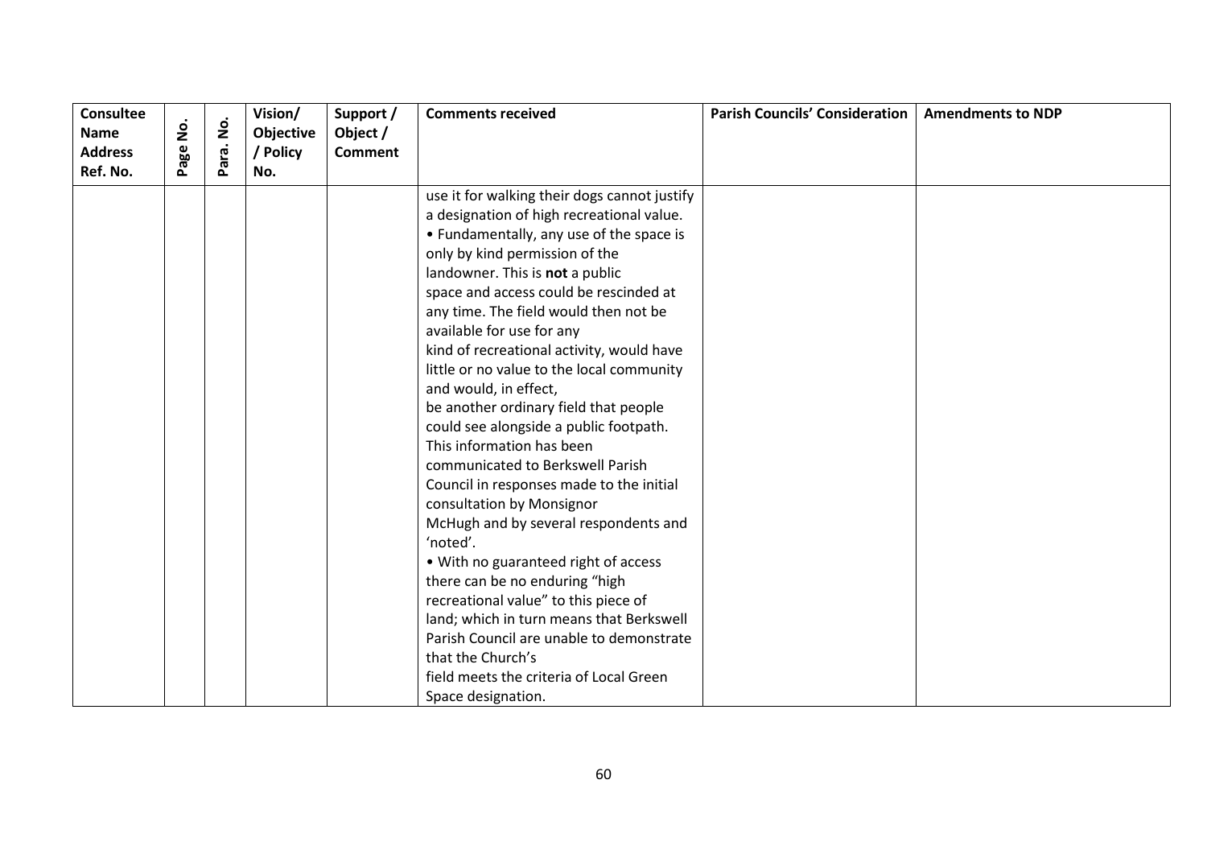| Consultee Name Address Ref. No. | Page No. | Para. No. | Vision/ Objective / Policy No. | Support / Object / Comment | Comments received | Parish Councils' Consideration | Amendments to NDP |
|---|---|---|---|---|---|---|---|
| | | | | | use it for walking their dogs cannot justify a designation of high recreational value.<br>• Fundamentally, any use of the space is only by kind permission of the landowner. This is **not** a public space and access could be rescinded at any time. The field would then not be available for use for any kind of recreational activity, would have little or no value to the local community and would, in effect, be another ordinary field that people could see alongside a public footpath. This information has been communicated to Berkswell Parish Council in responses made to the initial consultation by Monsignor McHugh and by several respondents and 'noted'.<br>• With no guaranteed right of access there can be no enduring "high recreational value" to this piece of land; which in turn means that Berkswell Parish Council are unable to demonstrate that the Church's field meets the criteria of Local Green Space designation. | | |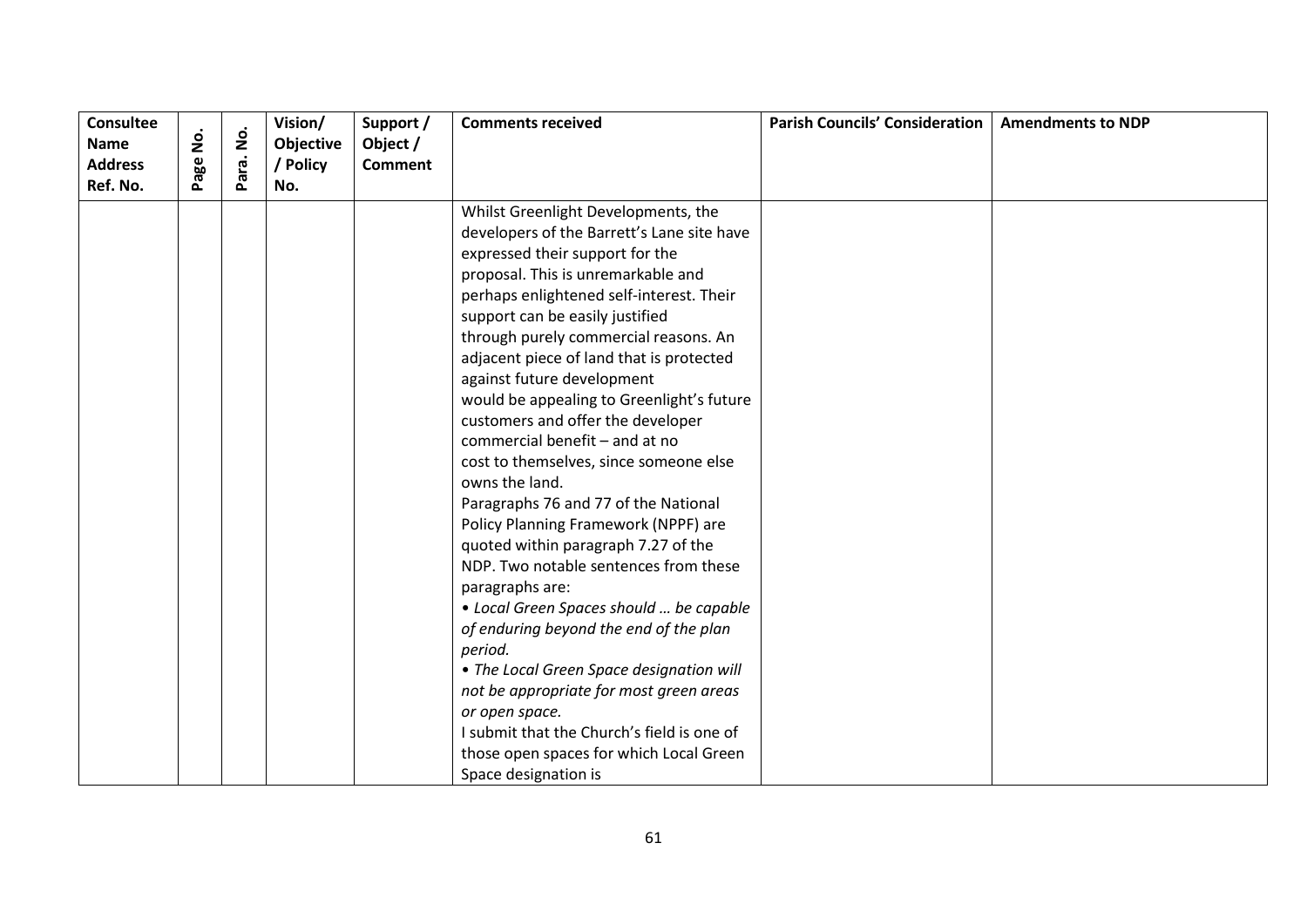| Consultee Name Address Ref. No. | Page No. | Para. No. | Vision/ Objective / Policy No. | Support / Object / Comment | Comments received | Parish Councils' Consideration | Amendments to NDP |
|---|---|---|---|---|---|---|---|
| | | | | | Whilst Greenlight Developments, the developers of the Barrett's Lane site have expressed their support for the proposal. This is unremarkable and perhaps enlightened self-interest. Their support can be easily justified through purely commercial reasons. An adjacent piece of land that is protected against future development would be appealing to Greenlight's future customers and offer the developer commercial benefit – and at no cost to themselves, since someone else owns the land.<br>Paragraphs 76 and 77 of the National Policy Planning Framework (NPPF) are quoted within paragraph 7.27 of the NDP. Two notable sentences from these paragraphs are:<br>• *Local Green Spaces should … be capable of enduring beyond the end of the plan period.*<br>• *The Local Green Space designation will not be appropriate for most green areas or open space.*<br>I submit that the Church's field is one of those open spaces for which Local Green Space designation is | | |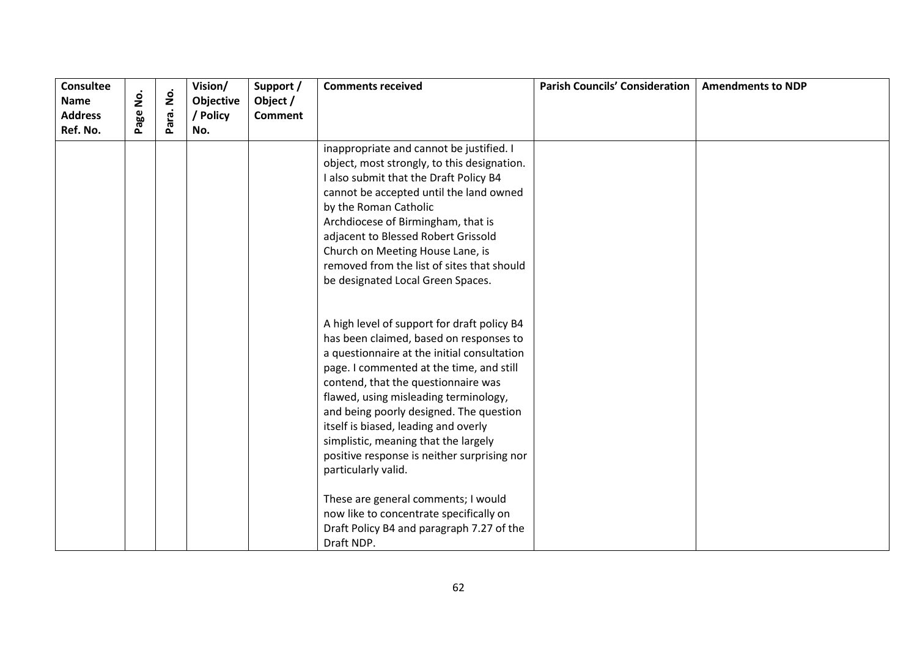| Consultee Name Address Ref. No. | Page No. | Para. No. | Vision/ Objective / Policy No. | Support / Object / Comment | Comments received | Parish Councils' Consideration | Amendments to NDP |
|---|---|---|---|---|---|---|---|
| | | | | | inappropriate and cannot be justified. I object, most strongly, to this designation. I also submit that the Draft Policy B4 cannot be accepted until the land owned by the Roman Catholic Archdiocese of Birmingham, that is adjacent to Blessed Robert Grissold Church on Meeting House Lane, is removed from the list of sites that should be designated Local Green Spaces.<br><br>A high level of support for draft policy B4 has been claimed, based on responses to a questionnaire at the initial consultation page. I commented at the time, and still contend, that the questionnaire was flawed, using misleading terminology, and being poorly designed. The question itself is biased, leading and overly simplistic, meaning that the largely positive response is neither surprising nor particularly valid.<br><br>These are general comments; I would now like to concentrate specifically on Draft Policy B4 and paragraph 7.27 of the Draft NDP. | | |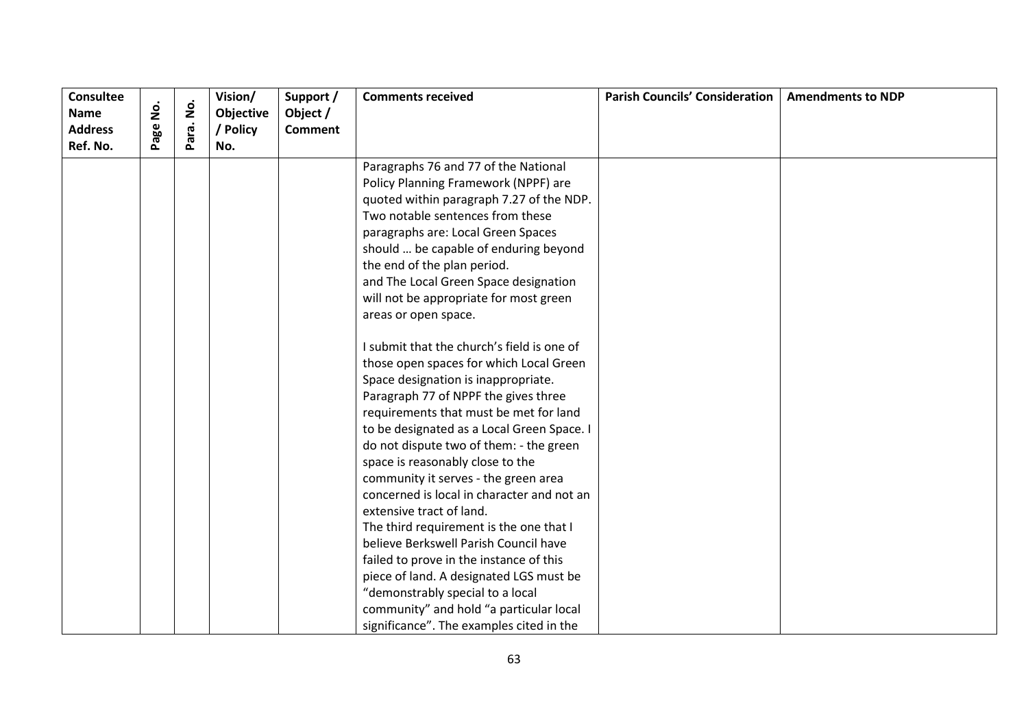| Consultee Name Address Ref. No. | Page No. | Para. No. | Vision/ Objective / Policy No. | Support / Object / Comment | Comments received | Parish Councils' Consideration | Amendments to NDP |
|---|---|---|---|---|---|---|---|
| | | | | | Paragraphs 76 and 77 of the National Policy Planning Framework (NPPF) are quoted within paragraph 7.27 of the NDP. Two notable sentences from these paragraphs are: Local Green Spaces should … be capable of enduring beyond the end of the plan period.<br>and The Local Green Space designation will not be appropriate for most green areas or open space.<br><br>I submit that the church's field is one of those open spaces for which Local Green Space designation is inappropriate. Paragraph 77 of NPPF the gives three requirements that must be met for land to be designated as a Local Green Space. I do not dispute two of them: - the green space is reasonably close to the community it serves - the green area concerned is local in character and not an extensive tract of land.<br>The third requirement is the one that I believe Berkswell Parish Council have failed to prove in the instance of this piece of land. A designated LGS must be "demonstrably special to a local community" and hold "a particular local significance". The examples cited in the | | |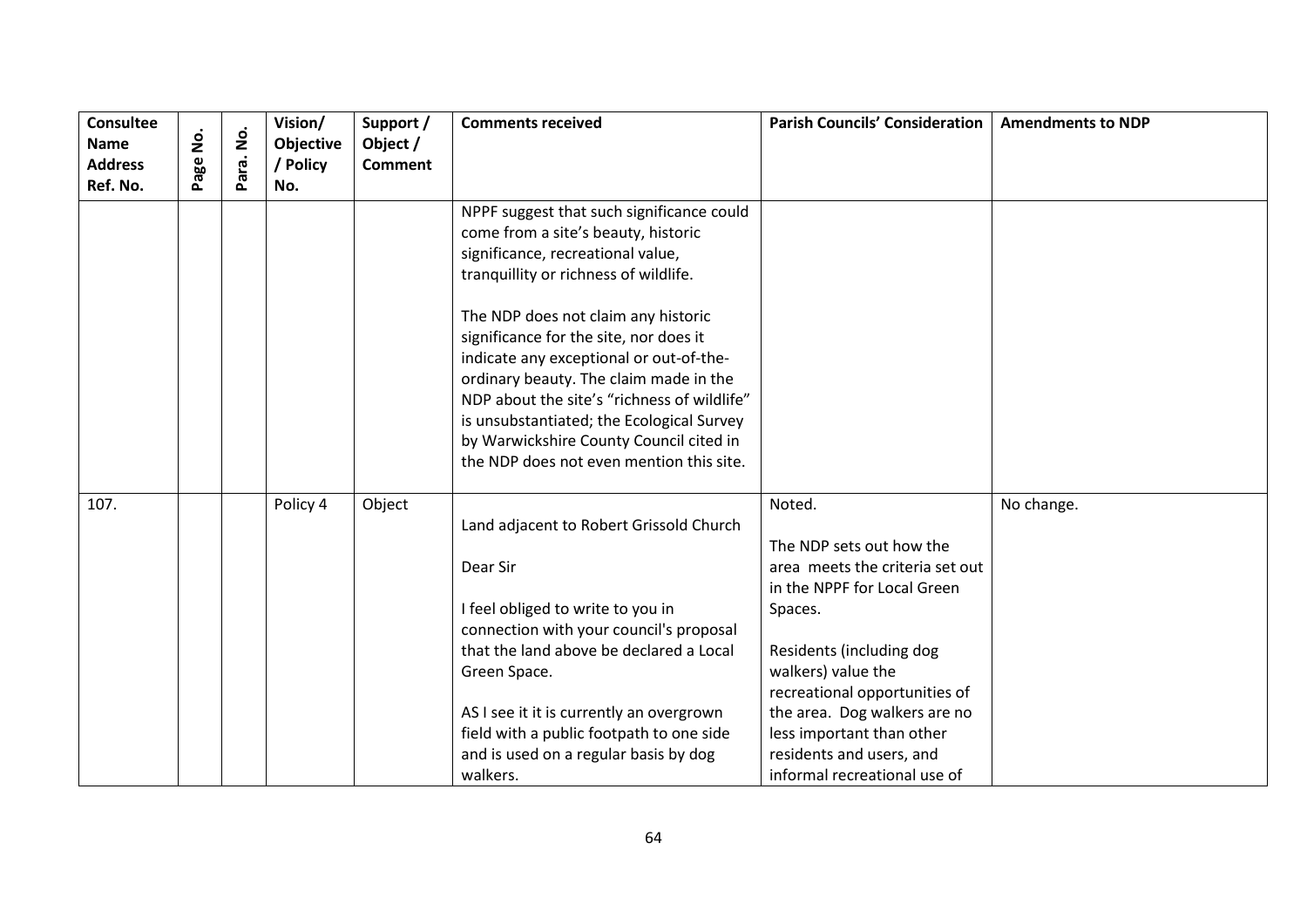| Consultee Name Address Ref. No. | Page No. | Para. No. | Vision/ Objective / Policy No. | Support / Object / Comment | Comments received | Parish Councils' Consideration | Amendments to NDP |
|---|---|---|---|---|---|---|---|
| | | | | | NPPF suggest that such significance could come from a site's beauty, historic significance, recreational value, tranquillity or richness of wildlife.<br><br>The NDP does not claim any historic significance for the site, nor does it indicate any exceptional or out-of-the-ordinary beauty. The claim made in the NDP about the site's "richness of wildlife" is unsubstantiated; the Ecological Survey by Warwickshire County Council cited in the NDP does not even mention this site. | | |
| 107. | | | Policy 4 | Object | Land adjacent to Robert Grissold Church<br><br>Dear Sir<br><br>I feel obliged to write to you in connection with your council's proposal that the land above be declared a Local Green Space.<br><br>AS I see it it is currently an overgrown field with a public footpath to one side and is used on a regular basis by dog walkers. | Noted.<br><br>The NDP sets out how the area meets the criteria set out in the NPPF for Local Green Spaces.<br><br>Residents (including dog walkers) value the recreational opportunities of the area. Dog walkers are no less important than other residents and users, and informal recreational use of | No change. |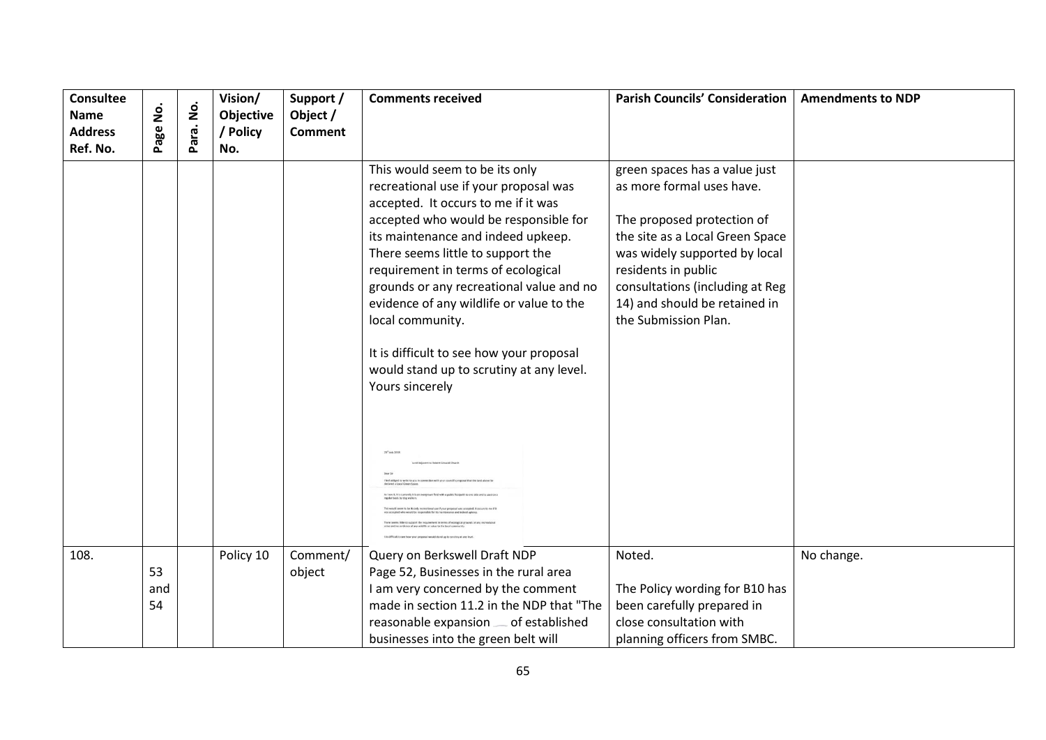| Consultee Name Address Ref. No. | Page No. | Para. No. | Vision/ Objective / Policy No. | Support / Object / Comment | Comments received | Parish Councils' Consideration | Amendments to NDP |
|---|---|---|---|---|---|---|---|
| | | | | | This would seem to be its only recreational use if your proposal was accepted. It occurs to me if it was accepted who would be responsible for its maintenance and indeed upkeep. There seems little to support the requirement in terms of ecological grounds or any recreational value and no evidence of any wildlife or value to the local community.<br><br>It is difficult to see how your proposal would stand up to scrutiny at any level. Yours sincerely | green spaces has a value just as more formal uses have.<br><br>The proposed protection of the site as a Local Green Space was widely supported by local residents in public consultations (including at Reg 14) and should be retained in the Submission Plan. | |
| 108. | 53 and 54 | | Policy 10 | Comment/ object | Query on Berkswell Draft NDP<br>Page 52, Businesses in the rural area<br>I am very concerned by the comment made in section 11.2 in the NDP that "The reasonable expansion of established businesses into the green belt will | Noted.<br><br>The Policy wording for B10 has been carefully prepared in close consultation with planning officers from SMBC. | No change. |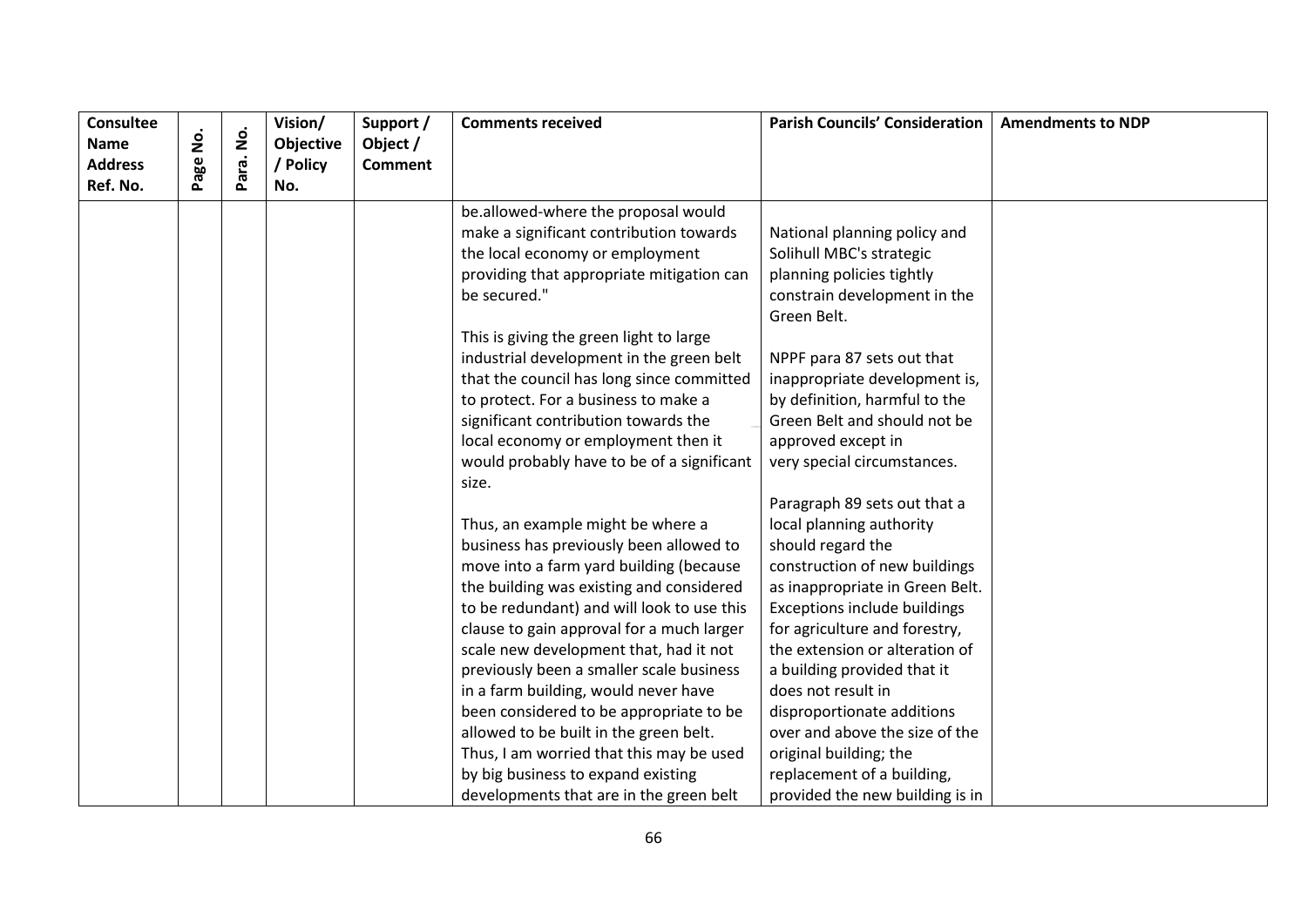| Consultee Name Address Ref. No. | Page No. | Para. No. | Vision/ Objective / Policy No. | Support / Object / Comment | Comments received | Parish Councils' Consideration | Amendments to NDP |
|---|---|---|---|---|---|---|---|
| | | | | | be.allowed-where the proposal would make a significant contribution towards the local economy or employment providing that appropriate mitigation can be secured."<br><br>This is giving the green light to large industrial development in the green belt that the council has long since committed to protect. For a business to make a significant contribution towards the local economy or employment then it would probably have to be of a significant size.<br><br>Thus, an example might be where a business has previously been allowed to move into a farm yard building (because the building was existing and considered to be redundant) and will look to use this clause to gain approval for a much larger scale new development that, had it not previously been a smaller scale business in a farm building, would never have been considered to be appropriate to be allowed to be built in the green belt. Thus, I am worried that this may be used by big business to expand existing developments that are in the green belt | National planning policy and Solihull MBC's strategic planning policies tightly constrain development in the Green Belt.<br><br>NPPF para 87 sets out that inappropriate development is, by definition, harmful to the Green Belt and should not be approved except in very special circumstances.<br><br>Paragraph 89 sets out that a local planning authority should regard the construction of new buildings as inappropriate in Green Belt. Exceptions include buildings for agriculture and forestry, the extension or alteration of a building provided that it does not result in disproportionate additions over and above the size of the original building; the replacement of a building, provided the new building is in | |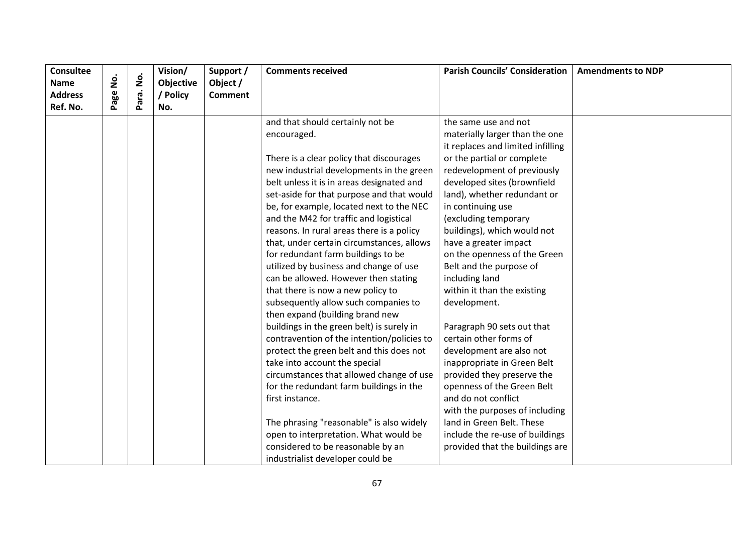| Consultee Name Address Ref. No. | Page No. | Para. No. | Vision/ Objective / Policy No. | Support / Object / Comment | Comments received | Parish Councils' Consideration | Amendments to NDP |
|---|---|---|---|---|---|---|---|
| | | | | | and that should certainly not be encouraged.<br><br>There is a clear policy that discourages new industrial developments in the green belt unless it is in areas designated and set-aside for that purpose and that would be, for example, located next to the NEC and the M42 for traffic and logistical reasons. In rural areas there is a policy that, under certain circumstances, allows for redundant farm buildings to be utilized by business and change of use can be allowed. However then stating that there is now a new policy to subsequently allow such companies to then expand (building brand new buildings in the green belt) is surely in contravention of the intention/policies to protect the green belt and this does not take into account the special circumstances that allowed change of use for the redundant farm buildings in the first instance.<br><br>The phrasing "reasonable" is also widely open to interpretation. What would be considered to be reasonable by an industrialist developer could be | the same use and not materially larger than the one it replaces and limited infilling or the partial or complete redevelopment of previously developed sites (brownfield land), whether redundant or in continuing use (excluding temporary buildings), which would not have a greater impact on the openness of the Green Belt and the purpose of including land within it than the existing development.<br><br>Paragraph 90 sets out that certain other forms of development are also not inappropriate in Green Belt provided they preserve the openness of the Green Belt and do not conflict with the purposes of including land in Green Belt. These include the re-use of buildings provided that the buildings are | |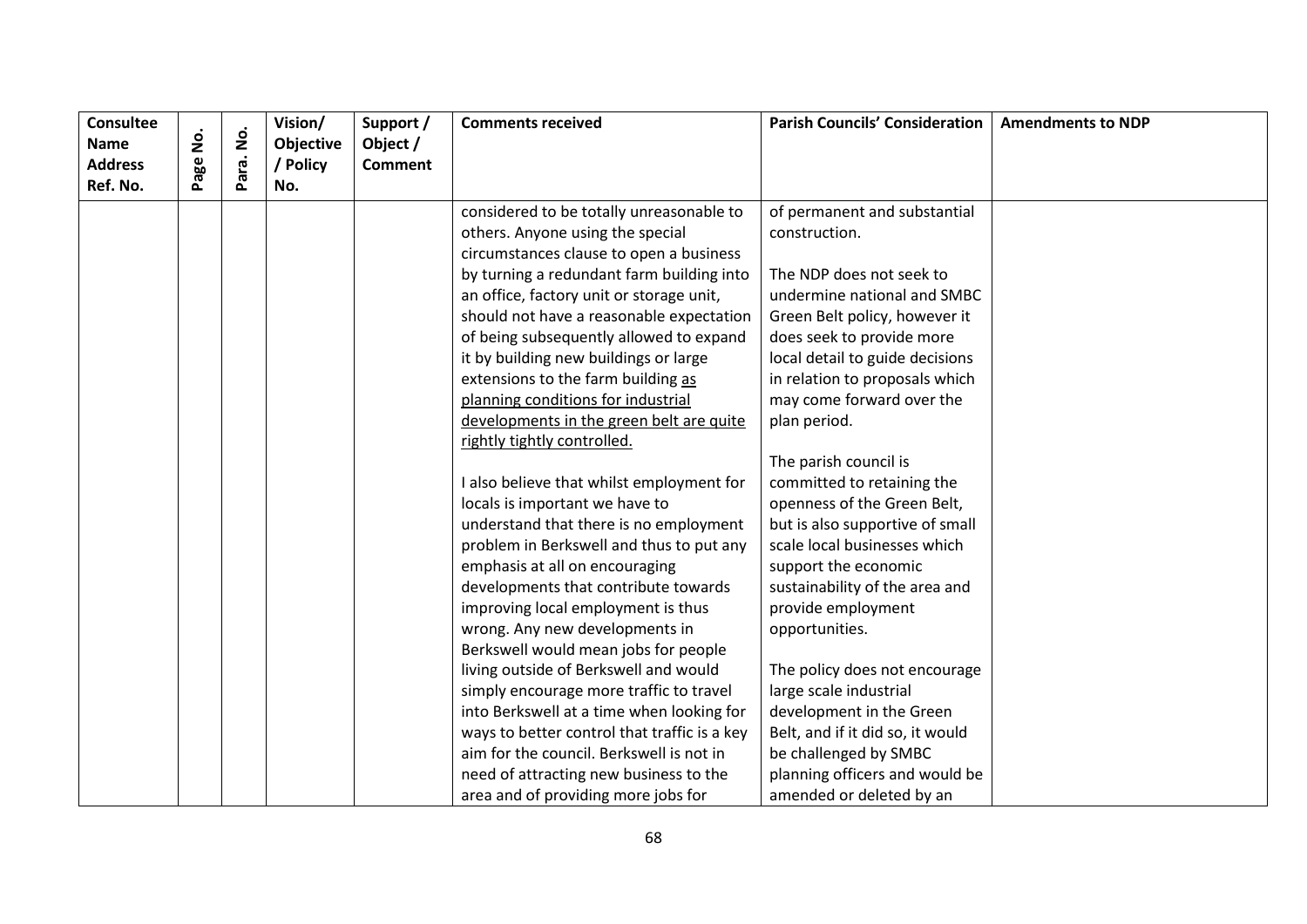| Consultee Name Address Ref. No. | Page No. | Para. No. | Vision/ Objective / Policy No. | Support / Object / Comment | Comments received | Parish Councils' Consideration | Amendments to NDP |
|---|---|---|---|---|---|---|---|
| | | | | | considered to be totally unreasonable to others. Anyone using the special circumstances clause to open a business by turning a redundant farm building into an office, factory unit or storage unit, should not have a reasonable expectation of being subsequently allowed to expand it by building new buildings or large extensions to the farm building <u>as planning conditions for industrial developments in the green belt are quite rightly tightly controlled.</u><br><br>I also believe that whilst employment for locals is important we have to understand that there is no employment problem in Berkswell and thus to put any emphasis at all on encouraging developments that contribute towards improving local employment is thus wrong. Any new developments in Berkswell would mean jobs for people living outside of Berkswell and would simply encourage more traffic to travel into Berkswell at a time when looking for ways to better control that traffic is a key aim for the council. Berkswell is not in need of attracting new business to the area and of providing more jobs for | of permanent and substantial construction.<br><br>The NDP does not seek to undermine national and SMBC Green Belt policy, however it does seek to provide more local detail to guide decisions in relation to proposals which may come forward over the plan period.<br><br>The parish council is committed to retaining the openness of the Green Belt, but is also supportive of small scale local businesses which support the economic sustainability of the area and provide employment opportunities.<br><br>The policy does not encourage large scale industrial development in the Green Belt, and if it did so, it would be challenged by SMBC planning officers and would be amended or deleted by an | |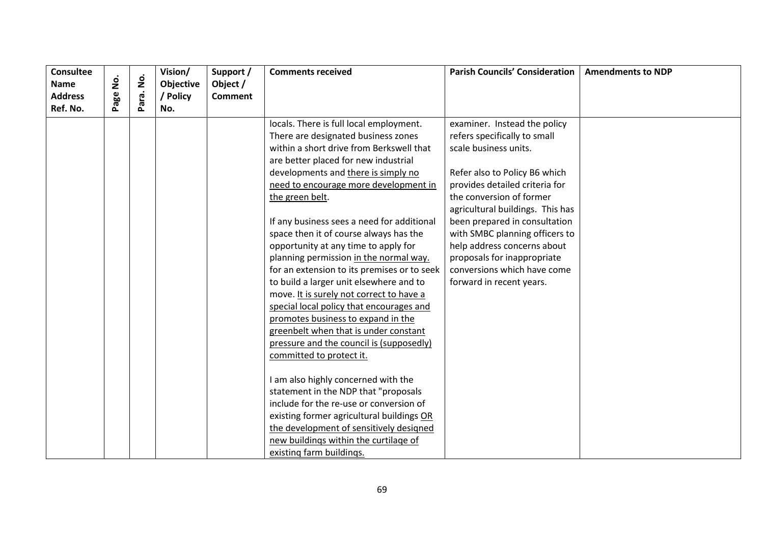| Consultee Name Address Ref. No. | Page No. | Para. No. | Vision/ Objective / Policy No. | Support / Object / Comment | Comments received | Parish Councils' Consideration | Amendments to NDP |
|---|---|---|---|---|---|---|---|
| | | | | | locals. There is full local employment. There are designated business zones within a short drive from Berkswell that are better placed for new industrial developments and <u>there is simply no need to encourage more development in the green belt</u>.<br><br>If any business sees a need for additional space then it of course always has the opportunity at any time to apply for planning permission <u>in the normal way.</u> for an extension to its premises or to seek to build a larger unit elsewhere and to move. <u>It is surely not correct to have a special local policy that encourages and promotes business to expand in the greenbelt when that is under constant pressure and the council is (supposedly) committed to protect it.</u><br><br>I am also highly concerned with the statement in the NDP that "proposals include for the re-use or conversion of existing former agricultural buildings <u>OR the development of sensitively designed new buildings within the curtilage of existing farm buildings.</u> | examiner. Instead the policy refers specifically to small scale business units.<br><br>Refer also to Policy B6 which provides detailed criteria for the conversion of former agricultural buildings. This has been prepared in consultation with SMBC planning officers to help address concerns about proposals for inappropriate conversions which have come forward in recent years. | |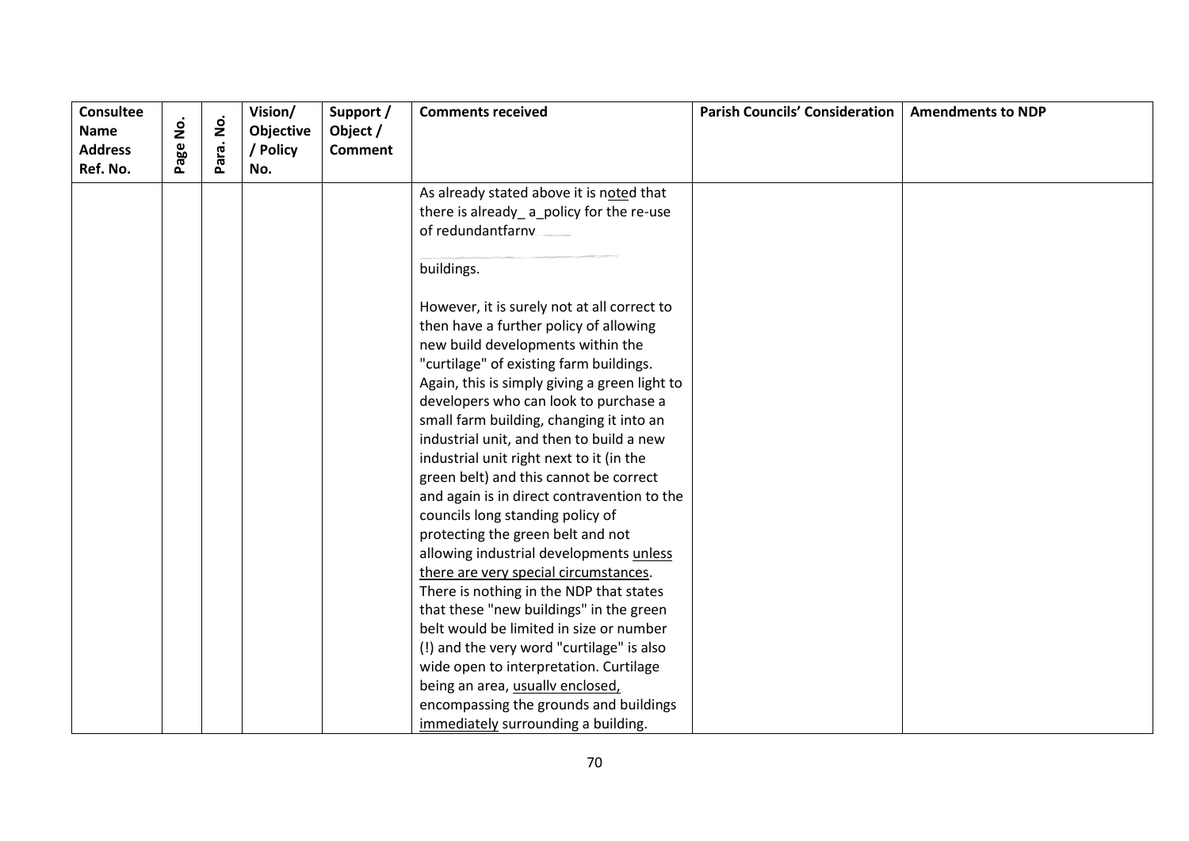| Consultee Name Address Ref. No. | Page No. | Para. No. | Vision/ Objective / Policy No. | Support / Object / Comment | Comments received | Parish Councils' Consideration | Amendments to NDP |
|---|---|---|---|---|---|---|---|
| | | | | | As already stated above it is noted that there is already_ a_policy for the re-use of redundantfarnv<br><br>buildings.<br><br>However, it is surely not at all correct to then have a further policy of allowing new build developments within the "curtilage" of existing farm buildings. Again, this is simply giving a green light to developers who can look to purchase a small farm building, changing it into an industrial unit, and then to build a new industrial unit right next to it (in the green belt) and this cannot be correct and again is in direct contravention to the councils long standing policy of protecting the green belt and not allowing industrial developments unless there are very special circumstances. There is nothing in the NDP that states that these "new buildings" in the green belt would be limited in size or number (!) and the very word "curtilage" is also wide open to interpretation. Curtilage being an area, usuallv enclosed, encompassing the grounds and buildings immediately surrounding a building. | | |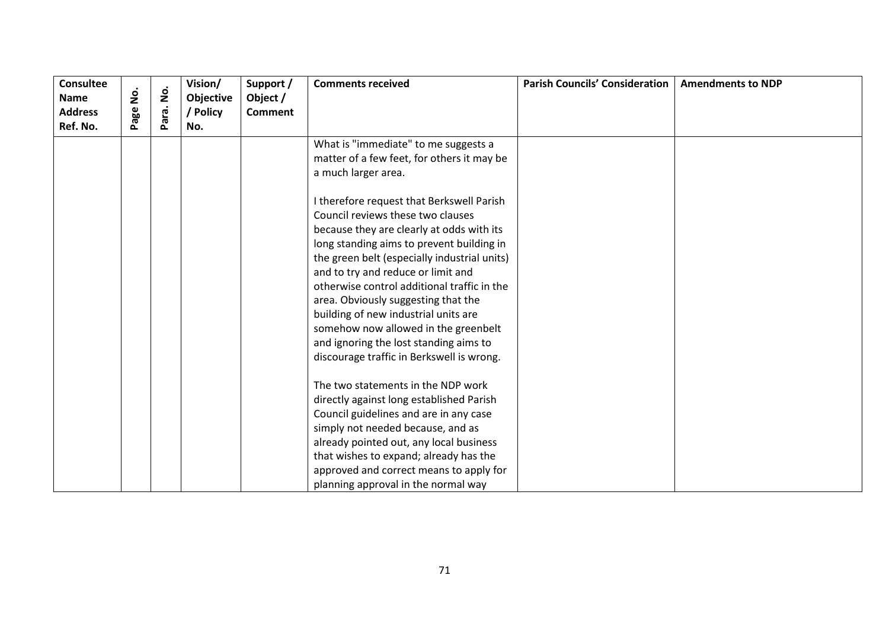| Consultee Name Address Ref. No. | Page No. | Para. No. | Vision/ Objective / Policy No. | Support / Object / Comment | Comments received | Parish Councils' Consideration | Amendments to NDP |
|---|---|---|---|---|---|---|---|
| | | | | | What is "immediate" to me suggests a matter of a few feet, for others it may be a much larger area.<br><br>I therefore request that Berkswell Parish Council reviews these two clauses because they are clearly at odds with its long standing aims to prevent building in the green belt (especially industrial units) and to try and reduce or limit and otherwise control additional traffic in the area. Obviously suggesting that the building of new industrial units are somehow now allowed in the greenbelt and ignoring the lost standing aims to discourage traffic in Berkswell is wrong.<br><br>The two statements in the NDP work directly against long established Parish Council guidelines and are in any case simply not needed because, and as already pointed out, any local business that wishes to expand; already has the approved and correct means to apply for planning approval in the normal way | | |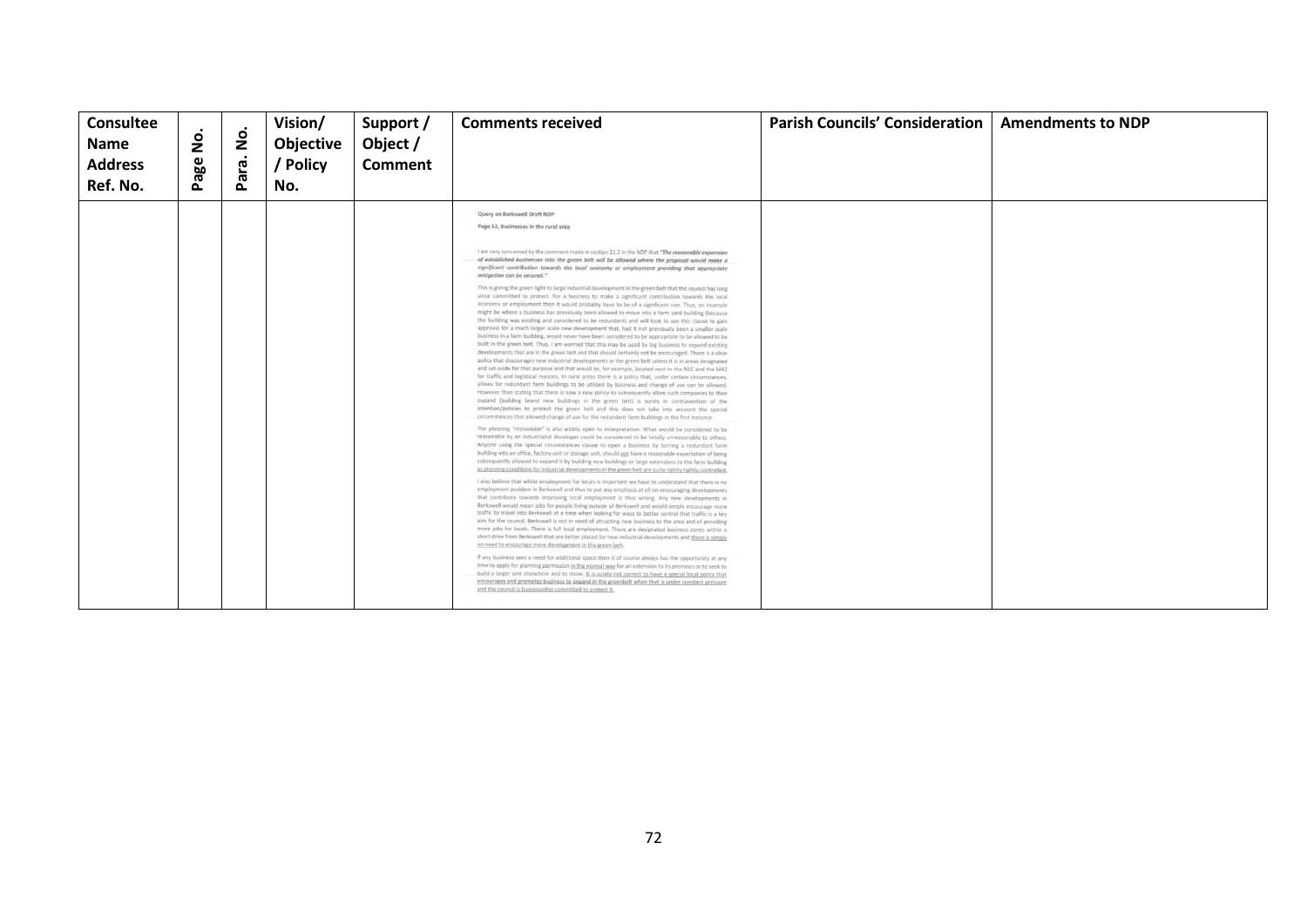| Consultee Name Address Ref. No. | Page No. | Para. No. | Vision/ Objective / Policy No. | Support / Object / Comment | Comments received | Parish Councils' Consideration | Amendments to NDP |
|---|---|---|---|---|---|---|---|
| | | | | | Query on Berkswell Draft NDP<br><br>Page 52, Businesses in the rural area<br><br>I am very concerned by the comment made in section 11.2 in the NDP that *"The reasonable expansion of established businesses into the green belt will be allowed where the proposal would make a significant contribution towards the local economy or employment providing that appropriate mitigation can be secured."*<br><br>This is giving the green light to large industrial development in the green belt that the council has long since committed to protect. For a business to make a significant contribution towards the local economy or employment then it would probably have to be of a significant size. Thus, an example might be where a business has previously been allowed to move into a farm yard building (because the building was existing and considered to be redundant) and will look to use this clause to gain approval for a much larger scale new development that, had it not previously been a smaller scale business in a farm building, would never have been considered to be appropriate to be allowed to be built in the green belt. Thus, I am worried that this may be used by big business to expand existing developments that are in the green belt and that should certainly not be encouraged. There is a clear policy that discourages new industrial developments in the green belt unless it is in areas designated and set-aside for that purpose and that would be, for example, located next to the NEC and the M42 for traffic and logistical reasons. In rural areas there is a policy that, under certain circumstances, allows for redundant farm buildings to be utilized by business and change of use can be allowed. However then stating that there is now a new policy to subsequently allow such companies to then expand (building brand new buildings in the green belt) is surely in contravention of the intention/policies to protect the green belt and this does not take into account the special circumstances that allowed change of use for the redundant farm buildings in the first instance.<br><br>The phrasing "reasonable" is also widely open to interpretation. What would be considered to be reasonable by an industrialist developer could be considered to be totally unreasonable to others. Anyone using the special circumstances clause to open a business by turning a redundant farm building into an office, factory unit or storage unit, should not have a reasonable expectation of being subsequently allowed to expand it by building new buildings or large extensions to the farm building as planning conditions for industrial developments in the green belt are quite rightly tightly controlled.<br><br>I also believe that whilst employment for locals is important we have to understand that there is no employment problem in Berkswell and thus to put any emphasis at all on encouraging developments that contribute towards improving local employment is thus wrong. Any new developments in Berkswell would mean jobs for people living outside of Berkswell and would simply encourage more traffic to travel into Berkswell at a time when looking for ways to better control that traffic is a key aim for the council. Berkswell is not in need of attracting new business to the area and of providing more jobs for locals. There is full local employment. There are designated business zones within a short drive from Berkswell that are better placed for new industrial developments and there is simply no need to encourage more development in the green belt.<br><br>If any business sees a need for additional space then it of course always has the opportunity at any time to apply for planning permission in the normal way for an extension to its premises or to seek to build a larger unit elsewhere and to move. It is surely not correct to have a special local policy that encourages and promotes business to expand in the greenbelt when that is under constant pressure and the council is (supposedly) committed to protect it. | | |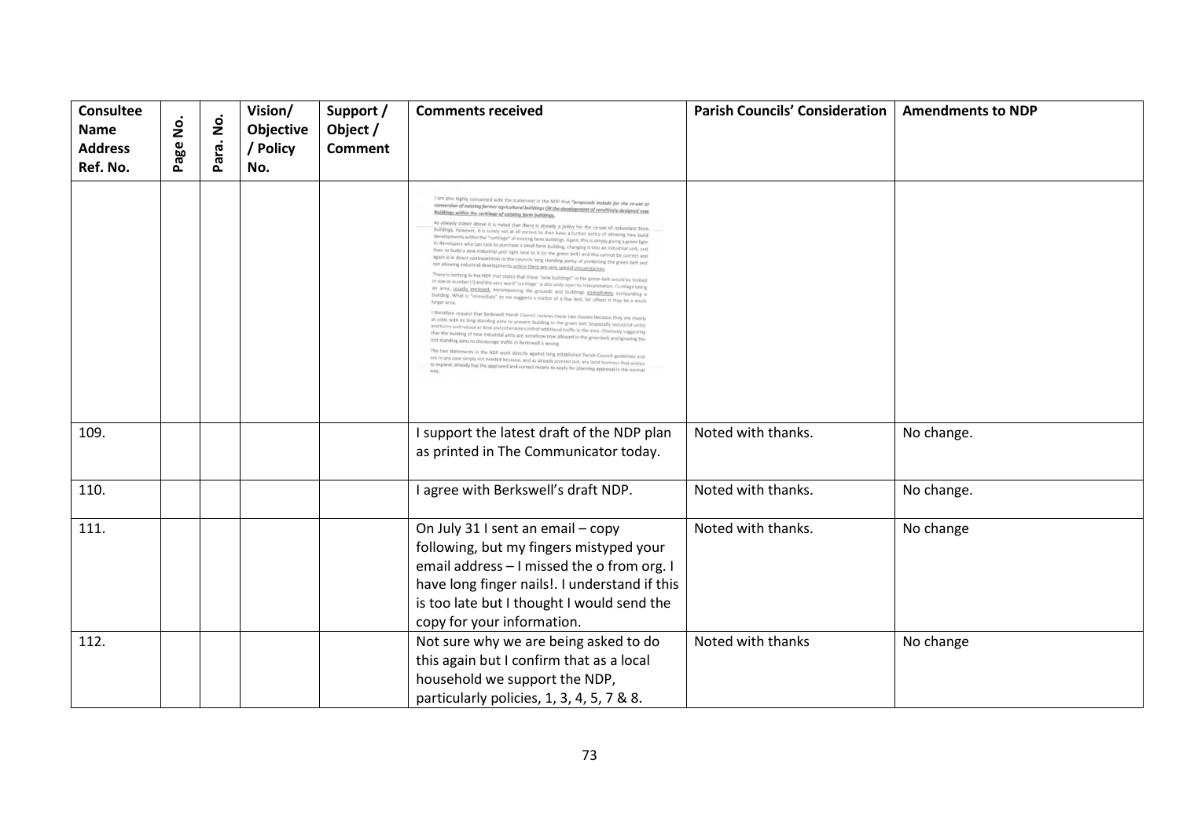| Consultee Name Address Ref. No. | Page No. | Para. No. | Vision/ Objective / Policy No. | Support / Object / Comment | Comments received | Parish Councils' Consideration | Amendments to NDP |
|---|---|---|---|---|---|---|---|
| | | | | | I am also highly concerned with the statement in the NDP that "*proposals include for the re-use or conversion of existing former agricultural buildings OR the development of sensitively designed new buildings within the curtilage of existing farm buildings.*<br><br>As already stated above it is noted that there is already a policy for the re-use of redundant farm buildings. However, it is surely not at all correct to then have a further policy of allowing new build developments within the "curtilage" of existing farm buildings. Again, this is simply giving a green light to developers who can look to purchase a small farm building, changing it into an industrial unit, and then to build a new industrial unit right next to it (in the green belt) and this cannot be correct and again is in direct contravention to the councils long standing policy of protecting the green belt and not allowing industrial developments unless there are very special circumstances.<br><br>There is nothing in the NDP that states that these "new buildings" in the green belt would be limited in size or number (!) and the very word "curtilage" is also wide open to interpretation. Curtilage being an area, usually enclosed, encompassing the grounds and buildings immediately surrounding a building. What is "immediate" to me suggests a matter of a few feet, for others it may be a much larger area.<br><br>I therefore request that Berkswell Parish Council reviews these two clauses because they are clearly at odds with its long standing aims to prevent building in the green belt (especially industrial units) and to try and reduce or limit and otherwise control additional traffic in the area. Obviously suggesting that the building of new industrial units are somehow now allowed in the greenbelt and ignoring the lost standing aims to discourage traffic in Berkswell is wrong.<br><br>The two statements in the NDP work directly against long established Parish Council guidelines and are in any case simply not needed because, and as already pointed out, any local business that wishes to expand; already has the approved and correct means to apply for planning approval in the normal way. | | |
| 109. | | | | | I support the latest draft of the NDP plan as printed in The Communicator today. | Noted with thanks. | No change. |
| 110. | | | | | I agree with Berkswell's draft NDP. | Noted with thanks. | No change. |
| 111. | | | | | On July 31 I sent an email – copy following, but my fingers mistyped your email address – I missed the o from org. I have long finger nails!. I understand if this is too late but I thought I would send the copy for your information. | Noted with thanks. | No change |
| 112. | | | | | Not sure why we are being asked to do this again but I confirm that as a local household we support the NDP, particularly policies, 1, 3, 4, 5, 7 & 8. | Noted with thanks | No change |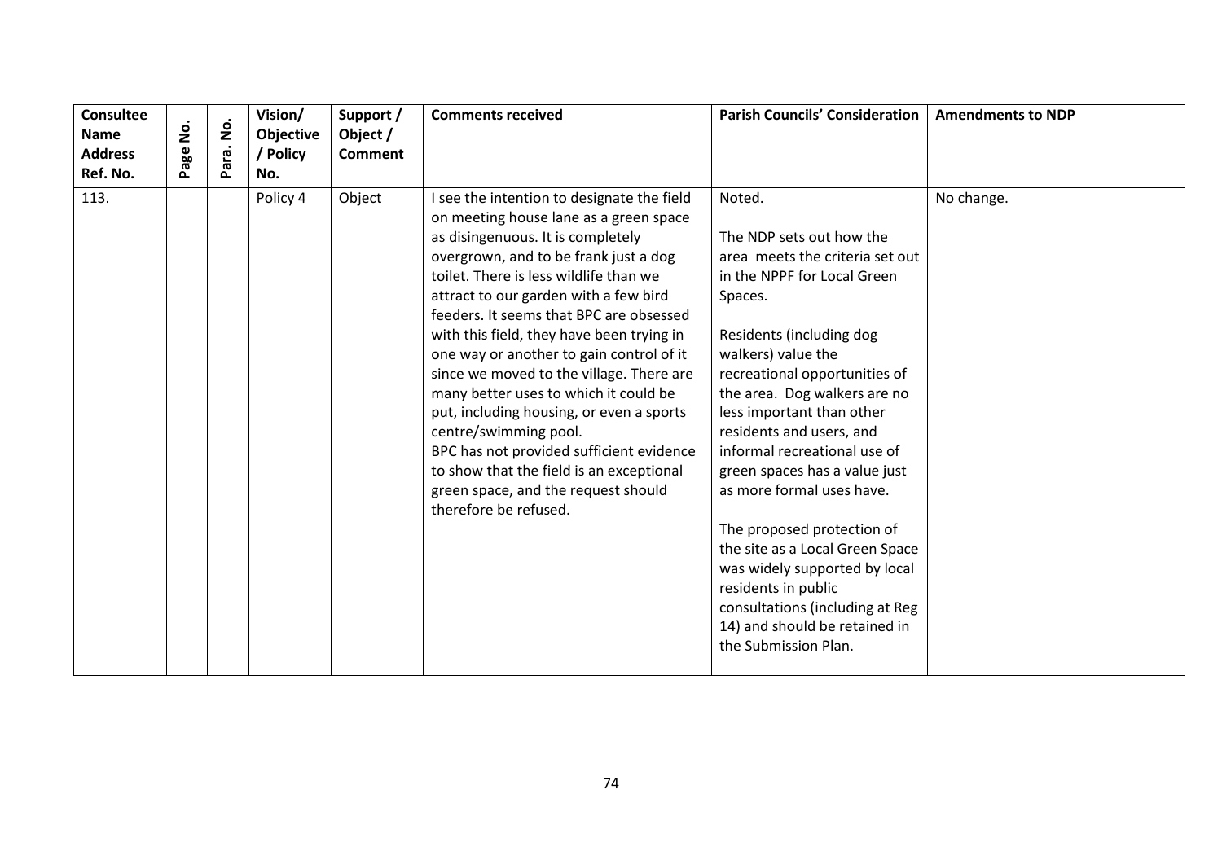| Consultee Name Address Ref. No. | Page No. | Para. No. | Vision/ Objective / Policy No. | Support / Object / Comment | Comments received | Parish Councils' Consideration | Amendments to NDP |
|---|---|---|---|---|---|---|---|
| 113. | | | Policy 4 | Object | I see the intention to designate the field on meeting house lane as a green space as disingenuous. It is completely overgrown, and to be frank just a dog toilet. There is less wildlife than we attract to our garden with a few bird feeders. It seems that BPC are obsessed with this field, they have been trying in one way or another to gain control of it since we moved to the village. There are many better uses to which it could be put, including housing, or even a sports centre/swimming pool.<br>BPC has not provided sufficient evidence to show that the field is an exceptional green space, and the request should therefore be refused. | Noted.<br><br>The NDP sets out how the area meets the criteria set out in the NPPF for Local Green Spaces.<br><br>Residents (including dog walkers) value the recreational opportunities of the area. Dog walkers are no less important than other residents and users, and informal recreational use of green spaces has a value just as more formal uses have.<br><br>The proposed protection of the site as a Local Green Space was widely supported by local residents in public consultations (including at Reg 14) and should be retained in the Submission Plan. | No change. |